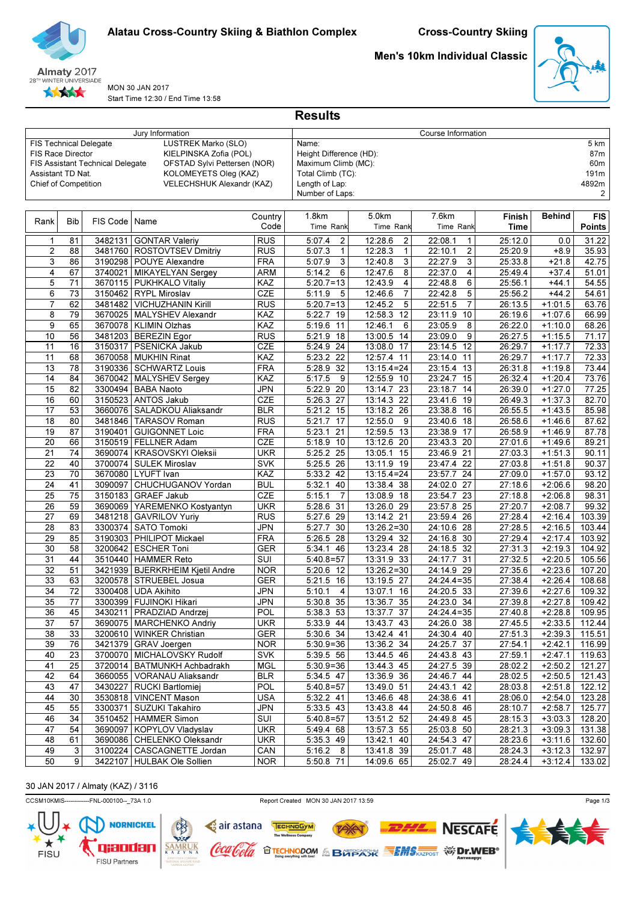# Alatau Cross-Country Skiing & Biathlon Complex

**Cross-Country Skiing**

**Men's 10km Individual Classic**

Almaty 2017
28TH WINTER UNIVERSIADE

MON 30 JAN 2017
Start Time 12:30 / End Time 13:58

## Results

| Jury Information | | Course Information | |
|---|---|---|---|
| FIS Technical Delegate | LUSTREK Marko (SLO) | Name: | 5 km |
| FIS Race Director | KIELPINSKA Zofia (POL) | Height Difference (HD): | 87m |
| FIS Assistant Technical Delegate | OFSTAD Sylvi Pettersen (NOR) | Maximum Climb (MC): | 60m |
| Assistant TD Nat. | KOLOMEYETS Oleg (KAZ) | Total Climb (TC): | 191m |
| Chief of Competition | VELECHSHUK Alexandr (KAZ) | Length of Lap: | 4892m |
| | | Number of Laps: | 2 |

| Rank | Bib | FIS Code | Name | Country Code | 1.8km Time Rank | 5.0km Time Rank | 7.6km Time Rank | Finish Time | Behind | FIS Points |
|---|---|---|---|---|---|---|---|---|---|---|
| 1 | 81 | 3482131 | GONTAR Valeriy | RUS | 5:07.4 2 | 12:28.6 2 | 22:08.1 1 | 25:12.0 | 0.0 | 31.22 |
| 2 | 88 | 3481760 | ROSTOVTSEV Dmitriy | RUS | 5:07.3 1 | 12:28.3 1 | 22:10.1 2 | 25:20.9 | +8.9 | 35.93 |
| 3 | 86 | 3190298 | POUYE Alexandre | FRA | 5:07.9 3 | 12:40.8 3 | 22:27.9 3 | 25:33.8 | +21.8 | 42.75 |
| 4 | 67 | 3740021 | MIKAYELYAN Sergey | ARM | 5:14.2 6 | 12:47.6 8 | 22:37.0 4 | 25:49.4 | +37.4 | 51.01 |
| 5 | 71 | 3670115 | PUKHKALO Vitaliy | KAZ | 5:20.7=13 | 12:43.9 4 | 22:48.8 6 | 25:56.1 | +44.1 | 54.55 |
| 6 | 73 | 3150462 | RYPL Miroslav | CZE | 5:11.9 5 | 12:46.6 7 | 22:42.8 5 | 25:56.2 | +44.2 | 54.61 |
| 7 | 62 | 3481482 | VICHUZHANIN Kirill | RUS | 5:20.7=13 | 12:45.2 5 | 22:51.5 7 | 26:13.5 | +1:01.5 | 63.76 |
| 8 | 79 | 3670025 | MALYSHEV Alexandr | KAZ | 5:22.7 19 | 12:58.3 12 | 23:11.9 10 | 26:19.6 | +1:07.6 | 66.99 |
| 9 | 65 | 3670078 | KLIMIN Olzhas | KAZ | 5:19.6 11 | 12:46.1 6 | 23:05.9 8 | 26:22.0 | +1:10.0 | 68.26 |
| 10 | 56 | 3481203 | BEREZIN Egor | RUS | 5:21.9 18 | 13:00.5 14 | 23:09.0 9 | 26:27.5 | +1:15.5 | 71.17 |
| 11 | 16 | 3150317 | PSENICKA Jakub | CZE | 5:24.9 24 | 13:08.0 17 | 23:14.5 12 | 26:29.7 | +1:17.7 | 72.33 |
| 11 | 68 | 3670058 | MUKHIN Rinat | KAZ | 5:23.2 22 | 12:57.4 11 | 23:14.0 11 | 26:29.7 | +1:17.7 | 72.33 |
| 13 | 78 | 3190336 | SCHWARTZ Louis | FRA | 5:28.9 32 | 13:15.4=24 | 23:15.4 13 | 26:31.8 | +1:19.8 | 73.44 |
| 14 | 84 | 3670042 | MALYSHEV Sergey | KAZ | 5:17.5 9 | 12:55.9 10 | 23:24.7 15 | 26:32.4 | +1:20.4 | 73.76 |
| 15 | 82 | 3300494 | BABA Naoto | JPN | 5:22.9 20 | 13:14.7 23 | 23:18.7 14 | 26:39.0 | +1:27.0 | 77.25 |
| 16 | 60 | 3150523 | ANTOS Jakub | CZE | 5:26.3 27 | 13:14.3 22 | 23:41.6 19 | 26:49.3 | +1:37.3 | 82.70 |
| 17 | 53 | 3660076 | SALADKOU Aliaksandr | BLR | 5:21.2 15 | 13:18.2 26 | 23:38.8 16 | 26:55.5 | +1:43.5 | 85.98 |
| 18 | 80 | 3481846 | TARASOV Roman | RUS | 5:21.7 17 | 12:55.0 9 | 23:40.6 18 | 26:58.6 | +1:46.6 | 87.62 |
| 19 | 87 | 3190401 | GUIGONNET Loic | FRA | 5:23.1 21 | 12:59.5 13 | 23:38.9 17 | 26:58.9 | +1:46.9 | 87.78 |
| 20 | 66 | 3150519 | FELLNER Adam | CZE | 5:18.9 10 | 13:12.6 20 | 23:43.3 20 | 27:01.6 | +1:49.6 | 89.21 |
| 21 | 74 | 3690074 | KRASOVSKYI Oleksii | UKR | 5:25.2 25 | 13:05.1 15 | 23:46.9 21 | 27:03.3 | +1:51.3 | 90.11 |
| 22 | 40 | 3700074 | SULEK Miroslav | SVK | 5:25.5 26 | 13:11.9 19 | 23:47.4 22 | 27:03.8 | +1:51.8 | 90.37 |
| 23 | 70 | 3670080 | LYUFT Ivan | KAZ | 5:33.2 42 | 13:15.4=24 | 23:57.7 24 | 27:09.0 | +1:57.0 | 93.12 |
| 24 | 41 | 3090097 | CHUCHUGANOV Yordan | BUL | 5:32.1 40 | 13:38.4 38 | 24:02.0 27 | 27:18.6 | +2:06.6 | 98.20 |
| 25 | 75 | 3150183 | GRAEF Jakub | CZE | 5:15.1 7 | 13:08.9 18 | 23:54.7 23 | 27:18.8 | +2:06.8 | 98.31 |
| 26 | 59 | 3690069 | YAREMENKO Kostyantyn | UKR | 5:28.6 31 | 13:26.0 29 | 23:57.8 25 | 27:20.7 | +2:08.7 | 99.32 |
| 27 | 69 | 3481218 | GAVRILOV Yuriy | RUS | 5:27.6 29 | 13:14.2 21 | 23:59.4 26 | 27:28.4 | +2:16.4 | 103.39 |
| 28 | 83 | 3300374 | SATO Tomoki | JPN | 5:27.7 30 | 13:26.2=30 | 24:10.6 28 | 27:28.5 | +2:16.5 | 103.44 |
| 29 | 85 | 3190303 | PHILIPOT Mickael | FRA | 5:26.5 28 | 13:29.4 32 | 24:16.8 30 | 27:29.4 | +2:17.4 | 103.92 |
| 30 | 58 | 3200642 | ESCHER Toni | GER | 5:34.1 46 | 13:23.4 28 | 24:18.5 32 | 27:31.3 | +2:19.3 | 104.92 |
| 31 | 44 | 3510440 | HAMMER Reto | SUI | 5:40.8=57 | 13:31.9 33 | 24:17.7 31 | 27:32.5 | +2:20.5 | 105.56 |
| 32 | 51 | 3421939 | BJERKRHEIM Kjetil Andre | NOR | 5:20.6 12 | 13:26.2=30 | 24:14.9 29 | 27:35.6 | +2:23.6 | 107.20 |
| 33 | 63 | 3200578 | STRUEBEL Josua | GER | 5:21.5 16 | 13:19.5 27 | 24:24.4=35 | 27:38.4 | +2:26.4 | 108.68 |
| 34 | 72 | 3300408 | UDA Akihito | JPN | 5:10.1 4 | 13:07.1 16 | 24:20.5 33 | 27:39.6 | +2:27.6 | 109.32 |
| 35 | 77 | 3300399 | FUJINOKI Hikari | JPN | 5:30.8 35 | 13:36.7 35 | 24:23.0 34 | 27:39.8 | +2:27.8 | 109.42 |
| 36 | 45 | 3430211 | PRADZIAD Andrzej | POL | 5:38.3 53 | 13:37.7 37 | 24:24.4=35 | 27:40.8 | +2:28.8 | 109.95 |
| 37 | 57 | 3690075 | MARCHENKO Andriy | UKR | 5:33.9 44 | 13:43.7 43 | 24:26.0 38 | 27:45.5 | +2:33.5 | 112.44 |
| 38 | 33 | 3200610 | WINKER Christian | GER | 5:30.6 34 | 13:42.4 41 | 24:30.4 40 | 27:51.3 | +2:39.3 | 115.51 |
| 39 | 76 | 3421379 | GRAV Joergen | NOR | 5:30.9=36 | 13:36.2 34 | 24:25.7 37 | 27:54.1 | +2:42.1 | 116.99 |
| 40 | 23 | 3700070 | MICHALOVSKY Rudolf | SVK | 5:39.5 56 | 13:44.5 46 | 24:43.8 43 | 27:59.1 | +2:47.1 | 119.63 |
| 41 | 25 | 3720014 | BATMUNKH Achbadrakh | MGL | 5:30.9=36 | 13:44.3 45 | 24:27.5 39 | 28:02.2 | +2:50.2 | 121.27 |
| 42 | 64 | 3660055 | VORANAU Aliaksandr | BLR | 5:34.5 47 | 13:36.9 36 | 24:46.7 44 | 28:02.5 | +2:50.5 | 121.43 |
| 43 | 47 | 3430227 | RUCKI Bartlomiej | POL | 5:40.8=57 | 13:49.0 51 | 24:43.1 42 | 28:03.8 | +2:51.8 | 122.12 |
| 44 | 30 | 3530818 | VINCENT Mason | USA | 5:32.2 41 | 13:46.6 48 | 24:38.6 41 | 28:06.0 | +2:54.0 | 123.28 |
| 45 | 55 | 3300371 | SUZUKI Takahiro | JPN | 5:33.5 43 | 13:43.8 44 | 24:50.8 46 | 28:10.7 | +2:58.7 | 125.77 |
| 46 | 34 | 3510452 | HAMMER Simon | SUI | 5:40.8=57 | 13:51.2 52 | 24:49.8 45 | 28:15.3 | +3:03.3 | 128.20 |
| 47 | 54 | 3690097 | KOPYLOV Vladyslav | UKR | 5:49.4 68 | 13:57.3 55 | 25:03.8 50 | 28:21.3 | +3:09.3 | 131.38 |
| 48 | 61 | 3690086 | CHELENKO Oleksandr | UKR | 5:35.3 49 | 13:42.1 40 | 24:54.3 47 | 28:23.6 | +3:11.6 | 132.60 |
| 49 | 3 | 3100224 | CASCAGNETTE Jordan | CAN | 5:16.2 8 | 13:41.8 39 | 25:01.7 48 | 28:24.3 | +3:12.3 | 132.97 |
| 50 | 9 | 3422107 | HULBAK Ole Sollien | NOR | 5:50.8 71 | 14:09.6 65 | 25:02.7 49 | 28:24.4 | +3:12.4 | 133.02 |

30 JAN 2017 / Almaty (KAZ) / 3116

CCSM10KMIS------------FNL-000100--_73A 1.0 Report Created MON 30 JAN 2017 13:59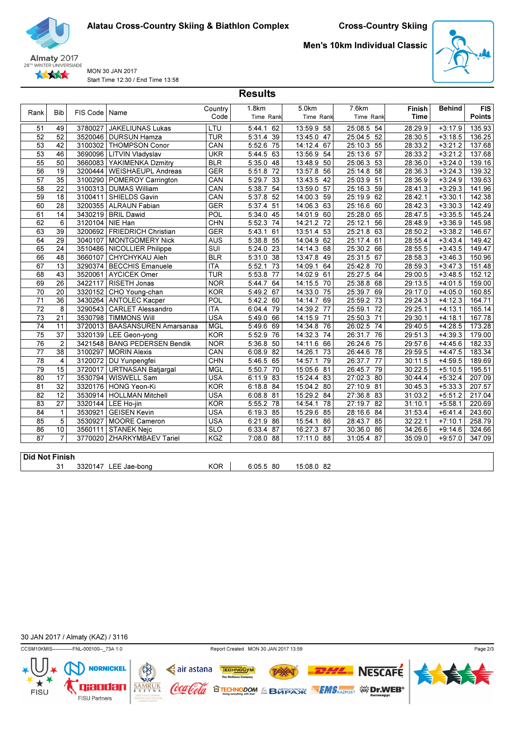Alatau Cross-Country Skiing & Biathlon Complex

Cross-Country Skiing

Men's 10km Individual Classic

MON 30 JAN 2017

Start Time 12:30 / End Time 13:58

## Results

| Rank | Bib | FIS Code | Name | Country Code | 1.8km Time | Rank | 5.0km Time | Rank | 7.6km Time | Rank | Finish Time | Behind | FIS Points |
|---|---|---|---|---|---|---|---|---|---|---|---|---|---|
| 51 | 49 | 3780027 | JAKELIUNAS Lukas | LTU | 5:44.1 | 62 | 13:59.9 | 58 | 25:08.5 | 54 | 28:29.9 | +3:17.9 | 135.93 |
| 52 | 52 | 3520046 | DURSUN Hamza | TUR | 5:31.4 | 39 | 13:45.0 | 47 | 25:04.5 | 52 | 28:30.5 | +3:18.5 | 136.25 |
| 53 | 42 | 3100302 | THOMPSON Conor | CAN | 5:52.6 | 75 | 14:12.4 | 67 | 25:10.3 | 55 | 28:33.2 | +3:21.2 | 137.68 |
| 53 | 46 | 3690096 | LITVIN Vladyslav | UKR | 5:44.5 | 63 | 13:56.9 | 54 | 25:13.6 | 57 | 28:33.2 | +3:21.2 | 137.68 |
| 55 | 50 | 3660083 | YAKIMENKA Dzmitry | BLR | 5:35.0 | 48 | 13:48.9 | 50 | 25:06.3 | 53 | 28:36.0 | +3:24.0 | 139.16 |
| 56 | 19 | 3200444 | WEISHAEUPL Andreas | GER | 5:51.8 | 72 | 13:57.8 | 56 | 25:14.8 | 58 | 28:36.3 | +3:24.3 | 139.32 |
| 57 | 35 | 3100290 | POMEROY Carrington | CAN | 5:29.7 | 33 | 13:43.5 | 42 | 25:03.9 | 51 | 28:36.9 | +3:24.9 | 139.63 |
| 58 | 22 | 3100313 | DUMAS William | CAN | 5:38.7 | 54 | 13:59.0 | 57 | 25:16.3 | 59 | 28:41.3 | +3:29.3 | 141.96 |
| 59 | 18 | 3100411 | SHIELDS Gavin | CAN | 5:37.8 | 52 | 14:00.3 | 59 | 25:19.9 | 62 | 28:42.1 | +3:30.1 | 142.38 |
| 60 | 28 | 3200355 | ALRAUN Fabian | GER | 5:37.4 | 51 | 14:06.3 | 63 | 25:16.6 | 60 | 28:42.3 | +3:30.3 | 142.49 |
| 61 | 14 | 3430219 | BRIL Dawid | POL | 5:34.0 | 45 | 14:01.9 | 60 | 25:28.0 | 65 | 28:47.5 | +3:35.5 | 145.24 |
| 62 | 6 | 3120104 | NIE Han | CHN | 5:52.3 | 74 | 14:21.2 | 72 | 25:12.1 | 56 | 28:48.9 | +3:36.9 | 145.98 |
| 63 | 39 | 3200692 | FRIEDRICH Christian | GER | 5:43.1 | 61 | 13:51.4 | 53 | 25:21.8 | 63 | 28:50.2 | +3:38.2 | 146.67 |
| 64 | 29 | 3040107 | MONTGOMERY Nick | AUS | 5:38.8 | 55 | 14:04.9 | 62 | 25:17.4 | 61 | 28:55.4 | +3:43.4 | 149.42 |
| 65 | 24 | 3510486 | NICOLLIER Philippe | SUI | 5:24.0 | 23 | 14:14.3 | 68 | 25:30.2 | 66 | 28:55.5 | +3:43.5 | 149.47 |
| 66 | 48 | 3660107 | CHYCHYKAU Aleh | BLR | 5:31.0 | 38 | 13:47.8 | 49 | 25:31.5 | 67 | 28:58.3 | +3:46.3 | 150.96 |
| 67 | 13 | 3290374 | BECCHIS Emanuele | ITA | 5:52.1 | 73 | 14:09.1 | 64 | 25:42.8 | 70 | 28:59.3 | +3:47.3 | 151.48 |
| 68 | 43 | 3520061 | AYCICEK Omer | TUR | 5:53.8 | 77 | 14:02.9 | 61 | 25:27.5 | 64 | 29:00.5 | +3:48.5 | 152.12 |
| 69 | 26 | 3422117 | RISETH Jonas | NOR | 5:44.7 | 64 | 14:15.5 | 70 | 25:38.8 | 68 | 29:13.5 | +4:01.5 | 159.00 |
| 70 | 20 | 3320152 | CHO Young-chan | KOR | 5:49.2 | 67 | 14:33.0 | 75 | 25:39.7 | 69 | 29:17.0 | +4:05.0 | 160.85 |
| 71 | 36 | 3430264 | ANTOLEC Kacper | POL | 5:42.2 | 60 | 14:14.7 | 69 | 25:59.2 | 73 | 29:24.3 | +4:12.3 | 164.71 |
| 72 | 8 | 3290543 | CARLET Alessandro | ITA | 6:04.4 | 79 | 14:39.2 | 77 | 25:59.1 | 72 | 29:25.1 | +4:13.1 | 165.14 |
| 73 | 21 | 3530798 | TIMMONS Will | USA | 5:49.0 | 66 | 14:15.9 | 71 | 25:50.3 | 71 | 29:30.1 | +4:18.1 | 167.78 |
| 74 | 11 | 3720013 | BAASANSUREN Amarsanaa | MGL | 5:49.6 | 69 | 14:34.8 | 76 | 26:02.5 | 74 | 29:40.5 | +4:28.5 | 173.28 |
| 75 | 37 | 3320139 | LEE Geon-yong | KOR | 5:52.9 | 76 | 14:32.3 | 74 | 26:31.7 | 76 | 29:51.3 | +4:39.3 | 179.00 |
| 76 | 2 | 3421548 | BANG PEDERSEN Bendik | NOR | 5:36.8 | 50 | 14:11.6 | 66 | 26:24.6 | 75 | 29:57.6 | +4:45.6 | 182.33 |
| 77 | 38 | 3100297 | MORIN Alexis | CAN | 6:08.9 | 82 | 14:26.1 | 73 | 26:44.6 | 78 | 29:59.5 | +4:47.5 | 183.34 |
| 78 | 4 | 3120072 | DU Yunpengfei | CHN | 5:46.5 | 65 | 14:57.1 | 79 | 26:37.7 | 77 | 30:11.5 | +4:59.5 | 189.69 |
| 79 | 15 | 3720017 | URTNASAN Batjargal | MGL | 5:50.7 | 70 | 15:05.6 | 81 | 26:45.7 | 79 | 30:22.5 | +5:10.5 | 195.51 |
| 80 | 17 | 3530794 | WISWELL Sam | USA | 6:11.9 | 83 | 15:24.4 | 83 | 27:02.3 | 80 | 30:44.4 | +5:32.4 | 207.09 |
| 81 | 32 | 3320176 | HONG Yeon-Ki | KOR | 6:18.8 | 84 | 15:04.2 | 80 | 27:10.9 | 81 | 30:45.3 | +5:33.3 | 207.57 |
| 82 | 12 | 3530914 | HOLLMAN Mitchell | USA | 6:08.8 | 81 | 15:29.2 | 84 | 27:36.8 | 83 | 31:03.2 | +5:51.2 | 217.04 |
| 83 | 27 | 3320144 | LEE Ho-jin | KOR | 5:55.2 | 78 | 14:54.1 | 78 | 27:19.7 | 82 | 31:10.1 | +5:58.1 | 220.69 |
| 84 | 1 | 3530921 | GEISEN Kevin | USA | 6:19.3 | 85 | 15:29.6 | 85 | 28:16.6 | 84 | 31:53.4 | +6:41.4 | 243.60 |
| 85 | 5 | 3530927 | MOORE Cameron | USA | 6:21.9 | 86 | 15:54.1 | 86 | 28:43.7 | 85 | 32:22.1 | +7:10.1 | 258.79 |
| 86 | 10 | 3560111 | STANEK Nejc | SLO | 6:33.4 | 87 | 16:27.3 | 87 | 30:36.0 | 86 | 34:26.6 | +9:14.6 | 324.66 |
| 87 | 7 | 3770020 | ZHARKYMBAEV Tariel | KGZ | 7:08.0 | 88 | 17:11.0 | 88 | 31:05.4 | 87 | 35:09.0 | +9:57.0 | 347.09 |

**Did Not Finish**

| Bib | FIS Code | Name | Country Code | 1.8km Time | Rank | 5.0km Time | Rank |
|---|---|---|---|---|---|---|---|
| 31 | 3320147 | LEE Jae-bong | KOR | 6:05.5 | 80 | 15:08.0 | 82 |

30 JAN 2017 / Almaty (KAZ) / 3116

CCSM10KMIS------------FNL-000100--_73A 1.0    Report Created MON 30 JAN 2017 13:59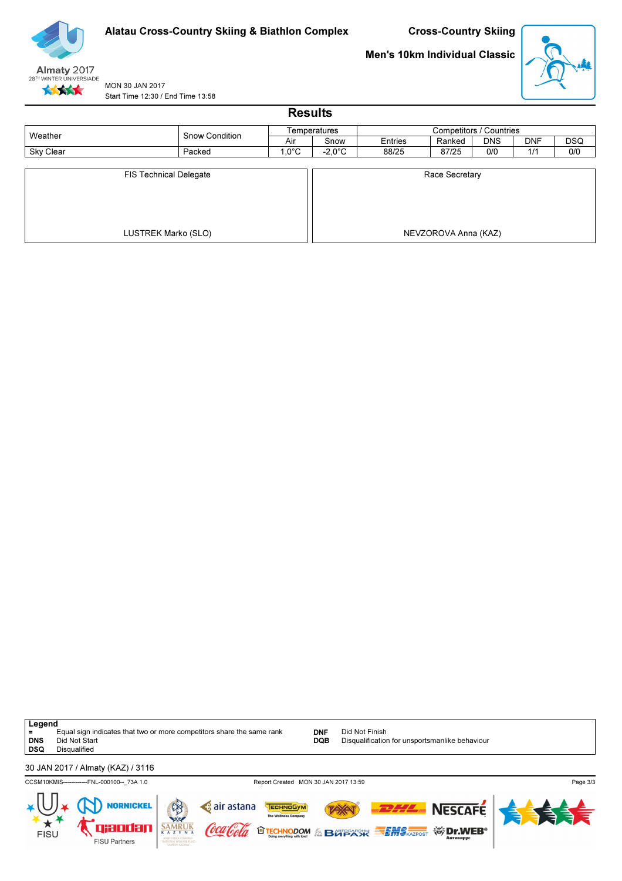# Alatau Cross-Country Skiing & Biathlon Complex

## Cross-Country Skiing

## Men's 10km Individual Classic

MON 30 JAN 2017
Start Time 12:30 / End Time 13:58

## Results

| Weather | Snow Condition | Temperatures | | Competitors / Countries | | | | |
|---|---|---|---|---|---|---|---|---|
| | | Air | Snow | Entries | Ranked | DNS | DNF | DSQ |
| Sky Clear | Packed | 1,0°C | -2,0°C | 88/25 | 87/25 | 0/0 | 1/1 | 0/0 |

| FIS Technical Delegate | Race Secretary |
|---|---|
| LUSTREK Marko (SLO) | NEVZOROVA Anna (KAZ) |

**Legend**

| | | | |
|---|---|---|---|
| = | Equal sign indicates that two or more competitors share the same rank | DNF | Did Not Finish |
| DNS | Did Not Start | DQB | Disqualification for unsportsmanlike behaviour |
| DSQ | Disqualified | | |

30 JAN 2017 / Almaty (KAZ) / 3116

CCSM10KMIS------------FNL-000100--_73A 1.0 Report Created MON 30 JAN 2017 13:59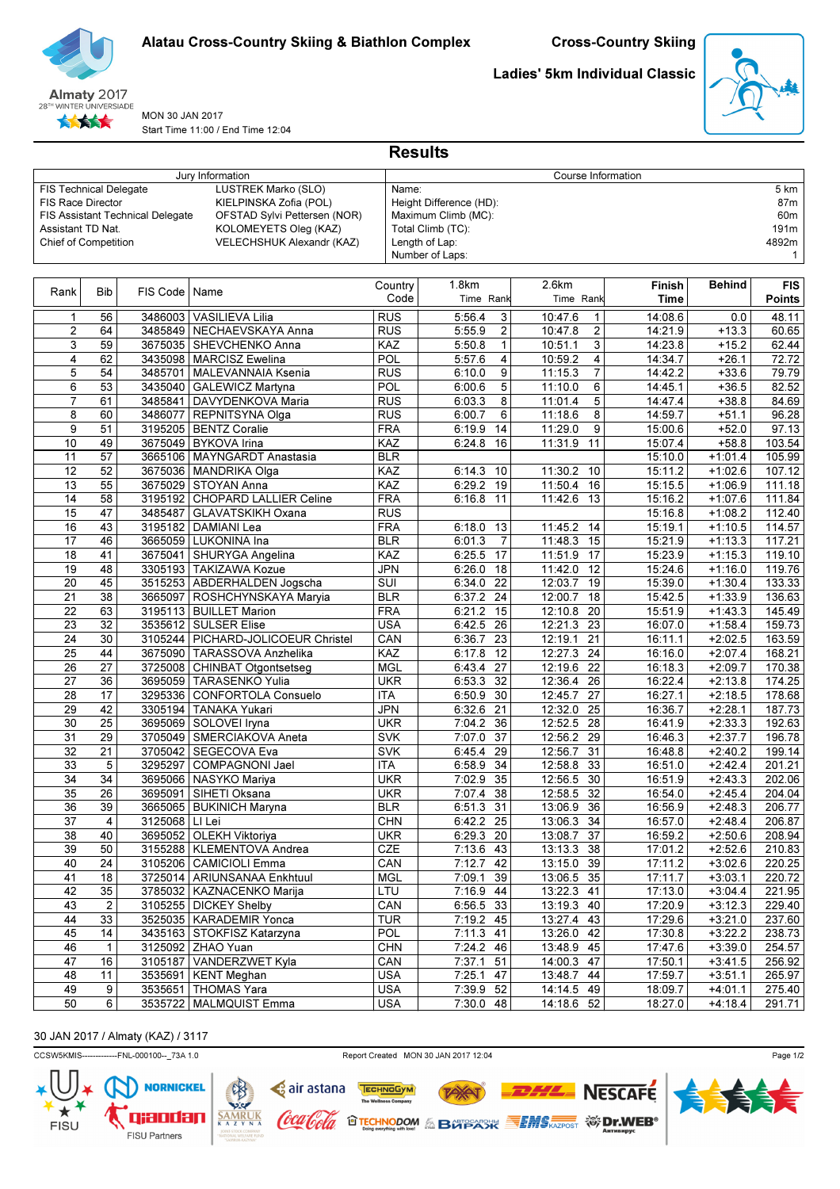Alatau Cross-Country Skiing & Biathlon Complex

Cross-Country Skiing

Ladies' 5km Individual Classic

Almaty 2017
28TH WINTER UNIVERSIADE

MON 30 JAN 2017
Start Time 11:00 / End Time 12:04

# Results

| Jury Information | |
|---|---|
| FIS Technical Delegate | LUSTREK Marko (SLO) |
| FIS Race Director | KIELPINSKA Zofia (POL) |
| FIS Assistant Technical Delegate | OFSTAD Sylvi Pettersen (NOR) |
| Assistant TD Nat. | KOLOMEYETS Oleg (KAZ) |
| Chief of Competition | VELECHSHUK Alexandr (KAZ) |

| Course Information | |
|---|---|
| Name: | 5 km |
| Height Difference (HD): | 87m |
| Maximum Climb (MC): | 60m |
| Total Climb (TC): | 191m |
| Length of Lap: | 4892m |
| Number of Laps: | 1 |

| Rank | Bib | FIS Code | Name | Country Code | 1.8km Time | 1.8km Rank | 2.6km Time | 2.6km Rank | Finish Time | Behind | FIS Points |
|---|---|---|---|---|---|---|---|---|---|---|---|
| 1 | 56 | 3486003 | VASILIEVA Lilia | RUS | 5:56.4 | 3 | 10:47.6 | 1 | 14:08.6 | 0.0 | 48.11 |
| 2 | 64 | 3485849 | NECHAEVSKAYA Anna | RUS | 5:55.9 | 2 | 10:47.8 | 2 | 14:21.9 | +13.3 | 60.65 |
| 3 | 59 | 3675035 | SHEVCHENKO Anna | KAZ | 5:50.8 | 1 | 10:51.1 | 3 | 14:23.8 | +15.2 | 62.44 |
| 4 | 62 | 3435098 | MARCISZ Ewelina | POL | 5:57.6 | 4 | 10:59.2 | 4 | 14:34.7 | +26.1 | 72.72 |
| 5 | 54 | 3485701 | MALEVANNAIA Ksenia | RUS | 6:10.0 | 9 | 11:15.3 | 7 | 14:42.2 | +33.6 | 79.79 |
| 6 | 53 | 3435040 | GALEWICZ Martyna | POL | 6:00.6 | 5 | 11:10.0 | 6 | 14:45.1 | +36.5 | 82.52 |
| 7 | 61 | 3485841 | DAVYDENKOVA Maria | RUS | 6:03.3 | 8 | 11:01.4 | 5 | 14:47.4 | +38.8 | 84.69 |
| 8 | 60 | 3486077 | REPNITSYNA Olga | RUS | 6:00.7 | 6 | 11:18.6 | 8 | 14:59.7 | +51.1 | 96.28 |
| 9 | 51 | 3195205 | BENTZ Coralie | FRA | 6:19.9 | 14 | 11:29.0 | 9 | 15:00.6 | +52.0 | 97.13 |
| 10 | 49 | 3675049 | BYKOVA Irina | KAZ | 6:24.8 | 16 | 11:31.9 | 11 | 15:07.4 | +58.8 | 103.54 |
| 11 | 57 | 3665106 | MAYNGARDT Anastasia | BLR | | | | | 15:10.0 | +1:01.4 | 105.99 |
| 12 | 52 | 3675036 | MANDRIKA Olga | KAZ | 6:14.3 | 10 | 11:30.2 | 10 | 15:11.2 | +1:02.6 | 107.12 |
| 13 | 55 | 3675029 | STOYAN Anna | KAZ | 6:29.2 | 19 | 11:50.4 | 16 | 15:15.5 | +1:06.9 | 111.18 |
| 14 | 58 | 3195192 | CHOPARD LALLIER Celine | FRA | 6:16.8 | 11 | 11:42.6 | 13 | 15:16.2 | +1:07.6 | 111.84 |
| 15 | 47 | 3485487 | GLAVATSKIKH Oxana | RUS | | | | | 15:16.8 | +1:08.2 | 112.40 |
| 16 | 43 | 3195182 | DAMIANI Lea | FRA | 6:18.0 | 13 | 11:45.2 | 14 | 15:19.1 | +1:10.5 | 114.57 |
| 17 | 46 | 3665059 | LUKONINA Ina | BLR | 6:01.3 | 7 | 11:48.3 | 15 | 15:21.9 | +1:13.3 | 117.21 |
| 18 | 41 | 3675041 | SHURYGA Angelina | KAZ | 6:25.5 | 17 | 11:51.9 | 17 | 15:23.9 | +1:15.3 | 119.10 |
| 19 | 48 | 3305193 | TAKIZAWA Kozue | JPN | 6:26.0 | 18 | 11:42.0 | 12 | 15:24.6 | +1:16.0 | 119.76 |
| 20 | 45 | 3515253 | ABDERHALDEN Jogscha | SUI | 6:34.0 | 22 | 12:03.7 | 19 | 15:39.0 | +1:30.4 | 133.33 |
| 21 | 38 | 3665097 | ROSHCHYNSKAYA Maryia | BLR | 6:37.2 | 24 | 12:00.7 | 18 | 15:42.5 | +1:33.9 | 136.63 |
| 22 | 63 | 3195113 | BUILLET Marion | FRA | 6:21.2 | 15 | 12:10.8 | 20 | 15:51.9 | +1:43.3 | 145.49 |
| 23 | 32 | 3535612 | SULSER Elise | USA | 6:42.5 | 26 | 12:21.3 | 23 | 16:07.0 | +1:58.4 | 159.73 |
| 24 | 30 | 3105244 | PICHARD-JOLICOEUR Christel | CAN | 6:36.7 | 23 | 12:19.1 | 21 | 16:11.1 | +2:02.5 | 163.59 |
| 25 | 44 | 3675090 | TARASSOVA Anzhelika | KAZ | 6:17.8 | 12 | 12:27.3 | 24 | 16:16.0 | +2:07.4 | 168.21 |
| 26 | 27 | 3725008 | CHINBAT Otgontsetseg | MGL | 6:43.4 | 27 | 12:19.6 | 22 | 16:18.3 | +2:09.7 | 170.38 |
| 27 | 36 | 3695059 | TARASENKO Yulia | UKR | 6:53.3 | 32 | 12:36.4 | 26 | 16:22.4 | +2:13.8 | 174.25 |
| 28 | 17 | 3295336 | CONFORTOLA Consuelo | ITA | 6:50.9 | 30 | 12:45.7 | 27 | 16:27.1 | +2:18.5 | 178.68 |
| 29 | 42 | 3305194 | TANAKA Yukari | JPN | 6:32.6 | 21 | 12:32.0 | 25 | 16:36.7 | +2:28.1 | 187.73 |
| 30 | 25 | 3695069 | SOLOVEI Iryna | UKR | 7:04.2 | 36 | 12:52.5 | 28 | 16:41.9 | +2:33.3 | 192.63 |
| 31 | 29 | 3705049 | SMERCIAKOVA Aneta | SVK | 7:07.0 | 37 | 12:56.2 | 29 | 16:46.3 | +2:37.7 | 196.78 |
| 32 | 21 | 3705042 | SEGECOVA Eva | SVK | 6:45.4 | 29 | 12:56.7 | 31 | 16:48.8 | +2:40.2 | 199.14 |
| 33 | 5 | 3295297 | COMPAGNONI Jael | ITA | 6:58.9 | 34 | 12:58.8 | 33 | 16:51.0 | +2:42.4 | 201.21 |
| 34 | 34 | 3695066 | NASYKO Mariya | UKR | 7:02.9 | 35 | 12:56.5 | 30 | 16:51.9 | +2:43.3 | 202.06 |
| 35 | 26 | 3695091 | SIHETI Oksana | UKR | 7:07.4 | 38 | 12:58.5 | 32 | 16:54.0 | +2:45.4 | 204.04 |
| 36 | 39 | 3665065 | BUKINICH Maryna | BLR | 6:51.3 | 31 | 13:06.9 | 36 | 16:56.9 | +2:48.3 | 206.77 |
| 37 | 4 | 3125068 | LI Lei | CHN | 6:42.2 | 25 | 13:06.3 | 34 | 16:57.0 | +2:48.4 | 206.87 |
| 38 | 40 | 3695052 | OLEKH Viktoriya | UKR | 6:29.3 | 20 | 13:08.7 | 37 | 16:59.2 | +2:50.6 | 208.94 |
| 39 | 50 | 3155288 | KLEMENTOVA Andrea | CZE | 7:13.6 | 43 | 13:13.3 | 38 | 17:01.2 | +2:52.6 | 210.83 |
| 40 | 24 | 3105206 | CAMICIOLI Emma | CAN | 7:12.7 | 42 | 13:15.0 | 39 | 17:11.2 | +3:02.6 | 220.25 |
| 41 | 18 | 3725014 | ARIUNSANAA Enkhtuul | MGL | 7:09.1 | 39 | 13:06.5 | 35 | 17:11.7 | +3:03.1 | 220.72 |
| 42 | 35 | 3785032 | KAZNACENKO Marija | LTU | 7:16.9 | 44 | 13:22.3 | 41 | 17:13.0 | +3:04.4 | 221.95 |
| 43 | 2 | 3105255 | DICKEY Shelby | CAN | 6:56.5 | 33 | 13:19.3 | 40 | 17:20.9 | +3:12.3 | 229.40 |
| 44 | 33 | 3525035 | KARADEMIR Yonca | TUR | 7:19.2 | 45 | 13:27.4 | 43 | 17:29.6 | +3:21.0 | 237.60 |
| 45 | 14 | 3435163 | STOKFISZ Katarzyna | POL | 7:11.3 | 41 | 13:26.0 | 42 | 17:30.8 | +3:22.2 | 238.73 |
| 46 | 1 | 3125092 | ZHAO Yuan | CHN | 7:24.2 | 46 | 13:48.9 | 45 | 17:47.6 | +3:39.0 | 254.57 |
| 47 | 16 | 3105187 | VANDERZWET Kyla | CAN | 7:37.1 | 51 | 14:00.3 | 47 | 17:50.1 | +3:41.5 | 256.92 |
| 48 | 11 | 3535691 | KENT Meghan | USA | 7:25.1 | 47 | 13:48.7 | 44 | 17:59.7 | +3:51.1 | 265.97 |
| 49 | 9 | 3535651 | THOMAS Yara | USA | 7:39.9 | 52 | 14:14.5 | 49 | 18:09.7 | +4:01.1 | 275.40 |
| 50 | 6 | 3535722 | MALMQUIST Emma | USA | 7:30.0 | 48 | 14:18.6 | 52 | 18:27.0 | +4:18.4 | 291.71 |

30 JAN 2017 / Almaty (KAZ) / 3117

CCSW5KMIS-------------FNL-000100--_73A 1.0    Report Created MON 30 JAN 2017 12:04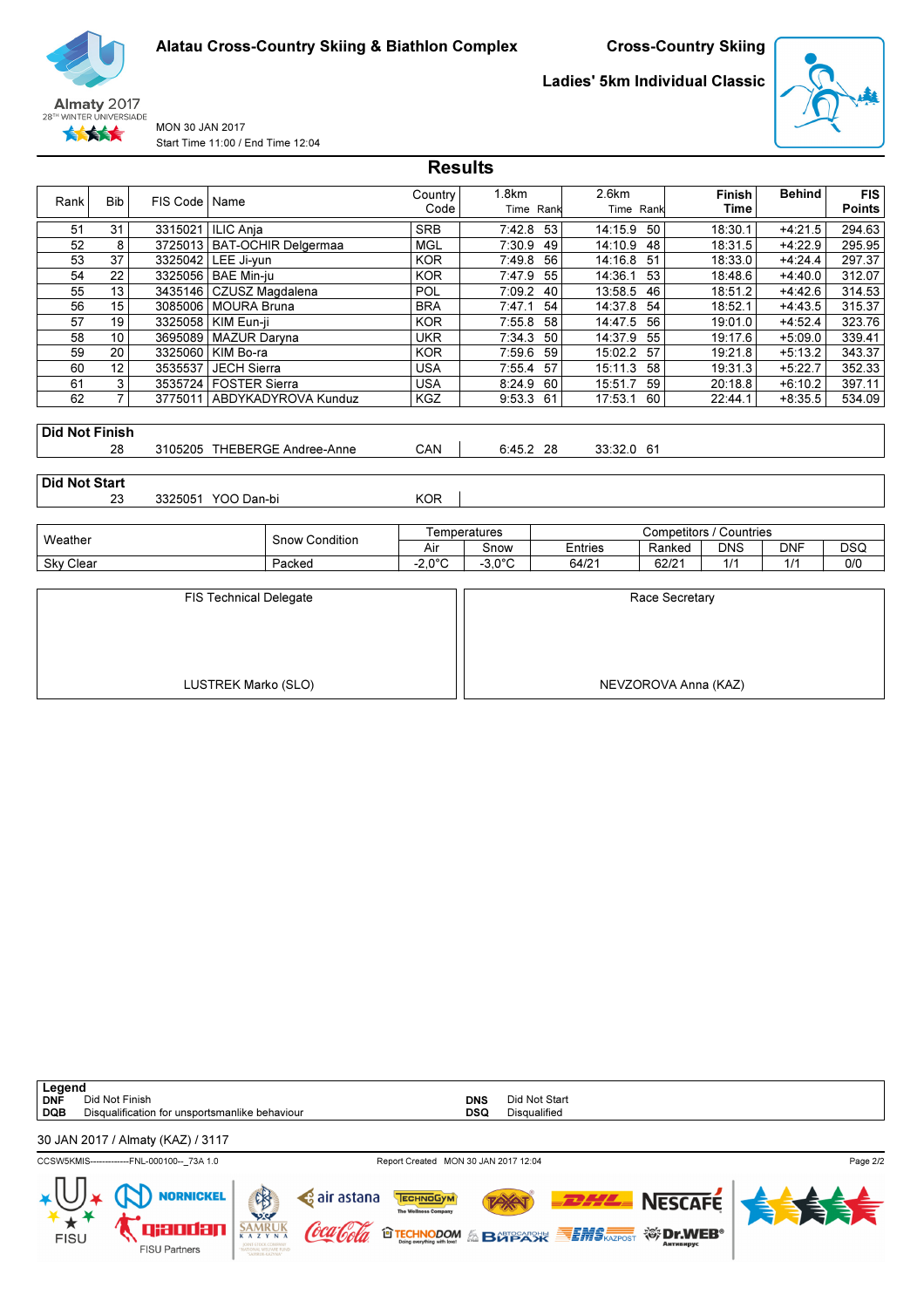Alatau Cross-Country Skiing & Biathlon Complex

**Cross-Country Skiing**

**Ladies' 5km Individual Classic**

Almaty 2017
28TH WINTER UNIVERSIADE

MON 30 JAN 2017
Start Time 11:00 / End Time 12:04

## Results

| Rank | Bib | FIS Code | Name | Country Code | 1.8km Time | Rank | 2.6km Time | Rank | Finish Time | Behind | FIS Points |
|---|---|---|---|---|---|---|---|---|---|---|---|
| 51 | 31 | 3315021 | ILIC Anja | SRB | 7:42.8 | 53 | 14:15.9 | 50 | 18:30.1 | +4:21.5 | 294.63 |
| 52 | 8 | 3725013 | BAT-OCHIR Delgermaa | MGL | 7:30.9 | 49 | 14:10.9 | 48 | 18:31.5 | +4:22.9 | 295.95 |
| 53 | 37 | 3325042 | LEE Ji-yun | KOR | 7:49.8 | 56 | 14:16.8 | 51 | 18:33.0 | +4:24.4 | 297.37 |
| 54 | 22 | 3325056 | BAE Min-ju | KOR | 7:47.9 | 55 | 14:36.1 | 53 | 18:48.6 | +4:40.0 | 312.07 |
| 55 | 13 | 3435146 | CZUSZ Magdalena | POL | 7:09.2 | 40 | 13:58.5 | 46 | 18:51.2 | +4:42.6 | 314.53 |
| 56 | 15 | 3085006 | MOURA Bruna | BRA | 7:47.1 | 54 | 14:37.8 | 54 | 18:52.1 | +4:43.5 | 315.37 |
| 57 | 19 | 3325058 | KIM Eun-ji | KOR | 7:55.8 | 58 | 14:47.5 | 56 | 19:01.0 | +4:52.4 | 323.76 |
| 58 | 10 | 3695089 | MAZUR Daryna | UKR | 7:34.3 | 50 | 14:37.9 | 55 | 19:17.6 | +5:09.0 | 339.41 |
| 59 | 20 | 3325060 | KIM Bo-ra | KOR | 7:59.6 | 59 | 15:02.2 | 57 | 19:21.8 | +5:13.2 | 343.37 |
| 60 | 12 | 3535537 | JECH Sierra | USA | 7:55.4 | 57 | 15:11.3 | 58 | 19:31.3 | +5:22.7 | 352.33 |
| 61 | 3 | 3535724 | FOSTER Sierra | USA | 8:24.9 | 60 | 15:51.7 | 59 | 20:18.8 | +6:10.2 | 397.11 |
| 62 | 7 | 3775011 | ABDYKADYROVA Kunduz | KGZ | 9:53.3 | 61 | 17:53.1 | 60 | 22:44.1 | +8:35.5 | 534.09 |

**Did Not Finish**

| Bib | FIS Code | Name | Country Code | 1.8km Time | Rank | 2.6km Time | Rank |
|---|---|---|---|---|---|---|---|
| 28 | 3105205 | THEBERGE Andree-Anne | CAN | 6:45.2 | 28 | 33:32.0 | 61 |

**Did Not Start**

| Bib | FIS Code | Name | Country Code |
|---|---|---|---|
| 23 | 3325051 | YOO Dan-bi | KOR |

| Weather | Snow Condition | Temperatures | | Competitors / Countries | | | | |
|---|---|---|---|---|---|---|---|---|
| | | Air | Snow | Entries | Ranked | DNS | DNF | DSQ |
| Sky Clear | Packed | -2,0°C | -3,0°C | 64/21 | 62/21 | 1/1 | 1/1 | 0/0 |

| FIS Technical Delegate | Race Secretary |
|---|---|
| LUSTREK Marko (SLO) | NEVZOROVA Anna (KAZ) |

**Legend**

| | | | |
|---|---|---|---|
| **DNF** | Did Not Finish | **DNS** | Did Not Start |
| **DQB** | Disqualification for unsportsmanlike behaviour | **DSQ** | Disqualified |

30 JAN 2017 / Almaty (KAZ) / 3117

CCSW5KMIS-------------FNL-000100--_73A 1.0    Report Created MON 30 JAN 2017 12:04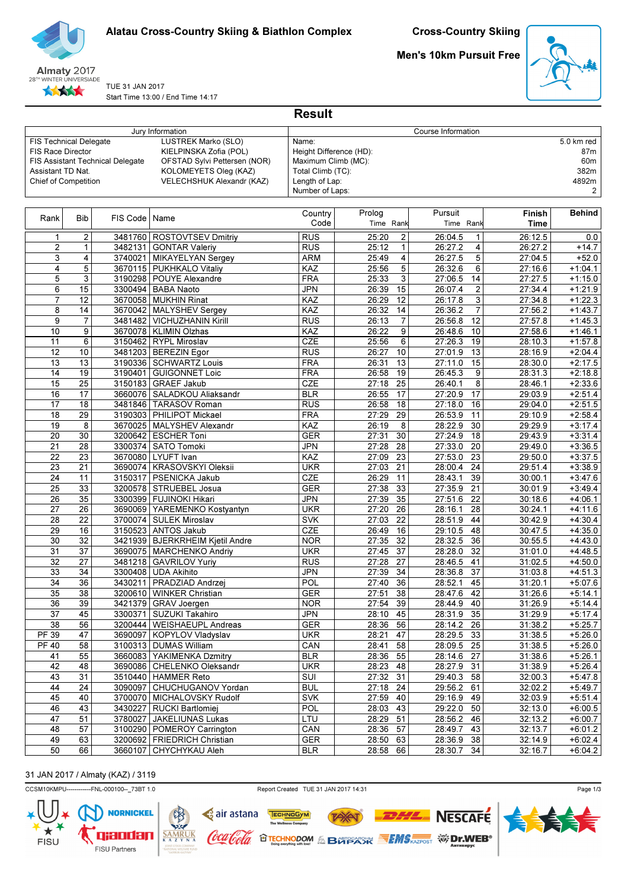# Alatau Cross-Country Skiing & Biathlon Complex

## Cross-Country Skiing

### Men's 10km Pursuit Free

Almaty 2017
28TH WINTER UNIVERSIADE

TUE 31 JAN 2017
Start Time 13:00 / End Time 14:17

## Result

| Jury Information | | Course Information | |
|---|---|---|---|
| FIS Technical Delegate | LUSTREK Marko (SLO) | Name: | 5.0 km red |
| FIS Race Director | KIELPINSKA Zofia (POL) | Height Difference (HD): | 87m |
| FIS Assistant Technical Delegate | OFSTAD Sylvi Pettersen (NOR) | Maximum Climb (MC): | 60m |
| Assistant TD Nat. | KOLOMEYETS Oleg (KAZ) | Total Climb (TC): | 382m |
| Chief of Competition | VELECHSHUK Alexandr (KAZ) | Length of Lap: | 4892m |
| | | Number of Laps: | 2 |

| Rank | Bib | FIS Code | Name | Country Code | Prolog Time | Prolog Rank | Pursuit Time | Pursuit Rank | Finish Time | Behind |
|---|---|---|---|---|---|---|---|---|---|---|
| 1 | 2 | 3481760 | ROSTOVTSEV Dmitriy | RUS | 25:20 | 2 | 26:04.5 | 1 | 26:12.5 | 0.0 |
| 2 | 1 | 3482131 | GONTAR Valeriy | RUS | 25:12 | 1 | 26:27.2 | 4 | 26:27.2 | +14.7 |
| 3 | 4 | 3740021 | MIKAYELYAN Sergey | ARM | 25:49 | 4 | 26:27.5 | 5 | 27:04.5 | +52.0 |
| 4 | 5 | 3670115 | PUKHKALO Vitaliy | KAZ | 25:56 | 5 | 26:32.6 | 6 | 27:16.6 | +1:04.1 |
| 5 | 3 | 3190298 | POUYE Alexandre | FRA | 25:33 | 3 | 27:06.5 | 14 | 27:27.5 | +1:15.0 |
| 6 | 15 | 3300494 | BABA Naoto | JPN | 26:39 | 15 | 26:07.4 | 2 | 27:34.4 | +1:21.9 |
| 7 | 12 | 3670058 | MUKHIN Rinat | KAZ | 26:29 | 12 | 26:17.8 | 3 | 27:34.8 | +1:22.3 |
| 8 | 14 | 3670042 | MALYSHEV Sergey | KAZ | 26:32 | 14 | 26:36.2 | 7 | 27:56.2 | +1:43.7 |
| 9 | 7 | 3481482 | VICHUZHANIN Kirill | RUS | 26:13 | 7 | 26:56.8 | 12 | 27:57.8 | +1:45.3 |
| 10 | 9 | 3670078 | KLIMIN Olzhas | KAZ | 26:22 | 9 | 26:48.6 | 10 | 27:58.6 | +1:46.1 |
| 11 | 6 | 3150462 | RYPL Miroslav | CZE | 25:56 | 6 | 27:26.3 | 19 | 28:10.3 | +1:57.8 |
| 12 | 10 | 3481203 | BEREZIN Egor | RUS | 26:27 | 10 | 27:01.9 | 13 | 28:16.9 | +2:04.4 |
| 13 | 13 | 3190336 | SCHWARTZ Louis | FRA | 26:31 | 13 | 27:11.0 | 15 | 28:30.0 | +2:17.5 |
| 14 | 19 | 3190401 | GUIGONNET Loic | FRA | 26:58 | 19 | 26:45.3 | 9 | 28:31.3 | +2:18.8 |
| 15 | 25 | 3150183 | GRAEF Jakub | CZE | 27:18 | 25 | 26:40.1 | 8 | 28:46.1 | +2:33.6 |
| 16 | 17 | 3660076 | SALADKOU Aliaksandr | BLR | 26:55 | 17 | 27:20.9 | 17 | 29:03.9 | +2:51.4 |
| 17 | 18 | 3481846 | TARASOV Roman | RUS | 26:58 | 18 | 27:18.0 | 16 | 29:04.0 | +2:51.5 |
| 18 | 29 | 3190303 | PHILIPOT Mickael | FRA | 27:29 | 29 | 26:53.9 | 11 | 29:10.9 | +2:58.4 |
| 19 | 8 | 3670025 | MALYSHEV Alexandr | KAZ | 26:19 | 8 | 28:22.9 | 30 | 29:29.9 | +3:17.4 |
| 20 | 30 | 3200642 | ESCHER Toni | GER | 27:31 | 30 | 27:24.9 | 18 | 29:43.9 | +3:31.4 |
| 21 | 28 | 3300374 | SATO Tomoki | JPN | 27:28 | 28 | 27:33.0 | 20 | 29:49.0 | +3:36.5 |
| 22 | 23 | 3670080 | LYUFT Ivan | KAZ | 27:09 | 23 | 27:53.0 | 23 | 29:50.0 | +3:37.5 |
| 23 | 21 | 3690074 | KRASOVSKYI Oleksii | UKR | 27:03 | 21 | 28:00.4 | 24 | 29:51.4 | +3:38.9 |
| 24 | 11 | 3150317 | PSENICKA Jakub | CZE | 26:29 | 11 | 28:43.1 | 39 | 30:00.1 | +3:47.6 |
| 25 | 33 | 3200578 | STRUEBEL Josua | GER | 27:38 | 33 | 27:35.9 | 21 | 30:01.9 | +3:49.4 |
| 26 | 35 | 3300399 | FUJINOKI Hikari | JPN | 27:39 | 35 | 27:51.6 | 22 | 30:18.6 | +4:06.1 |
| 27 | 26 | 3690069 | YAREMENKO Kostyantyn | UKR | 27:20 | 26 | 28:16.1 | 28 | 30:24.1 | +4:11.6 |
| 28 | 22 | 3700074 | SULEK Miroslav | SVK | 27:03 | 22 | 28:51.9 | 44 | 30:42.9 | +4:30.4 |
| 29 | 16 | 3150523 | ANTOS Jakub | CZE | 26:49 | 16 | 29:10.5 | 48 | 30:47.5 | +4:35.0 |
| 30 | 32 | 3421939 | BJERKRHEIM Kjetil Andre | NOR | 27:35 | 32 | 28:32.5 | 36 | 30:55.5 | +4:43.0 |
| 31 | 37 | 3690075 | MARCHENKO Andriy | UKR | 27:45 | 37 | 28:28.0 | 32 | 31:01.0 | +4:48.5 |
| 32 | 27 | 3481218 | GAVRILOV Yuriy | RUS | 27:28 | 27 | 28:46.5 | 41 | 31:02.5 | +4:50.0 |
| 33 | 34 | 3300408 | UDA Akihito | JPN | 27:39 | 34 | 28:36.8 | 37 | 31:03.8 | +4:51.3 |
| 34 | 36 | 3430211 | PRADZIAD Andrzej | POL | 27:40 | 36 | 28:52.1 | 45 | 31:20.1 | +5:07.6 |
| 35 | 38 | 3200610 | WINKER Christian | GER | 27:51 | 38 | 28:47.6 | 42 | 31:26.6 | +5:14.1 |
| 36 | 39 | 3421379 | GRAV Joergen | NOR | 27:54 | 39 | 28:44.9 | 40 | 31:26.9 | +5:14.4 |
| 37 | 45 | 3300371 | SUZUKI Takahiro | JPN | 28:10 | 45 | 28:31.9 | 35 | 31:29.9 | +5:17.4 |
| 38 | 56 | 3200444 | WEISHAEUPL Andreas | GER | 28:36 | 56 | 28:14.2 | 26 | 31:38.2 | +5:25.7 |
| PF 39 | 47 | 3690097 | KOPYLOV Vladyslav | UKR | 28:21 | 47 | 28:29.5 | 33 | 31:38.5 | +5:26.0 |
| PF 40 | 58 | 3100313 | DUMAS William | CAN | 28:41 | 58 | 28:09.5 | 25 | 31:38.5 | +5:26.0 |
| 41 | 55 | 3660083 | YAKIMENKA Dzmitry | BLR | 28:36 | 55 | 28:14.6 | 27 | 31:38.6 | +5:26.1 |
| 42 | 48 | 3690086 | CHELENKO Oleksandr | UKR | 28:23 | 48 | 28:27.9 | 31 | 31:38.9 | +5:26.4 |
| 43 | 31 | 3510440 | HAMMER Reto | SUI | 27:32 | 31 | 29:40.3 | 58 | 32:00.3 | +5:47.8 |
| 44 | 24 | 3090097 | CHUCHUGANOV Yordan | BUL | 27:18 | 24 | 29:56.2 | 61 | 32:02.2 | +5:49.7 |
| 45 | 40 | 3700070 | MICHALOVSKY Rudolf | SVK | 27:59 | 40 | 29:16.9 | 49 | 32:03.9 | +5:51.4 |
| 46 | 43 | 3430227 | RUCKI Bartlomiej | POL | 28:03 | 43 | 29:22.0 | 50 | 32:13.0 | +6:00.5 |
| 47 | 51 | 3780027 | JAKELIUNAS Lukas | LTU | 28:29 | 51 | 28:56.2 | 46 | 32:13.2 | +6:00.7 |
| 48 | 57 | 3100290 | POMEROY Carrington | CAN | 28:36 | 57 | 28:49.7 | 43 | 32:13.7 | +6:01.2 |
| 49 | 63 | 3200692 | FRIEDRICH Christian | GER | 28:50 | 63 | 28:36.9 | 38 | 32:14.9 | +6:02.4 |
| 50 | 66 | 3660107 | CHYCHYKAU Aleh | BLR | 28:58 | 66 | 28:30.7 | 34 | 32:16.7 | +6:04.2 |

31 JAN 2017 / Almaty (KAZ) / 3119

CCSM10KMPU------------FNL-000100--_73BT 1.0 Report Created TUE 31 JAN 2017 14:31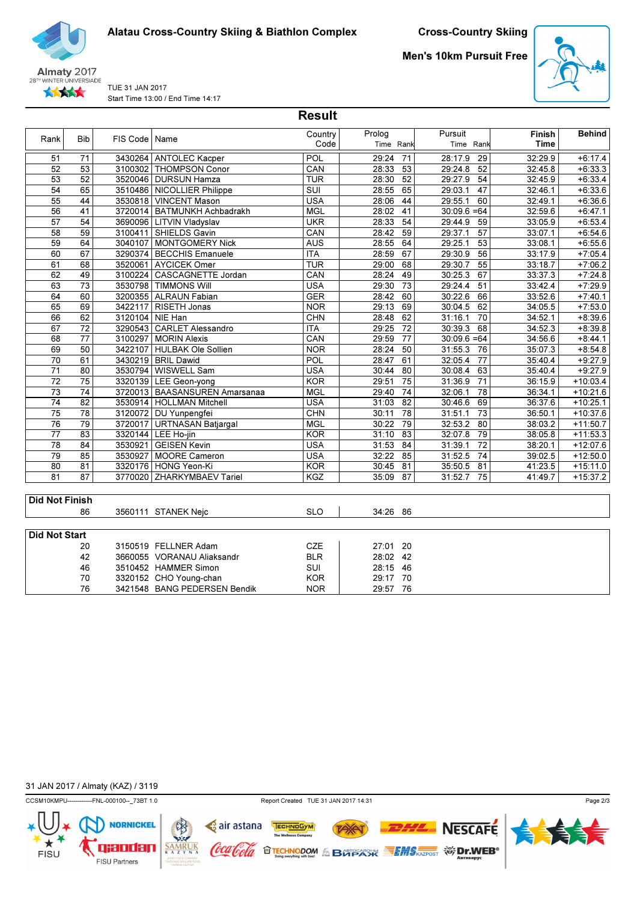# Alatau Cross-Country Skiing & Biathlon Complex

## Cross-Country Skiing

### Men's 10km Pursuit Free

TUE 31 JAN 2017
Start Time 13:00 / End Time 14:17

## Result

| Rank | Bib | FIS Code | Name | Country Code | Prolog Time | Prolog Rank | Pursuit Time | Pursuit Rank | Finish Time | Behind |
|---|---|---|---|---|---|---|---|---|---|---|
| 51 | 71 | 3430264 | ANTOLEC Kacper | POL | 29:24 | 71 | 28:17.9 | 29 | 32:29.9 | +6:17.4 |
| 52 | 53 | 3100302 | THOMPSON Conor | CAN | 28:33 | 53 | 29:24.8 | 52 | 32:45.8 | +6:33.3 |
| 53 | 52 | 3520046 | DURSUN Hamza | TUR | 28:30 | 52 | 29:27.9 | 54 | 32:45.9 | +6:33.4 |
| 54 | 65 | 3510486 | NICOLLIER Philippe | SUI | 28:55 | 65 | 29:03.1 | 47 | 32:46.1 | +6:33.6 |
| 55 | 44 | 3530818 | VINCENT Mason | USA | 28:06 | 44 | 29:55.1 | 60 | 32:49.1 | +6:36.6 |
| 56 | 41 | 3720014 | BATMUNKH Achbadrakh | MGL | 28:02 | 41 | 30:09.6 | =64 | 32:59.6 | +6:47.1 |
| 57 | 54 | 3690096 | LITVIN Vladyslav | UKR | 28:33 | 54 | 29:44.9 | 59 | 33:05.9 | +6:53.4 |
| 58 | 59 | 3100411 | SHIELDS Gavin | CAN | 28:42 | 59 | 29:37.1 | 57 | 33:07.1 | +6:54.6 |
| 59 | 64 | 3040107 | MONTGOMERY Nick | AUS | 28:55 | 64 | 29:25.1 | 53 | 33:08.1 | +6:55.6 |
| 60 | 67 | 3290374 | BECCHIS Emanuele | ITA | 28:59 | 67 | 29:30.9 | 56 | 33:17.9 | +7:05.4 |
| 61 | 68 | 3520061 | AYCICEK Omer | TUR | 29:00 | 68 | 29:30.7 | 55 | 33:18.7 | +7:06.2 |
| 62 | 49 | 3100224 | CASCAGNETTE Jordan | CAN | 28:24 | 49 | 30:25.3 | 67 | 33:37.3 | +7:24.8 |
| 63 | 73 | 3530798 | TIMMONS Will | USA | 29:30 | 73 | 29:24.4 | 51 | 33:42.4 | +7:29.9 |
| 64 | 60 | 3200355 | ALRAUN Fabian | GER | 28:42 | 60 | 30:22.6 | 66 | 33:52.6 | +7:40.1 |
| 65 | 69 | 3422117 | RISETH Jonas | NOR | 29:13 | 69 | 30:04.5 | 62 | 34:05.5 | +7:53.0 |
| 66 | 62 | 3120104 | NIE Han | CHN | 28:48 | 62 | 31:16.1 | 70 | 34:52.1 | +8:39.6 |
| 67 | 72 | 3290543 | CARLET Alessandro | ITA | 29:25 | 72 | 30:39.3 | 68 | 34:52.3 | +8:39.8 |
| 68 | 77 | 3100297 | MORIN Alexis | CAN | 29:59 | 77 | 30:09.6 | =64 | 34:56.6 | +8:44.1 |
| 69 | 50 | 3422107 | HULBAK Ole Sollien | NOR | 28:24 | 50 | 31:55.3 | 76 | 35:07.3 | +8:54.8 |
| 70 | 61 | 3430219 | BRIL Dawid | POL | 28:47 | 61 | 32:05.4 | 77 | 35:40.4 | +9:27.9 |
| 71 | 80 | 3530794 | WISWELL Sam | USA | 30:44 | 80 | 30:08.4 | 63 | 35:40.4 | +9:27.9 |
| 72 | 75 | 3320139 | LEE Geon-yong | KOR | 29:51 | 75 | 31:36.9 | 71 | 36:15.9 | +10:03.4 |
| 73 | 74 | 3720013 | BAASANSUREN Amarsanaa | MGL | 29:40 | 74 | 32:06.1 | 78 | 36:34.1 | +10:21.6 |
| 74 | 82 | 3530914 | HOLLMAN Mitchell | USA | 31:03 | 82 | 30:46.6 | 69 | 36:37.6 | +10:25.1 |
| 75 | 78 | 3120072 | DU Yunpengfei | CHN | 30:11 | 78 | 31:51.1 | 73 | 36:50.1 | +10:37.6 |
| 76 | 79 | 3720017 | URTNASAN Batjargal | MGL | 30:22 | 79 | 32:53.2 | 80 | 38:03.2 | +11:50.7 |
| 77 | 83 | 3320144 | LEE Ho-jin | KOR | 31:10 | 83 | 32:07.8 | 79 | 38:05.8 | +11:53.3 |
| 78 | 84 | 3530921 | GEISEN Kevin | USA | 31:53 | 84 | 31:39.1 | 72 | 38:20.1 | +12:07.6 |
| 79 | 85 | 3530927 | MOORE Cameron | USA | 32:22 | 85 | 31:52.5 | 74 | 39:02.5 | +12:50.0 |
| 80 | 81 | 3320176 | HONG Yeon-Ki | KOR | 30:45 | 81 | 35:50.5 | 81 | 41:23.5 | +15:11.0 |
| 81 | 87 | 3770020 | ZHARKYMBAEV Tariel | KGZ | 35:09 | 87 | 31:52.7 | 75 | 41:49.7 | +15:37.2 |

**Did Not Finish**

| Bib | FIS Code | Name | Country Code | Prolog Time | Prolog Rank |
|---|---|---|---|---|---|
| 86 | 3560111 | STANEK Nejc | SLO | 34:26 | 86 |

**Did Not Start**

| Bib | FIS Code | Name | Country Code | Prolog Time | Prolog Rank |
|---|---|---|---|---|---|
| 20 | 3150519 | FELLNER Adam | CZE | 27:01 | 20 |
| 42 | 3660055 | VORANAU Aliaksandr | BLR | 28:02 | 42 |
| 46 | 3510452 | HAMMER Simon | SUI | 28:15 | 46 |
| 70 | 3320152 | CHO Young-chan | KOR | 29:17 | 70 |
| 76 | 3421548 | BANG PEDERSEN Bendik | NOR | 29:57 | 76 |

31 JAN 2017 / Almaty (KAZ) / 3119

CCSM10KMPU------------FNL-000100--_73BT 1.0 Report Created TUE 31 JAN 2017 14:31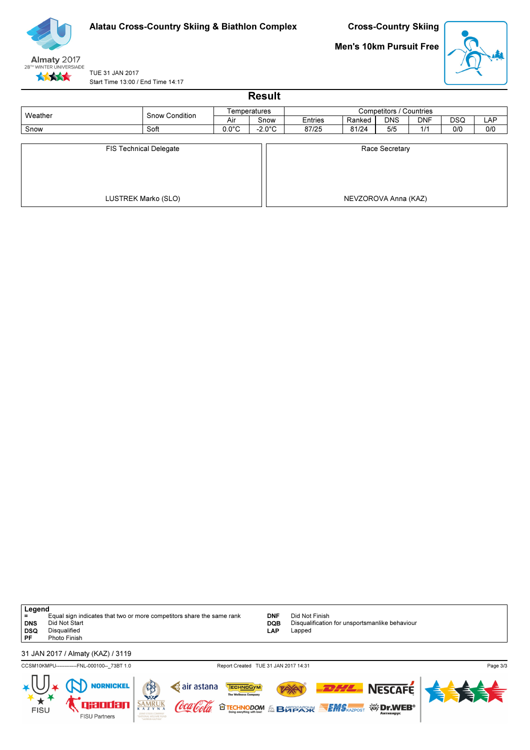Alatau Cross-Country Skiing & Biathlon Complex

Cross-Country Skiing

Men's 10km Pursuit Free

TUE 31 JAN 2017

Start Time 13:00 / End Time 14:17

## Result

| Weather | Snow Condition | Temperatures | | Competitors / Countries | | | | | |
|---|---|---|---|---|---|---|---|---|---|
| | | Air | Snow | Entries | Ranked | DNS | DNF | DSQ | LAP |
| Snow | Soft | 0.0°C | -2.0°C | 87/25 | 81/24 | 5/5 | 1/1 | 0/0 | 0/0 |

| FIS Technical Delegate | Race Secretary |
|---|---|
| LUSTREK Marko (SLO) | NEVZOROVA Anna (KAZ) |

**Legend**

| | | | |
|---|---|---|---|
| = | Equal sign indicates that two or more competitors share the same rank | DNF | Did Not Finish |
| DNS | Did Not Start | DQB | Disqualification for unsportsmanlike behaviour |
| DSQ | Disqualified | LAP | Lapped |
| PF | Photo Finish | | |

31 JAN 2017 / Almaty (KAZ) / 3119

CCSM10KMPU------------FNL-000100--_73BT 1.0 Report Created TUE 31 JAN 2017 14:31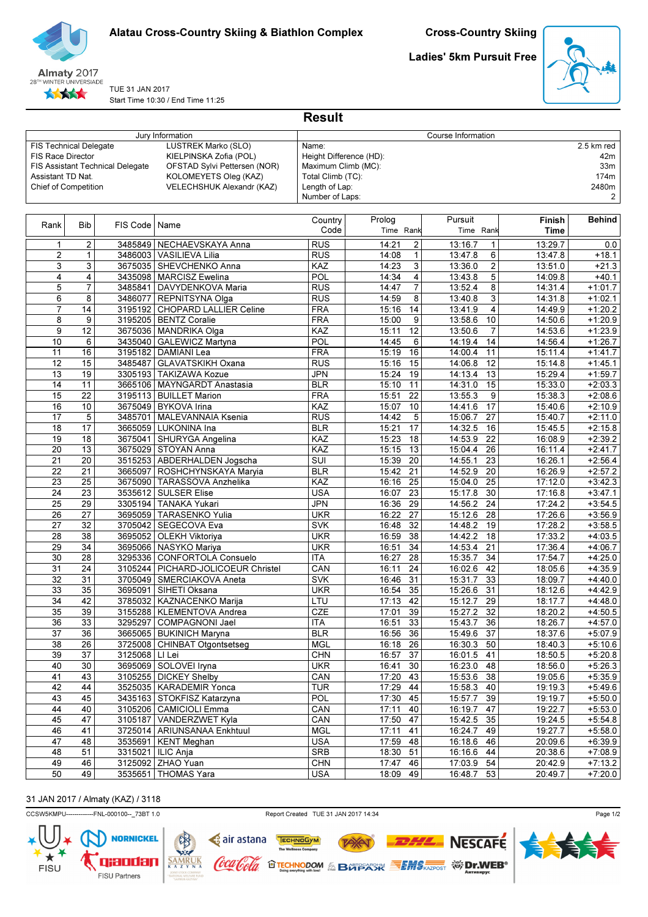Alatau Cross-Country Skiing & Biathlon Complex

# Cross-Country Skiing

## Ladies' 5km Pursuit Free

TUE 31 JAN 2017
Start Time 10:30 / End Time 11:25

## Result

| Jury Information | |
|---|---|
| FIS Technical Delegate | LUSTREK Marko (SLO) |
| FIS Race Director | KIELPINSKA Zofia (POL) |
| FIS Assistant Technical Delegate | OFSTAD Sylvi Pettersen (NOR) |
| Assistant TD Nat. | KOLOMEYETS Oleg (KAZ) |
| Chief of Competition | VELECHSHUK Alexandr (KAZ) |

| Course Information | |
|---|---|
| Name: | 2.5 km red |
| Height Difference (HD): | 42m |
| Maximum Climb (MC): | 33m |
| Total Climb (TC): | 174m |
| Length of Lap: | 2480m |
| Number of Laps: | 2 |

| Rank | Bib | FIS Code | Name | Country Code | Prolog Time | Prolog Rank | Pursuit Time | Pursuit Rank | Finish Time | Behind |
|---|---|---|---|---|---|---|---|---|---|---|
| 1 | 2 | 3485849 | NECHAEVSKAYA Anna | RUS | 14:21 | 2 | 13:16.7 | 1 | 13:29.7 | 0.0 |
| 2 | 1 | 3486003 | VASILIEVA Lilia | RUS | 14:08 | 1 | 13:47.8 | 6 | 13:47.8 | +18.1 |
| 3 | 3 | 3675035 | SHEVCHENKO Anna | KAZ | 14:23 | 3 | 13:36.0 | 2 | 13:51.0 | +21.3 |
| 4 | 4 | 3435098 | MARCISZ Ewelina | POL | 14:34 | 4 | 13:43.8 | 5 | 14:09.8 | +40.1 |
| 5 | 7 | 3485841 | DAVYDENKOVA Maria | RUS | 14:47 | 7 | 13:52.4 | 8 | 14:31.4 | +1:01.7 |
| 6 | 8 | 3486077 | REPNITSYNA Olga | RUS | 14:59 | 8 | 13:40.8 | 3 | 14:31.8 | +1:02.1 |
| 7 | 14 | 3195192 | CHOPARD LALLIER Celine | FRA | 15:16 | 14 | 13:41.9 | 4 | 14:49.9 | +1:20.2 |
| 8 | 9 | 3195205 | BENTZ Coralie | FRA | 15:00 | 9 | 13:58.6 | 10 | 14:50.6 | +1:20.9 |
| 9 | 12 | 3675036 | MANDRIKA Olga | KAZ | 15:11 | 12 | 13:50.6 | 7 | 14:53.6 | +1:23.9 |
| 10 | 6 | 3435040 | GALEWICZ Martyna | POL | 14:45 | 6 | 14:19.4 | 14 | 14:56.4 | +1:26.7 |
| 11 | 16 | 3195182 | DAMIANI Lea | FRA | 15:19 | 16 | 14:00.4 | 11 | 15:11.4 | +1:41.7 |
| 12 | 15 | 3485487 | GLAVATSKIKH Oxana | RUS | 15:16 | 15 | 14:06.8 | 12 | 15:14.8 | +1:45.1 |
| 13 | 19 | 3305193 | TAKIZAWA Kozue | JPN | 15:24 | 19 | 14:13.4 | 13 | 15:29.4 | +1:59.7 |
| 14 | 11 | 3665106 | MAYNGARDT Anastasia | BLR | 15:10 | 11 | 14:31.0 | 15 | 15:33.0 | +2:03.3 |
| 15 | 22 | 3195113 | BUILLET Marion | FRA | 15:51 | 22 | 13:55.3 | 9 | 15:38.3 | +2:08.6 |
| 16 | 10 | 3675049 | BYKOVA Irina | KAZ | 15:07 | 10 | 14:41.6 | 17 | 15:40.6 | +2:10.9 |
| 17 | 5 | 3485701 | MALEVANNAIA Ksenia | RUS | 14:42 | 5 | 15:06.7 | 27 | 15:40.7 | +2:11.0 |
| 18 | 17 | 3665059 | LUKONINA Ina | BLR | 15:21 | 17 | 14:32.5 | 16 | 15:45.5 | +2:15.8 |
| 19 | 18 | 3675041 | SHURYGA Angelina | KAZ | 15:23 | 18 | 14:53.9 | 22 | 16:08.9 | +2:39.2 |
| 20 | 13 | 3675029 | STOYAN Anna | KAZ | 15:15 | 13 | 15:04.4 | 26 | 16:11.4 | +2:41.7 |
| 21 | 20 | 3515253 | ABDERHALDEN Jogscha | SUI | 15:39 | 20 | 14:55.1 | 23 | 16:26.1 | +2:56.4 |
| 22 | 21 | 3665097 | ROSHCHYNSKAYA Maryia | BLR | 15:42 | 21 | 14:52.9 | 20 | 16:26.9 | +2:57.2 |
| 23 | 25 | 3675090 | TARASSOVA Anzhelika | KAZ | 16:16 | 25 | 15:04.0 | 25 | 17:12.0 | +3:42.3 |
| 24 | 23 | 3535612 | SULSER Elise | USA | 16:07 | 23 | 15:17.8 | 30 | 17:16.8 | +3:47.1 |
| 25 | 29 | 3305194 | TANAKA Yukari | JPN | 16:36 | 29 | 14:56.2 | 24 | 17:24.2 | +3:54.5 |
| 26 | 27 | 3695059 | TARASENKO Yulia | UKR | 16:22 | 27 | 15:12.6 | 28 | 17:26.6 | +3:56.9 |
| 27 | 32 | 3705042 | SEGECOVA Eva | SVK | 16:48 | 32 | 14:48.2 | 19 | 17:28.2 | +3:58.5 |
| 28 | 38 | 3695052 | OLEKH Viktoriya | UKR | 16:59 | 38 | 14:42.2 | 18 | 17:33.2 | +4:03.5 |
| 29 | 34 | 3695066 | NASYKO Mariya | UKR | 16:51 | 34 | 14:53.4 | 21 | 17:36.4 | +4:06.7 |
| 30 | 28 | 3295336 | CONFORTOLA Consuelo | ITA | 16:27 | 28 | 15:35.7 | 34 | 17:54.7 | +4:25.0 |
| 31 | 24 | 3105244 | PICHARD-JOLICOEUR Christel | CAN | 16:11 | 24 | 16:02.6 | 42 | 18:05.6 | +4:35.9 |
| 32 | 31 | 3705049 | SMERCIAKOVA Aneta | SVK | 16:46 | 31 | 15:31.7 | 33 | 18:09.7 | +4:40.0 |
| 33 | 35 | 3695091 | SIHETI Oksana | UKR | 16:54 | 35 | 15:26.6 | 31 | 18:12.6 | +4:42.9 |
| 34 | 42 | 3785032 | KAZNACENKO Marija | LTU | 17:13 | 42 | 15:12.7 | 29 | 18:17.7 | +4:48.0 |
| 35 | 39 | 3155288 | KLEMENTOVA Andrea | CZE | 17:01 | 39 | 15:27.2 | 32 | 18:20.2 | +4:50.5 |
| 36 | 33 | 3295297 | COMPAGNONI Jael | ITA | 16:51 | 33 | 15:43.7 | 36 | 18:26.7 | +4:57.0 |
| 37 | 36 | 3665065 | BUKINICH Maryna | BLR | 16:56 | 36 | 15:49.6 | 37 | 18:37.6 | +5:07.9 |
| 38 | 26 | 3725008 | CHINBAT Otgontsetseg | MGL | 16:18 | 26 | 16:30.3 | 50 | 18:40.3 | +5:10.6 |
| 39 | 37 | 3125068 | LI Lei | CHN | 16:57 | 37 | 16:01.5 | 41 | 18:50.5 | +5:20.8 |
| 40 | 30 | 3695069 | SOLOVEI Iryna | UKR | 16:41 | 30 | 16:23.0 | 48 | 18:56.0 | +5:26.3 |
| 41 | 43 | 3105255 | DICKEY Shelby | CAN | 17:20 | 43 | 15:53.6 | 38 | 19:05.6 | +5:35.9 |
| 42 | 44 | 3525035 | KARADEMIR Yonca | TUR | 17:29 | 44 | 15:58.3 | 40 | 19:19.3 | +5:49.6 |
| 43 | 45 | 3435163 | STOKFISZ Katarzyna | POL | 17:30 | 45 | 15:57.7 | 39 | 19:19.7 | +5:50.0 |
| 44 | 40 | 3105206 | CAMICIOLI Emma | CAN | 17:11 | 40 | 16:19.7 | 47 | 19:22.7 | +5:53.0 |
| 45 | 47 | 3105187 | VANDERZWET Kyla | CAN | 17:50 | 47 | 15:42.5 | 35 | 19:24.5 | +5:54.8 |
| 46 | 41 | 3725014 | ARIUNSANAA Enkhtuul | MGL | 17:11 | 41 | 16:24.7 | 49 | 19:27.7 | +5:58.0 |
| 47 | 48 | 3535691 | KENT Meghan | USA | 17:59 | 48 | 16:18.6 | 46 | 20:09.6 | +6:39.9 |
| 48 | 51 | 3315021 | ILIC Anja | SRB | 18:30 | 51 | 16:16.6 | 44 | 20:38.6 | +7:08.9 |
| 49 | 46 | 3125092 | ZHAO Yuan | CHN | 17:47 | 46 | 17:03.9 | 54 | 20:42.9 | +7:13.2 |
| 50 | 49 | 3535651 | THOMAS Yara | USA | 18:09 | 49 | 16:48.7 | 53 | 20:49.7 | +7:20.0 |

31 JAN 2017 / Almaty (KAZ) / 3118

CCSW5KMPU-------------FNL-000100--_73BT 1.0 Report Created TUE 31 JAN 2017 14:34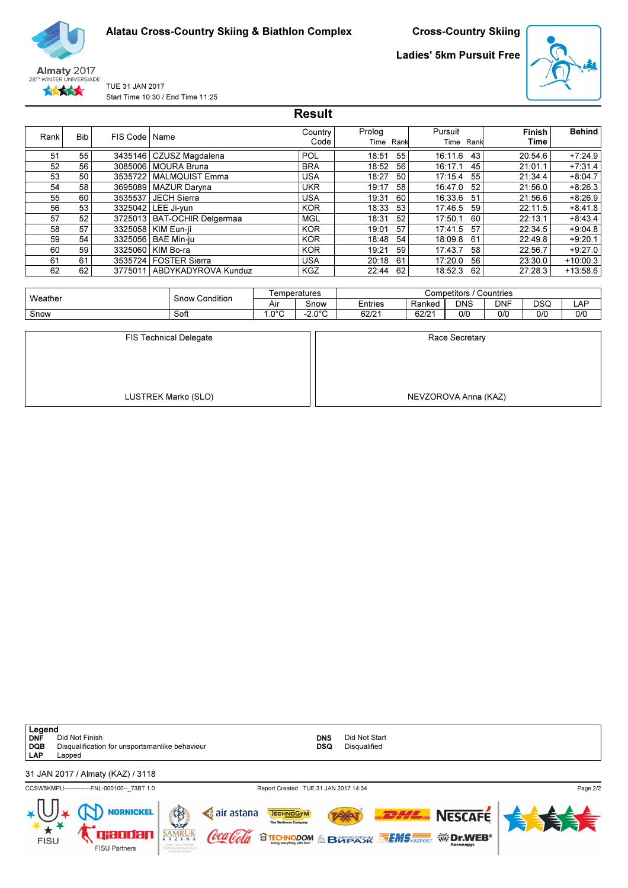Alatau Cross-Country Skiing & Biathlon Complex

Cross-Country Skiing

Ladies' 5km Pursuit Free

TUE 31 JAN 2017

Start Time 10:30 / End Time 11:25

## Result

| Rank | Bib | FIS Code | Name | Country Code | Prolog Time | Prolog Rank | Pursuit Time | Pursuit Rank | Finish Time | Behind |
|---|---|---|---|---|---|---|---|---|---|---|
| 51 | 55 | 3435146 | CZUSZ Magdalena | POL | 18:51 | 55 | 16:11.6 | 43 | 20:54.6 | +7:24.9 |
| 52 | 56 | 3085006 | MOURA Bruna | BRA | 18:52 | 56 | 16:17.1 | 45 | 21:01.1 | +7:31.4 |
| 53 | 50 | 3535722 | MALMQUIST Emma | USA | 18:27 | 50 | 17:15.4 | 55 | 21:34.4 | +8:04.7 |
| 54 | 58 | 3695089 | MAZUR Daryna | UKR | 19:17 | 58 | 16:47.0 | 52 | 21:56.0 | +8:26.3 |
| 55 | 60 | 3535537 | JECH Sierra | USA | 19:31 | 60 | 16:33.6 | 51 | 21:56.6 | +8:26.9 |
| 56 | 53 | 3325042 | LEE Ji-yun | KOR | 18:33 | 53 | 17:46.5 | 59 | 22:11.5 | +8:41.8 |
| 57 | 52 | 3725013 | BAT-OCHIR Delgermaa | MGL | 18:31 | 52 | 17:50.1 | 60 | 22:13.1 | +8:43.4 |
| 58 | 57 | 3325058 | KIM Eun-ji | KOR | 19:01 | 57 | 17:41.5 | 57 | 22:34.5 | +9:04.8 |
| 59 | 54 | 3325056 | BAE Min-ju | KOR | 18:48 | 54 | 18:09.8 | 61 | 22:49.8 | +9:20.1 |
| 60 | 59 | 3325060 | KIM Bo-ra | KOR | 19:21 | 59 | 17:43.7 | 58 | 22:56.7 | +9:27.0 |
| 61 | 61 | 3535724 | FOSTER Sierra | USA | 20:18 | 61 | 17:20.0 | 56 | 23:30.0 | +10:00.3 |
| 62 | 62 | 3775011 | ABDYKADYROVA Kunduz | KGZ | 22:44 | 62 | 18:52.3 | 62 | 27:28.3 | +13:58.6 |

| Weather | Snow Condition | Temperatures | | Competitors / Countries | | | | | |
|---|---|---|---|---|---|---|---|---|---|
| | | Air | Snow | Entries | Ranked | DNS | DNF | DSQ | LAP |
| Snow | Soft | 1.0°C | -2.0°C | 62/21 | 62/21 | 0/0 | 0/0 | 0/0 | 0/0 |

| FIS Technical Delegate | Race Secretary |
|---|---|
| LUSTREK Marko (SLO) | NEVZOROVA Anna (KAZ) |

**Legend**

- **DNF** Did Not Finish
- **DQB** Disqualification for unsportsmanlike behaviour
- **LAP** Lapped
- **DNS** Did Not Start
- **DSQ** Disqualified

31 JAN 2017 / Almaty (KAZ) / 3118

CCSW5KMPU-------------FNL-000100--_73BT 1.0 Report Created TUE 31 JAN 2017 14:34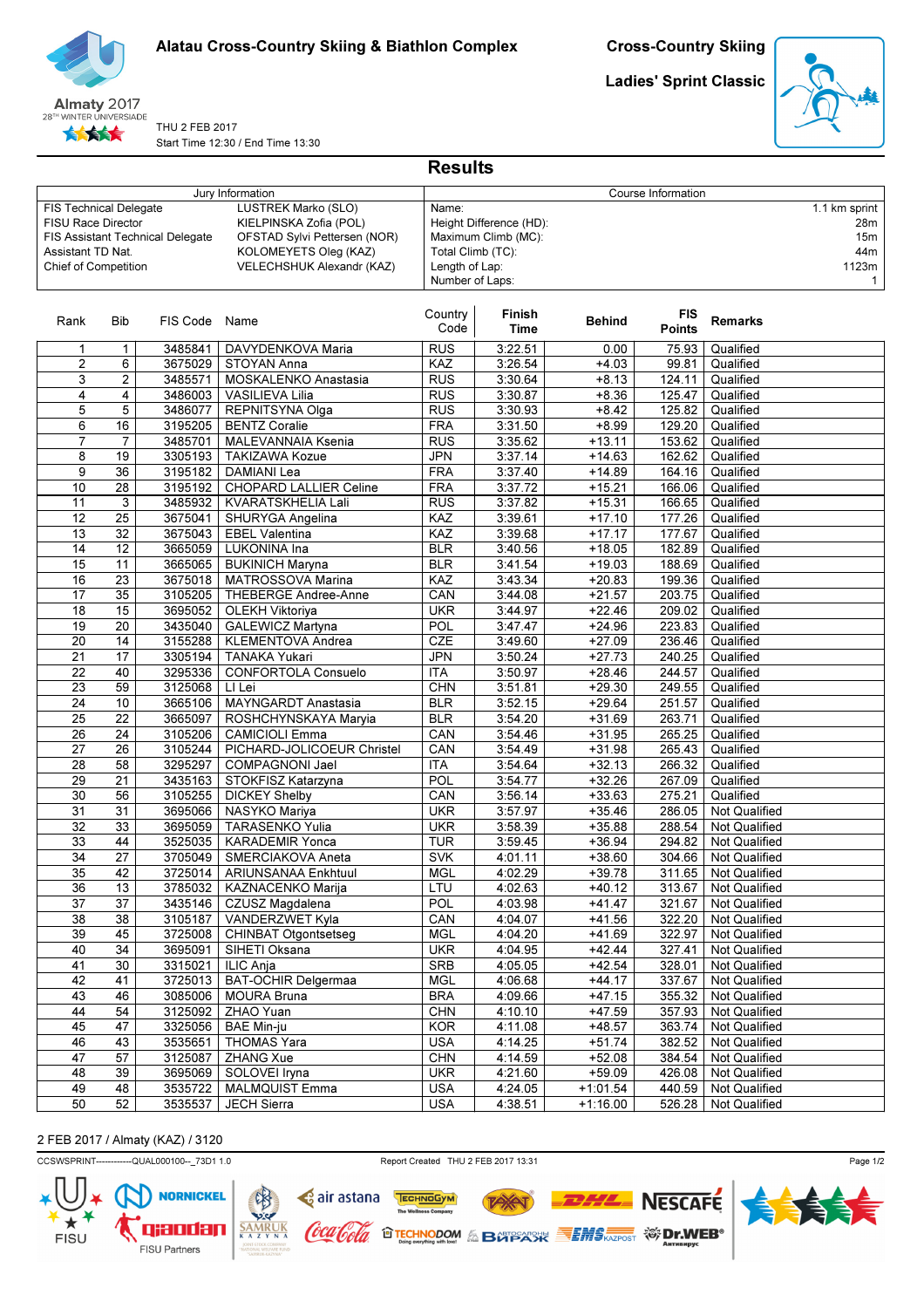Alatau Cross-Country Skiing & Biathlon Complex

Almaty 2017
28TH WINTER UNIVERSIADE

THU 2 FEB 2017
Start Time 12:30 / End Time 13:30

# Cross-Country Skiing

## Ladies' Sprint Classic

# Results

| Jury Information | |
|---|---|
| FIS Technical Delegate | LUSTREK Marko (SLO) |
| FISU Race Director | KIELPINSKA Zofia (POL) |
| FIS Assistant Technical Delegate | OFSTAD Sylvi Pettersen (NOR) |
| Assistant TD Nat. | KOLOMEYETS Oleg (KAZ) |
| Chief of Competition | VELECHSHUK Alexandr (KAZ) |

| Course Information | |
|---|---|
| Name: | 1.1 km sprint |
| Height Difference (HD): | 28m |
| Maximum Climb (MC): | 15m |
| Total Climb (TC): | 44m |
| Length of Lap: | 1123m |
| Number of Laps: | 1 |

| Rank | Bib | FIS Code | Name | Country Code | Finish Time | Behind | FIS Points | Remarks |
|---|---|---|---|---|---|---|---|---|
| 1 | 1 | 3485841 | DAVYDENKOVA Maria | RUS | 3:22.51 | 0.00 | 75.93 | Qualified |
| 2 | 6 | 3675029 | STOYAN Anna | KAZ | 3:26.54 | +4.03 | 99.81 | Qualified |
| 3 | 2 | 3485571 | MOSKALENKO Anastasia | RUS | 3:30.64 | +8.13 | 124.11 | Qualified |
| 4 | 4 | 3486003 | VASILIEVA Lilia | RUS | 3:30.87 | +8.36 | 125.47 | Qualified |
| 5 | 5 | 3486077 | REPNITSYNA Olga | RUS | 3:30.93 | +8.42 | 125.82 | Qualified |
| 6 | 16 | 3195205 | BENTZ Coralie | FRA | 3:31.50 | +8.99 | 129.20 | Qualified |
| 7 | 7 | 3485701 | MALEVANNAIA Ksenia | RUS | 3:35.62 | +13.11 | 153.62 | Qualified |
| 8 | 19 | 3305193 | TAKIZAWA Kozue | JPN | 3:37.14 | +14.63 | 162.62 | Qualified |
| 9 | 36 | 3195182 | DAMIANI Lea | FRA | 3:37.40 | +14.89 | 164.16 | Qualified |
| 10 | 28 | 3195192 | CHOPARD LALLIER Celine | FRA | 3:37.72 | +15.21 | 166.06 | Qualified |
| 11 | 3 | 3485932 | KVARATSKHELIA Lali | RUS | 3:37.82 | +15.31 | 166.65 | Qualified |
| 12 | 25 | 3675041 | SHURYGA Angelina | KAZ | 3:39.61 | +17.10 | 177.26 | Qualified |
| 13 | 32 | 3675043 | EBEL Valentina | KAZ | 3:39.68 | +17.17 | 177.67 | Qualified |
| 14 | 12 | 3665059 | LUKONINA Ina | BLR | 3:40.56 | +18.05 | 182.89 | Qualified |
| 15 | 11 | 3665065 | BUKINICH Maryna | BLR | 3:41.54 | +19.03 | 188.69 | Qualified |
| 16 | 23 | 3675018 | MATROSSOVA Marina | KAZ | 3:43.34 | +20.83 | 199.36 | Qualified |
| 17 | 35 | 3105205 | THEBERGE Andree-Anne | CAN | 3:44.08 | +21.57 | 203.75 | Qualified |
| 18 | 15 | 3695052 | OLEKH Viktoriya | UKR | 3:44.97 | +22.46 | 209.02 | Qualified |
| 19 | 20 | 3435040 | GALEWICZ Martyna | POL | 3:47.47 | +24.96 | 223.83 | Qualified |
| 20 | 14 | 3155288 | KLEMENTOVA Andrea | CZE | 3:49.60 | +27.09 | 236.46 | Qualified |
| 21 | 17 | 3305194 | TANAKA Yukari | JPN | 3:50.24 | +27.73 | 240.25 | Qualified |
| 22 | 40 | 3295336 | CONFORTOLA Consuelo | ITA | 3:50.97 | +28.46 | 244.57 | Qualified |
| 23 | 59 | 3125068 | LI Lei | CHN | 3:51.81 | +29.30 | 249.55 | Qualified |
| 24 | 10 | 3665106 | MAYNGARDT Anastasia | BLR | 3:52.15 | +29.64 | 251.57 | Qualified |
| 25 | 22 | 3665097 | ROSHCHYNSKAYA Maryia | BLR | 3:54.20 | +31.69 | 263.71 | Qualified |
| 26 | 24 | 3105206 | CAMICIOLI Emma | CAN | 3:54.46 | +31.95 | 265.25 | Qualified |
| 27 | 26 | 3105244 | PICHARD-JOLICOEUR Christel | CAN | 3:54.49 | +31.98 | 265.43 | Qualified |
| 28 | 58 | 3295297 | COMPAGNONI Jael | ITA | 3:54.64 | +32.13 | 266.32 | Qualified |
| 29 | 21 | 3435163 | STOKFISZ Katarzyna | POL | 3:54.77 | +32.26 | 267.09 | Qualified |
| 30 | 56 | 3105255 | DICKEY Shelby | CAN | 3:56.14 | +33.63 | 275.21 | Qualified |
| 31 | 31 | 3695066 | NASYKO Mariya | UKR | 3:57.97 | +35.46 | 286.05 | Not Qualified |
| 32 | 33 | 3695059 | TARASENKO Yulia | UKR | 3:58.39 | +35.88 | 288.54 | Not Qualified |
| 33 | 44 | 3525035 | KARADEMIR Yonca | TUR | 3:59.45 | +36.94 | 294.82 | Not Qualified |
| 34 | 27 | 3705049 | SMERCIAKOVA Aneta | SVK | 4:01.11 | +38.60 | 304.66 | Not Qualified |
| 35 | 42 | 3725014 | ARIUNSANAA Enkhtuul | MGL | 4:02.29 | +39.78 | 311.65 | Not Qualified |
| 36 | 13 | 3785032 | KAZNACENKO Marija | LTU | 4:02.63 | +40.12 | 313.67 | Not Qualified |
| 37 | 37 | 3435146 | CZUSZ Magdalena | POL | 4:03.98 | +41.47 | 321.67 | Not Qualified |
| 38 | 38 | 3105187 | VANDERZWET Kyla | CAN | 4:04.07 | +41.56 | 322.20 | Not Qualified |
| 39 | 45 | 3725008 | CHINBAT Otgontsetseg | MGL | 4:04.20 | +41.69 | 322.97 | Not Qualified |
| 40 | 34 | 3695091 | SIHETI Oksana | UKR | 4:04.95 | +42.44 | 327.41 | Not Qualified |
| 41 | 30 | 3315021 | ILIC Anja | SRB | 4:05.05 | +42.54 | 328.01 | Not Qualified |
| 42 | 41 | 3725013 | BAT-OCHIR Delgermaa | MGL | 4:06.68 | +44.17 | 337.67 | Not Qualified |
| 43 | 46 | 3085006 | MOURA Bruna | BRA | 4:09.66 | +47.15 | 355.32 | Not Qualified |
| 44 | 54 | 3125092 | ZHAO Yuan | CHN | 4:10.10 | +47.59 | 357.93 | Not Qualified |
| 45 | 47 | 3325056 | BAE Min-ju | KOR | 4:11.08 | +48.57 | 363.74 | Not Qualified |
| 46 | 43 | 3535651 | THOMAS Yara | USA | 4:14.25 | +51.74 | 382.52 | Not Qualified |
| 47 | 57 | 3125087 | ZHANG Xue | CHN | 4:14.59 | +52.08 | 384.54 | Not Qualified |
| 48 | 39 | 3695069 | SOLOVEI Iryna | UKR | 4:21.60 | +59.09 | 426.08 | Not Qualified |
| 49 | 48 | 3535722 | MALMQUIST Emma | USA | 4:24.05 | +1:01.54 | 440.59 | Not Qualified |
| 50 | 52 | 3535537 | JECH Sierra | USA | 4:38.51 | +1:16.00 | 526.28 | Not Qualified |

2 FEB 2017 / Almaty (KAZ) / 3120

CCSWSPRINT------------QUAL000100--_73D1 1.0 Report Created THU 2 FEB 2017 13:31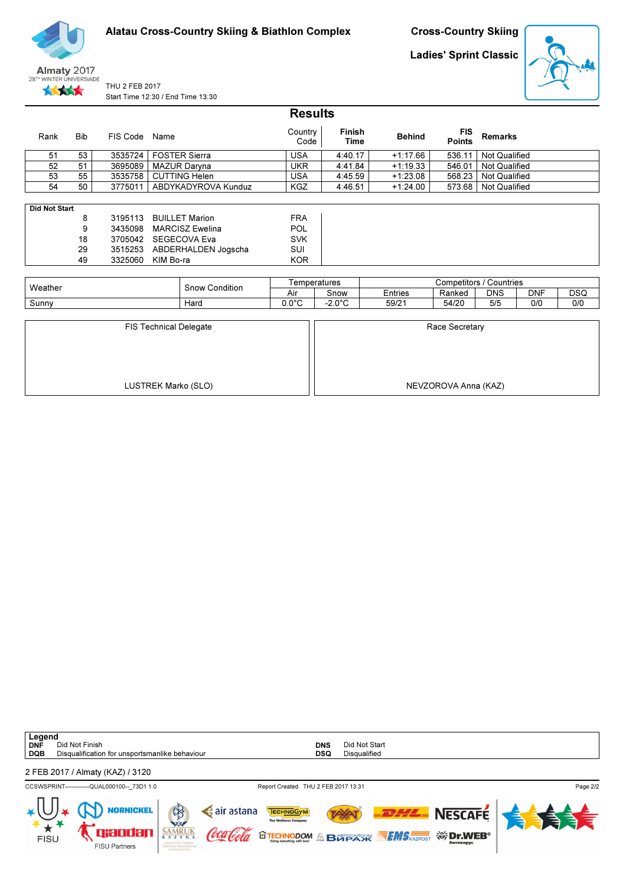**Alatau Cross-Country Skiing & Biathlon Complex**

**Cross-Country Skiing**

**Ladies' Sprint Classic**

Almaty 2017
28TH WINTER UNIVERSIADE

THU 2 FEB 2017
Start Time 12:30 / End Time 13:30

## Results

| Rank | Bib | FIS Code | Name | Country Code | Finish Time | Behind | FIS Points | Remarks |
|---|---|---|---|---|---|---|---|---|
| 51 | 53 | 3535724 | FOSTER Sierra | USA | 4:40.17 | +1:17.66 | 536.11 | Not Qualified |
| 52 | 51 | 3695089 | MAZUR Daryna | UKR | 4:41.84 | +1:19.33 | 546.01 | Not Qualified |
| 53 | 55 | 3535758 | CUTTING Helen | USA | 4:45.59 | +1:23.08 | 568.23 | Not Qualified |
| 54 | 50 | 3775011 | ABDYKADYROVA Kunduz | KGZ | 4:46.51 | +1:24.00 | 573.68 | Not Qualified |

**Did Not Start**

| Bib | FIS Code | Name | Country Code |
|---|---|---|---|
| 8 | 3195113 | BUILLET Marion | FRA |
| 9 | 3435098 | MARCISZ Ewelina | POL |
| 18 | 3705042 | SEGECOVA Eva | SVK |
| 29 | 3515253 | ABDERHALDEN Jogscha | SUI |
| 49 | 3325060 | KIM Bo-ra | KOR |

| Weather | Snow Condition | Temperatures | | Competitors / Countries | | | | |
|---|---|---|---|---|---|---|---|---|
| | | Air | Snow | Entries | Ranked | DNS | DNF | DSQ |
| Sunny | Hard | 0.0°C | -2.0°C | 59/21 | 54/20 | 5/5 | 0/0 | 0/0 |

| FIS Technical Delegate | Race Secretary |
|---|---|
| LUSTREK Marko (SLO) | NEVZOROVA Anna (KAZ) |

**Legend**

**DNF** Did Not Finish
**DQB** Disqualification for unsportsmanlike behaviour
**DNS** Did Not Start
**DSQ** Disqualified

2 FEB 2017 / Almaty (KAZ) / 3120

CCSWSPRINT------------QUAL000100--_73D1 1.0 Report Created THU 2 FEB 2017 13:31

FISU Partners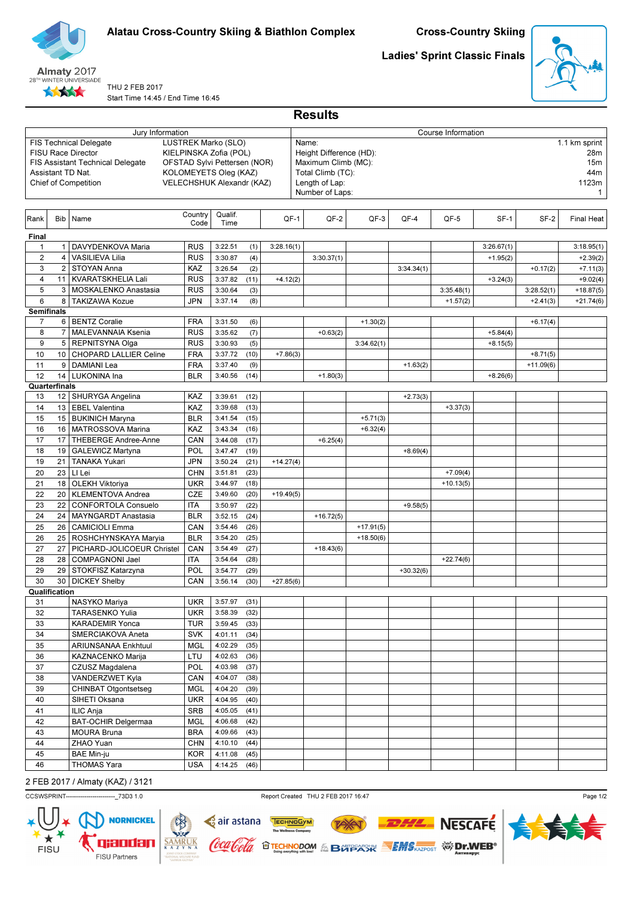# Alatau Cross-Country Skiing & Biathlon Complex

## Cross-Country Skiing

### Ladies' Sprint Classic Finals

Almaty 2017
28TH WINTER UNIVERSIADE

THU 2 FEB 2017
Start Time 14:45 / End Time 16:45

## Results

| Jury Information | | Course Information | |
|---|---|---|---|
| FIS Technical Delegate | LUSTREK Marko (SLO) | Name: | 1.1 km sprint |
| FISU Race Director | KIELPINSKA Zofia (POL) | Height Difference (HD): | 28m |
| FIS Assistant Technical Delegate | OFSTAD Sylvi Pettersen (NOR) | Maximum Climb (MC): | 15m |
| Assistant TD Nat. | KOLOMEYETS Oleg (KAZ) | Total Climb (TC): | 44m |
| Chief of Competition | VELECHSHUK Alexandr (KAZ) | Length of Lap: | 1123m |
| | | Number of Laps: | 1 |

| Rank | Bib | Name | Country Code | Qualif. Time | | QF-1 | QF-2 | QF-3 | QF-4 | QF-5 | SF-1 | SF-2 | Final Heat |
|---|---|---|---|---|---|---|---|---|---|---|---|---|---|
| **Final** | | | | | | | | | | | | | |
| 1 | 1 | DAVYDENKOVA Maria | RUS | 3:22.51 | (1) | 3:28.16(1) | | | | | 3:26.67(1) | | 3:18.95(1) |
| 2 | 4 | VASILIEVA Lilia | RUS | 3:30.87 | (4) | | 3:30.37(1) | | | | +1.95(2) | | +2.39(2) |
| 3 | 2 | STOYAN Anna | KAZ | 3:26.54 | (2) | | | | 3:34.34(1) | | | +0.17(2) | +7.11(3) |
| 4 | 11 | KVARATSKHELIA Lali | RUS | 3:37.82 | (11) | +4.12(2) | | | | | +3.24(3) | | +9.02(4) |
| 5 | 3 | MOSKALENKO Anastasia | RUS | 3:30.64 | (3) | | | | | 3:35.48(1) | | 3:28.52(1) | +18.87(5) |
| 6 | 8 | TAKIZAWA Kozue | JPN | 3:37.14 | (8) | | | | | +1.57(2) | | +2.41(3) | +21.74(6) |
| **Semifinals** | | | | | | | | | | | | | |
| 7 | 6 | BENTZ Coralie | FRA | 3:31.50 | (6) | | | +1.30(2) | | | | +6.17(4) | |
| 8 | 7 | MALEVANNAIA Ksenia | RUS | 3:35.62 | (7) | | +0.63(2) | | | | +5.84(4) | | |
| 9 | 5 | REPNITSYNA Olga | RUS | 3:30.93 | (5) | | | 3:34.62(1) | | | +8.15(5) | | |
| 10 | 10 | CHOPARD LALLIER Celine | FRA | 3:37.72 | (10) | +7.86(3) | | | | | | +8.71(5) | |
| 11 | 9 | DAMIANI Lea | FRA | 3:37.40 | (9) | | | | +1.63(2) | | | +11.09(6) | |
| 12 | 14 | LUKONINA Ina | BLR | 3:40.56 | (14) | | +1.80(3) | | | | +8.26(6) | | |
| **Quarterfinals** | | | | | | | | | | | | | |
| 13 | 12 | SHURYGA Angelina | KAZ | 3:39.61 | (12) | | | | +2.73(3) | | | | |
| 14 | 13 | EBEL Valentina | KAZ | 3:39.68 | (13) | | | | | +3.37(3) | | | |
| 15 | 15 | BUKINICH Maryna | BLR | 3:41.54 | (15) | | | +5.71(3) | | | | | |
| 16 | 16 | MATROSSOVA Marina | KAZ | 3:43.34 | (16) | | | +6.32(4) | | | | | |
| 17 | 17 | THEBERGE Andree-Anne | CAN | 3:44.08 | (17) | | +6.25(4) | | | | | | |
| 18 | 19 | GALEWICZ Martyna | POL | 3:47.47 | (19) | | | | +8.69(4) | | | | |
| 19 | 21 | TANAKA Yukari | JPN | 3:50.24 | (21) | +14.27(4) | | | | | | | |
| 20 | 23 | LI Lei | CHN | 3:51.81 | (23) | | | | | +7.09(4) | | | |
| 21 | 18 | OLEKH Viktoriya | UKR | 3:44.97 | (18) | | | | | +10.13(5) | | | |
| 22 | 20 | KLEMENTOVA Andrea | CZE | 3:49.60 | (20) | +19.49(5) | | | | | | | |
| 23 | 22 | CONFORTOLA Consuelo | ITA | 3:50.97 | (22) | | | | +9.58(5) | | | | |
| 24 | 24 | MAYNGARDT Anastasia | BLR | 3:52.15 | (24) | | +16.72(5) | | | | | | |
| 25 | 26 | CAMICIOLI Emma | CAN | 3:54.46 | (26) | | | +17.91(5) | | | | | |
| 26 | 25 | ROSHCHYNSKAYA Maryia | BLR | 3:54.20 | (25) | | | +18.50(6) | | | | | |
| 27 | 27 | PICHARD-JOLICOEUR Christel | CAN | 3:54.49 | (27) | | +18.43(6) | | | | | | |
| 28 | 28 | COMPAGNONI Jael | ITA | 3:54.64 | (28) | | | | | +22.74(6) | | | |
| 29 | 29 | STOKFISZ Katarzyna | POL | 3:54.77 | (29) | | | | +30.32(6) | | | | |
| 30 | 30 | DICKEY Shelby | CAN | 3:56.14 | (30) | +27.85(6) | | | | | | | |
| **Qualification** | | | | | | | | | | | | | |
| 31 | | NASYKO Mariya | UKR | 3:57.97 | (31) | | | | | | | | |
| 32 | | TARASENKO Yulia | UKR | 3:58.39 | (32) | | | | | | | | |
| 33 | | KARADEMIR Yonca | TUR | 3:59.45 | (33) | | | | | | | | |
| 34 | | SMERCIAKOVA Aneta | SVK | 4:01.11 | (34) | | | | | | | | |
| 35 | | ARIUNSANAA Enkhtuul | MGL | 4:02.29 | (35) | | | | | | | | |
| 36 | | KAZNACENKO Marija | LTU | 4:02.63 | (36) | | | | | | | | |
| 37 | | CZUSZ Magdalena | POL | 4:03.98 | (37) | | | | | | | | |
| 38 | | VANDERZWET Kyla | CAN | 4:04.07 | (38) | | | | | | | | |
| 39 | | CHINBAT Otgontsetseg | MGL | 4:04.20 | (39) | | | | | | | | |
| 40 | | SIHETI Oksana | UKR | 4:04.95 | (40) | | | | | | | | |
| 41 | | ILIC Anja | SRB | 4:05.05 | (41) | | | | | | | | |
| 42 | | BAT-OCHIR Delgermaa | MGL | 4:06.68 | (42) | | | | | | | | |
| 43 | | MOURA Bruna | BRA | 4:09.66 | (43) | | | | | | | | |
| 44 | | ZHAO Yuan | CHN | 4:10.10 | (44) | | | | | | | | |
| 45 | | BAE Min-ju | KOR | 4:11.08 | (45) | | | | | | | | |
| 46 | | THOMAS Yara | USA | 4:14.25 | (46) | | | | | | | | |

2 FEB 2017 / Almaty (KAZ) / 3121

CCSWSPRINT------------------------_73D3 1.0 Report Created THU 2 FEB 2017 16:47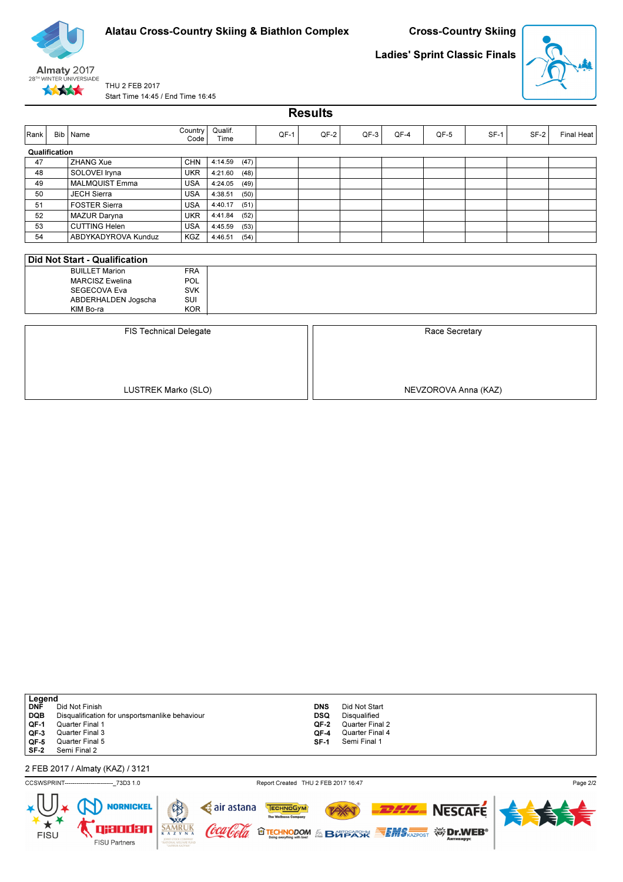# Alatau Cross-Country Skiing & Biathlon Complex

## Cross-Country Skiing

## Ladies' Sprint Classic Finals

THU 2 FEB 2017
Start Time 14:45 / End Time 16:45

## Results

| Rank | Bib | Name | Country Code | Qualif. Time | | QF-1 | QF-2 | QF-3 | QF-4 | QF-5 | SF-1 | SF-2 | Final Heat |
|---|---|---|---|---|---|---|---|---|---|---|---|---|---|
| **Qualification** | | | | | | | | | | | | | |
| 47 | | ZHANG Xue | CHN | 4:14.59 | (47) | | | | | | | | |
| 48 | | SOLOVEI Iryna | UKR | 4:21.60 | (48) | | | | | | | | |
| 49 | | MALMQUIST Emma | USA | 4:24.05 | (49) | | | | | | | | |
| 50 | | JECH Sierra | USA | 4:38.51 | (50) | | | | | | | | |
| 51 | | FOSTER Sierra | USA | 4:40.17 | (51) | | | | | | | | |
| 52 | | MAZUR Daryna | UKR | 4:41.84 | (52) | | | | | | | | |
| 53 | | CUTTING Helen | USA | 4:45.59 | (53) | | | | | | | | |
| 54 | | ABDYKADYROVA Kunduz | KGZ | 4:46.51 | (54) | | | | | | | | |

### Did Not Start - Qualification

| Name | Country Code |
|---|---|
| BUILLET Marion | FRA |
| MARCISZ Ewelina | POL |
| SEGECOVA Eva | SVK |
| ABDERHALDEN Jogscha | SUI |
| KIM Bo-ra | KOR |

| FIS Technical Delegate | Race Secretary |
|---|---|
| LUSTREK Marko (SLO) | NEVZOROVA Anna (KAZ) |

**Legend**

| | | | |
|---|---|---|---|
| **DNF** | Did Not Finish | **DNS** | Did Not Start |
| **DQB** | Disqualification for unsportsmanlike behaviour | **DSQ** | Disqualified |
| **QF-1** | Quarter Final 1 | **QF-2** | Quarter Final 2 |
| **QF-3** | Quarter Final 3 | **QF-4** | Quarter Final 4 |
| **QF-5** | Quarter Final 5 | **SF-1** | Semi Final 1 |
| **SF-2** | Semi Final 2 | | |

2 FEB 2017 / Almaty (KAZ) / 3121

CCSWSPRINT--------------------------_73D3 1.0 Report Created THU 2 FEB 2017 16:47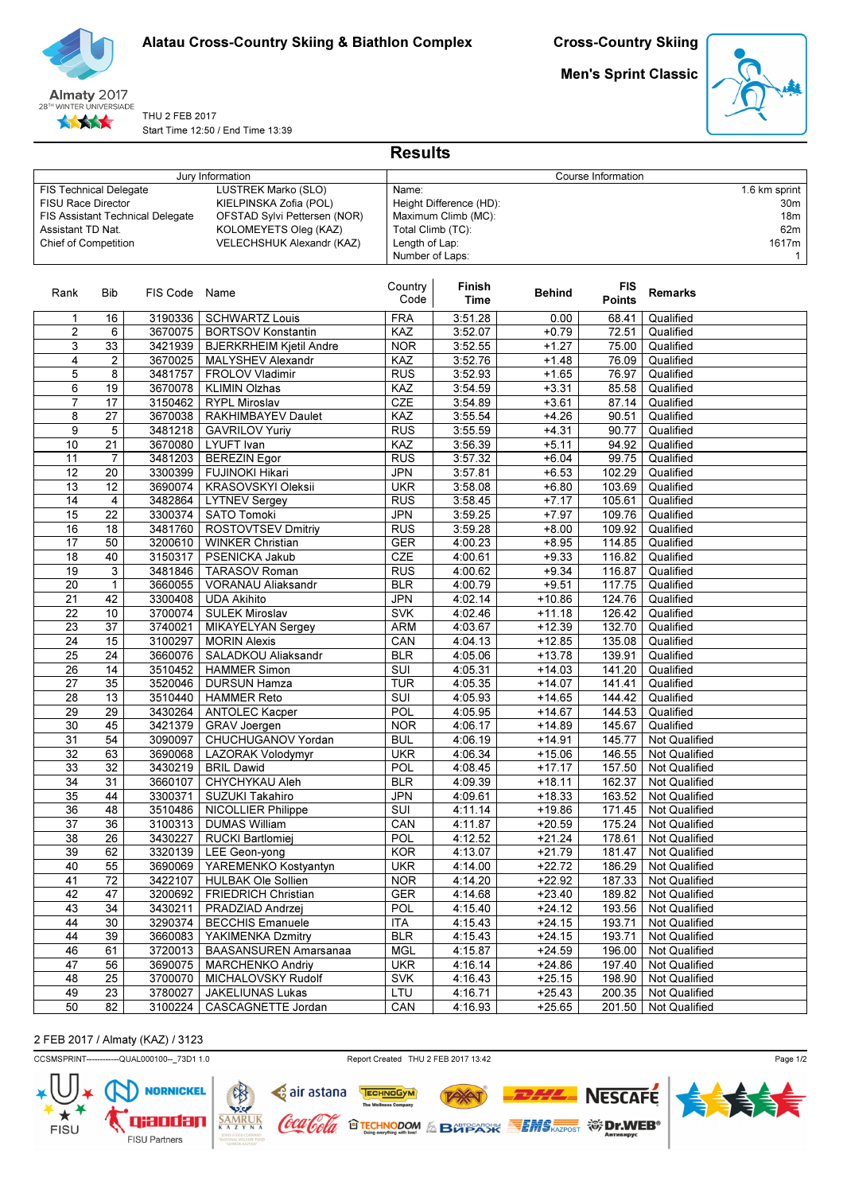# Alatau Cross-Country Skiing & Biathlon Complex

## Cross-Country Skiing

## Men's Sprint Classic

Almaty 2017
28TH WINTER UNIVERSIADE

THU 2 FEB 2017
Start Time 12:50 / End Time 13:39

## Results

| Jury Information | |
|---|---|
| FIS Technical Delegate | LUSTREK Marko (SLO) |
| FISU Race Director | KIELPINSKA Zofia (POL) |
| FIS Assistant Technical Delegate | OFSTAD Sylvi Pettersen (NOR) |
| Assistant TD Nat. | KOLOMEYETS Oleg (KAZ) |
| Chief of Competition | VELECHSHUK Alexandr (KAZ) |

| Course Information | |
|---|---|
| Name: | 1.6 km sprint |
| Height Difference (HD): | 30m |
| Maximum Climb (MC): | 18m |
| Total Climb (TC): | 62m |
| Length of Lap: | 1617m |
| Number of Laps: | 1 |

| Rank | Bib | FIS Code | Name | Country Code | Finish Time | Behind | FIS Points | Remarks |
|---|---|---|---|---|---|---|---|---|
| 1 | 16 | 3190336 | SCHWARTZ Louis | FRA | 3:51.28 | 0.00 | 68.41 | Qualified |
| 2 | 6 | 3670075 | BORTSOV Konstantin | KAZ | 3:52.07 | +0.79 | 72.51 | Qualified |
| 3 | 33 | 3421939 | BJERKRHEIM Kjetil Andre | NOR | 3:52.55 | +1.27 | 75.00 | Qualified |
| 4 | 2 | 3670025 | MALYSHEV Alexandr | KAZ | 3:52.76 | +1.48 | 76.09 | Qualified |
| 5 | 8 | 3481757 | FROLOV Vladimir | RUS | 3:52.93 | +1.65 | 76.97 | Qualified |
| 6 | 19 | 3670078 | KLIMIN Olzhas | KAZ | 3:54.59 | +3.31 | 85.58 | Qualified |
| 7 | 17 | 3150462 | RYPL Miroslav | CZE | 3:54.89 | +3.61 | 87.14 | Qualified |
| 8 | 27 | 3670038 | RAKHIMBAYEV Daulet | KAZ | 3:55.54 | +4.26 | 90.51 | Qualified |
| 9 | 5 | 3481218 | GAVRILOV Yuriy | RUS | 3:55.59 | +4.31 | 90.77 | Qualified |
| 10 | 21 | 3670080 | LYUFT Ivan | KAZ | 3:56.39 | +5.11 | 94.92 | Qualified |
| 11 | 7 | 3481203 | BEREZIN Egor | RUS | 3:57.32 | +6.04 | 99.75 | Qualified |
| 12 | 20 | 3300399 | FUJINOKI Hikari | JPN | 3:57.81 | +6.53 | 102.29 | Qualified |
| 13 | 12 | 3690074 | KRASOVSKYI Oleksii | UKR | 3:58.08 | +6.80 | 103.69 | Qualified |
| 14 | 4 | 3482864 | LYTNEV Sergey | RUS | 3:58.45 | +7.17 | 105.61 | Qualified |
| 15 | 22 | 3300374 | SATO Tomoki | JPN | 3:59.25 | +7.97 | 109.76 | Qualified |
| 16 | 18 | 3481760 | ROSTOVTSEV Dmitriy | RUS | 3:59.28 | +8.00 | 109.92 | Qualified |
| 17 | 50 | 3200610 | WINKER Christian | GER | 4:00.23 | +8.95 | 114.85 | Qualified |
| 18 | 40 | 3150317 | PSENICKA Jakub | CZE | 4:00.61 | +9.33 | 116.82 | Qualified |
| 19 | 3 | 3481846 | TARASOV Roman | RUS | 4:00.62 | +9.34 | 116.87 | Qualified |
| 20 | 1 | 3660055 | VORANAU Aliaksandr | BLR | 4:00.79 | +9.51 | 117.75 | Qualified |
| 21 | 42 | 3300408 | UDA Akihito | JPN | 4:02.14 | +10.86 | 124.76 | Qualified |
| 22 | 10 | 3700074 | SULEK Miroslav | SVK | 4:02.46 | +11.18 | 126.42 | Qualified |
| 23 | 37 | 3740021 | MIKAYELYAN Sergey | ARM | 4:03.67 | +12.39 | 132.70 | Qualified |
| 24 | 15 | 3100297 | MORIN Alexis | CAN | 4:04.13 | +12.85 | 135.08 | Qualified |
| 25 | 24 | 3660076 | SALADKOU Aliaksandr | BLR | 4:05.06 | +13.78 | 139.91 | Qualified |
| 26 | 14 | 3510452 | HAMMER Simon | SUI | 4:05.31 | +14.03 | 141.20 | Qualified |
| 27 | 35 | 3520046 | DURSUN Hamza | TUR | 4:05.35 | +14.07 | 141.41 | Qualified |
| 28 | 13 | 3510440 | HAMMER Reto | SUI | 4:05.93 | +14.65 | 144.42 | Qualified |
| 29 | 29 | 3430264 | ANTOLEC Kacper | POL | 4:05.95 | +14.67 | 144.53 | Qualified |
| 30 | 45 | 3421379 | GRAV Joergen | NOR | 4:06.17 | +14.89 | 145.67 | Qualified |
| 31 | 54 | 3090097 | CHUCHUGANOV Yordan | BUL | 4:06.19 | +14.91 | 145.77 | Not Qualified |
| 32 | 63 | 3690068 | LAZORAK Volodymyr | UKR | 4:06.34 | +15.06 | 146.55 | Not Qualified |
| 33 | 32 | 3430219 | BRIL Dawid | POL | 4:08.45 | +17.17 | 157.50 | Not Qualified |
| 34 | 31 | 3660107 | CHYCHYKAU Aleh | BLR | 4:09.39 | +18.11 | 162.37 | Not Qualified |
| 35 | 44 | 3300371 | SUZUKI Takahiro | JPN | 4:09.61 | +18.33 | 163.52 | Not Qualified |
| 36 | 48 | 3510486 | NICOLLIER Philippe | SUI | 4:11.14 | +19.86 | 171.45 | Not Qualified |
| 37 | 36 | 3100313 | DUMAS William | CAN | 4:11.87 | +20.59 | 175.24 | Not Qualified |
| 38 | 26 | 3430227 | RUCKI Bartlomiej | POL | 4:12.52 | +21.24 | 178.61 | Not Qualified |
| 39 | 62 | 3320139 | LEE Geon-yong | KOR | 4:13.07 | +21.79 | 181.47 | Not Qualified |
| 40 | 55 | 3690069 | YAREMENKO Kostyantyn | UKR | 4:14.00 | +22.72 | 186.29 | Not Qualified |
| 41 | 72 | 3422107 | HULBAK Ole Sollien | NOR | 4:14.20 | +22.92 | 187.33 | Not Qualified |
| 42 | 47 | 3200692 | FRIEDRICH Christian | GER | 4:14.68 | +23.40 | 189.82 | Not Qualified |
| 43 | 34 | 3430211 | PRADZIAD Andrzej | POL | 4:15.40 | +24.12 | 193.56 | Not Qualified |
| 44 | 30 | 3290374 | BECCHIS Emanuele | ITA | 4:15.43 | +24.15 | 193.71 | Not Qualified |
| 44 | 39 | 3660083 | YAKIMENKA Dzmitry | BLR | 4:15.43 | +24.15 | 193.71 | Not Qualified |
| 46 | 61 | 3720013 | BAASANSUREN Amarsanaa | MGL | 4:15.87 | +24.59 | 196.00 | Not Qualified |
| 47 | 56 | 3690075 | MARCHENKO Andriy | UKR | 4:16.14 | +24.86 | 197.40 | Not Qualified |
| 48 | 25 | 3700070 | MICHALOVSKY Rudolf | SVK | 4:16.43 | +25.15 | 198.90 | Not Qualified |
| 49 | 23 | 3780027 | JAKELIUNAS Lukas | LTU | 4:16.71 | +25.43 | 200.35 | Not Qualified |
| 50 | 82 | 3100224 | CASCAGNETTE Jordan | CAN | 4:16.93 | +25.65 | 201.50 | Not Qualified |

2 FEB 2017 / Almaty (KAZ) / 3123

CCSMSPRINT------------QUAL000100--_73D1 1.0 Report Created THU 2 FEB 2017 13:42

FISU Partners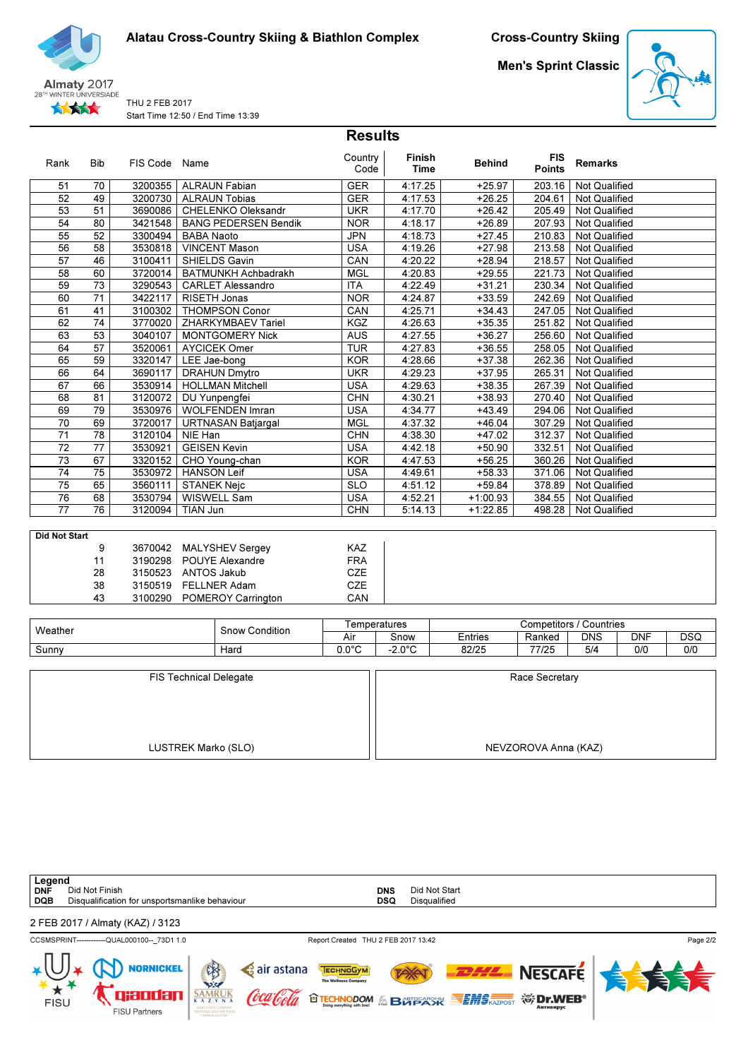Almaty 2017
28TH WINTER UNIVERSIADE

**Alatau Cross-Country Skiing & Biathlon Complex**

THU 2 FEB 2017
Start Time 12:50 / End Time 13:39

**Cross-Country Skiing**

**Men's Sprint Classic**

## Results

| Rank | Bib | FIS Code | Name | Country Code | Finish Time | Behind | FIS Points | Remarks |
|---|---|---|---|---|---|---|---|---|
| 51 | 70 | 3200355 | ALRAUN Fabian | GER | 4:17.25 | +25.97 | 203.16 | Not Qualified |
| 52 | 49 | 3200730 | ALRAUN Tobias | GER | 4:17.53 | +26.25 | 204.61 | Not Qualified |
| 53 | 51 | 3690086 | CHELENKO Oleksandr | UKR | 4:17.70 | +26.42 | 205.49 | Not Qualified |
| 54 | 80 | 3421548 | BANG PEDERSEN Bendik | NOR | 4:18.17 | +26.89 | 207.93 | Not Qualified |
| 55 | 52 | 3300494 | BABA Naoto | JPN | 4:18.73 | +27.45 | 210.83 | Not Qualified |
| 56 | 58 | 3530818 | VINCENT Mason | USA | 4:19.26 | +27.98 | 213.58 | Not Qualified |
| 57 | 46 | 3100411 | SHIELDS Gavin | CAN | 4:20.22 | +28.94 | 218.57 | Not Qualified |
| 58 | 60 | 3720014 | BATMUNKH Achbadrakh | MGL | 4:20.83 | +29.55 | 221.73 | Not Qualified |
| 59 | 73 | 3290543 | CARLET Alessandro | ITA | 4:22.49 | +31.21 | 230.34 | Not Qualified |
| 60 | 71 | 3422117 | RISETH Jonas | NOR | 4:24.87 | +33.59 | 242.69 | Not Qualified |
| 61 | 41 | 3100302 | THOMPSON Conor | CAN | 4:25.71 | +34.43 | 247.05 | Not Qualified |
| 62 | 74 | 3770020 | ZHARKYMBAEV Tariel | KGZ | 4:26.63 | +35.35 | 251.82 | Not Qualified |
| 63 | 53 | 3040107 | MONTGOMERY Nick | AUS | 4:27.55 | +36.27 | 256.60 | Not Qualified |
| 64 | 57 | 3520061 | AYCICEK Omer | TUR | 4:27.83 | +36.55 | 258.05 | Not Qualified |
| 65 | 59 | 3320147 | LEE Jae-bong | KOR | 4:28.66 | +37.38 | 262.36 | Not Qualified |
| 66 | 64 | 3690117 | DRAHUN Dmytro | UKR | 4:29.23 | +37.95 | 265.31 | Not Qualified |
| 67 | 66 | 3530914 | HOLLMAN Mitchell | USA | 4:29.63 | +38.35 | 267.39 | Not Qualified |
| 68 | 81 | 3120072 | DU Yunpengfei | CHN | 4:30.21 | +38.93 | 270.40 | Not Qualified |
| 69 | 79 | 3530976 | WOLFENDEN Imran | USA | 4:34.77 | +43.49 | 294.06 | Not Qualified |
| 70 | 69 | 3720017 | URTNASAN Batjargal | MGL | 4:37.32 | +46.04 | 307.29 | Not Qualified |
| 71 | 78 | 3120104 | NIE Han | CHN | 4:38.30 | +47.02 | 312.37 | Not Qualified |
| 72 | 77 | 3530921 | GEISEN Kevin | USA | 4:42.18 | +50.90 | 332.51 | Not Qualified |
| 73 | 67 | 3320152 | CHO Young-chan | KOR | 4:47.53 | +56.25 | 360.26 | Not Qualified |
| 74 | 75 | 3530972 | HANSON Leif | USA | 4:49.61 | +58.33 | 371.06 | Not Qualified |
| 75 | 65 | 3560111 | STANEK Nejc | SLO | 4:51.12 | +59.84 | 378.89 | Not Qualified |
| 76 | 68 | 3530794 | WISWELL Sam | USA | 4:52.21 | +1:00.93 | 384.55 | Not Qualified |
| 77 | 76 | 3120094 | TIAN Jun | CHN | 5:14.13 | +1:22.85 | 498.28 | Not Qualified |

**Did Not Start**

| Bib | FIS Code | Name | Country Code |
|---|---|---|---|
| 9 | 3670042 | MALYSHEV Sergey | KAZ |
| 11 | 3190298 | POUYE Alexandre | FRA |
| 28 | 3150523 | ANTOS Jakub | CZE |
| 38 | 3150519 | FELLNER Adam | CZE |
| 43 | 3100290 | POMEROY Carrington | CAN |

| Weather | Snow Condition | Temperatures | | Competitors / Countries | | | | |
|---|---|---|---|---|---|---|---|---|
| | | Air | Snow | Entries | Ranked | DNS | DNF | DSQ |
| Sunny | Hard | 0.0°C | -2.0°C | 82/25 | 77/25 | 5/4 | 0/0 | 0/0 |

| FIS Technical Delegate | Race Secretary |
|---|---|
| LUSTREK Marko (SLO) | NEVZOROVA Anna (KAZ) |

**Legend**

- **DNF** Did Not Finish
- **DQB** Disqualification for unsportsmanlike behaviour
- **DNS** Did Not Start
- **DSQ** Disqualified

2 FEB 2017 / Almaty (KAZ) / 3123

CCSMSPRINT------------QUAL000100--_73D1 1.0 Report Created THU 2 FEB 2017 13:42

FISU Partners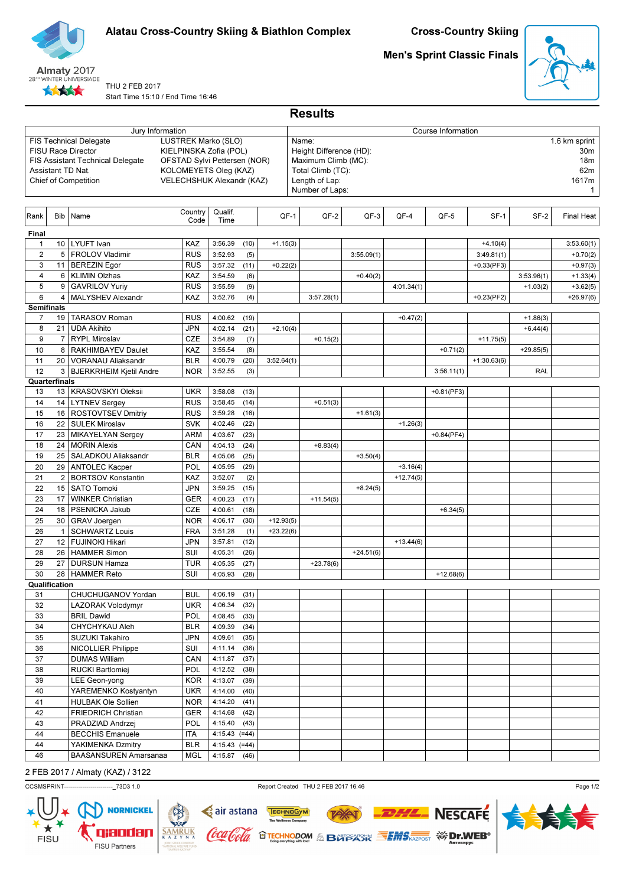# Alatau Cross-Country Skiing & Biathlon Complex

## Cross-Country Skiing

## Men's Sprint Classic Finals

THU 2 FEB 2017
Start Time 15:10 / End Time 16:46

## Results

| Jury Information | | Course Information | |
|---|---|---|---|
| FIS Technical Delegate | LUSTREK Marko (SLO) | Name: | 1.6 km sprint |
| FISU Race Director | KIELPINSKA Zofia (POL) | Height Difference (HD): | 30m |
| FIS Assistant Technical Delegate | OFSTAD Sylvi Pettersen (NOR) | Maximum Climb (MC): | 18m |
| Assistant TD Nat. | KOLOMEYETS Oleg (KAZ) | Total Climb (TC): | 62m |
| Chief of Competition | VELECHSHUK Alexandr (KAZ) | Length of Lap: | 1617m |
| | | Number of Laps: | 1 |

| Rank | Bib | Name | Country Code | Qualif. Time | | QF-1 | QF-2 | QF-3 | QF-4 | QF-5 | SF-1 | SF-2 | Final Heat |
|---|---|---|---|---|---|---|---|---|---|---|---|---|---|
| **Final** | | | | | | | | | | | | | |
| 1 | 10 | LYUFT Ivan | KAZ | 3:56.39 | (10) | +1.15(3) | | | | | +4.10(4) | | 3:53.60(1) |
| 2 | 5 | FROLOV Vladimir | RUS | 3:52.93 | (5) | | | 3:55.09(1) | | | 3:49.81(1) | | +0.70(2) |
| 3 | 11 | BEREZIN Egor | RUS | 3:57.32 | (11) | +0.22(2) | | | | | +0.33(PF3) | | +0.97(3) |
| 4 | 6 | KLIMIN Olzhas | KAZ | 3:54.59 | (6) | | | +0.40(2) | | | | 3:53.96(1) | +1.33(4) |
| 5 | 9 | GAVRILOV Yuriy | RUS | 3:55.59 | (9) | | | | 4:01.34(1) | | | +1.03(2) | +3.62(5) |
| 6 | 4 | MALYSHEV Alexandr | KAZ | 3:52.76 | (4) | | 3:57.28(1) | | | | +0.23(PF2) | | +26.97(6) |
| **Semifinals** | | | | | | | | | | | | | |
| 7 | 19 | TARASOV Roman | RUS | 4:00.62 | (19) | | | | +0.47(2) | | | +1.86(3) | |
| 8 | 21 | UDA Akihito | JPN | 4:02.14 | (21) | +2.10(4) | | | | | | +6.44(4) | |
| 9 | 7 | RYPL Miroslav | CZE | 3:54.89 | (7) | | +0.15(2) | | | | +11.75(5) | | |
| 10 | 8 | RAKHIMBAYEV Daulet | KAZ | 3:55.54 | (8) | | | | | +0.71(2) | | +29.85(5) | |
| 11 | 20 | VORANAU Aliaksandr | BLR | 4:00.79 | (20) | 3:52.64(1) | | | | | +1:30.63(6) | | |
| 12 | 3 | BJERKRHEIM Kjetil Andre | NOR | 3:52.55 | (3) | | | | | 3:56.11(1) | | RAL | |
| **Quarterfinals** | | | | | | | | | | | | | |
| 13 | 13 | KRASOVSKYI Oleksii | UKR | 3:58.08 | (13) | | | | | +0.81(PF3) | | | |
| 14 | 14 | LYTNEV Sergey | RUS | 3:58.45 | (14) | | +0.51(3) | | | | | | |
| 15 | 16 | ROSTOVTSEV Dmitriy | RUS | 3:59.28 | (16) | | | +1.61(3) | | | | | |
| 16 | 22 | SULEK Miroslav | SVK | 4:02.46 | (22) | | | | +1.26(3) | | | | |
| 17 | 23 | MIKAYELYAN Sergey | ARM | 4:03.67 | (23) | | | | | +0.84(PF4) | | | |
| 18 | 24 | MORIN Alexis | CAN | 4:04.13 | (24) | | +8.83(4) | | | | | | |
| 19 | 25 | SALADKOU Aliaksandr | BLR | 4:05.06 | (25) | | | +3.50(4) | | | | | |
| 20 | 29 | ANTOLEC Kacper | POL | 4:05.95 | (29) | | | | +3.16(4) | | | | |
| 21 | 2 | BORTSOV Konstantin | KAZ | 3:52.07 | (2) | | | | +12.74(5) | | | | |
| 22 | 15 | SATO Tomoki | JPN | 3:59.25 | (15) | | | +8.24(5) | | | | | |
| 23 | 17 | WINKER Christian | GER | 4:00.23 | (17) | | +11.54(5) | | | | | | |
| 24 | 18 | PSENICKA Jakub | CZE | 4:00.61 | (18) | | | | | +6.34(5) | | | |
| 25 | 30 | GRAV Joergen | NOR | 4:06.17 | (30) | +12.93(5) | | | | | | | |
| 26 | 1 | SCHWARTZ Louis | FRA | 3:51.28 | (1) | +23.22(6) | | | | | | | |
| 27 | 12 | FUJINOKI Hikari | JPN | 3:57.81 | (12) | | | | +13.44(6) | | | | |
| 28 | 26 | HAMMER Simon | SUI | 4:05.31 | (26) | | | +24.51(6) | | | | | |
| 29 | 27 | DURSUN Hamza | TUR | 4:05.35 | (27) | | +23.78(6) | | | | | | |
| 30 | 28 | HAMMER Reto | SUI | 4:05.93 | (28) | | | | | +12.68(6) | | | |
| **Qualification** | | | | | | | | | | | | | |
| 31 | | CHUCHUGANOV Yordan | BUL | 4:06.19 | (31) | | | | | | | | |
| 32 | | LAZORAK Volodymyr | UKR | 4:06.34 | (32) | | | | | | | | |
| 33 | | BRIL Dawid | POL | 4:08.45 | (33) | | | | | | | | |
| 34 | | CHYCHYKAU Aleh | BLR | 4:09.39 | (34) | | | | | | | | |
| 35 | | SUZUKI Takahiro | JPN | 4:09.61 | (35) | | | | | | | | |
| 36 | | NICOLLIER Philippe | SUI | 4:11.14 | (36) | | | | | | | | |
| 37 | | DUMAS William | CAN | 4:11.87 | (37) | | | | | | | | |
| 38 | | RUCKI Bartlomiej | POL | 4:12.52 | (38) | | | | | | | | |
| 39 | | LEE Geon-yong | KOR | 4:13.07 | (39) | | | | | | | | |
| 40 | | YAREMENKO Kostyantyn | UKR | 4:14.00 | (40) | | | | | | | | |
| 41 | | HULBAK Ole Sollien | NOR | 4:14.20 | (41) | | | | | | | | |
| 42 | | FRIEDRICH Christian | GER | 4:14.68 | (42) | | | | | | | | |
| 43 | | PRADZIAD Andrzej | POL | 4:15.40 | (43) | | | | | | | | |
| 44 | | BECCHIS Emanuele | ITA | 4:15.43 | (=44) | | | | | | | | |
| 44 | | YAKIMENKA Dzmitry | BLR | 4:15.43 | (=44) | | | | | | | | |
| 46 | | BAASANSUREN Amarsanaa | MGL | 4:15.87 | (46) | | | | | | | | |

2 FEB 2017 / Almaty (KAZ) / 3122

CCSMSPRINT------------------------_73D3 1.0 — Report Created THU 2 FEB 2017 16:46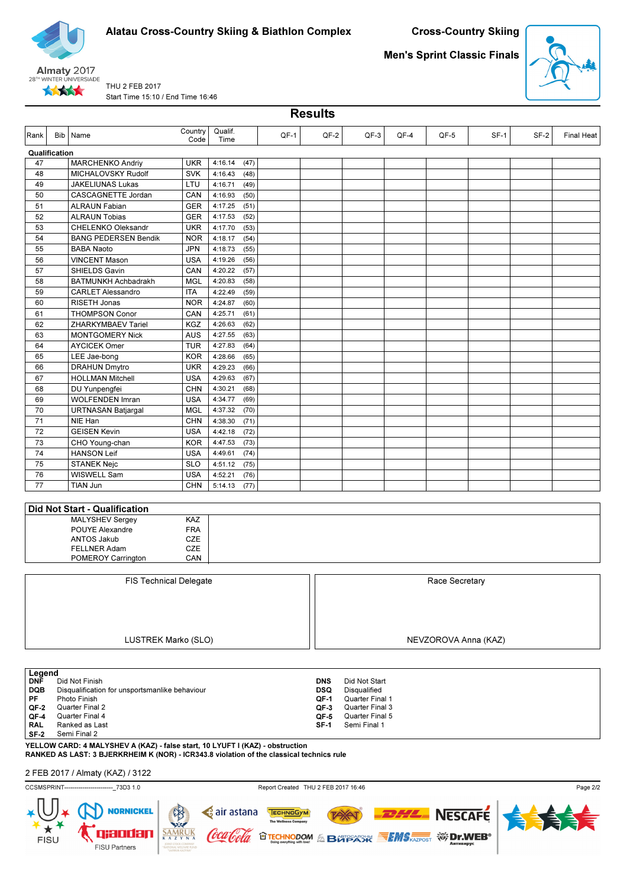Alatau Cross-Country Skiing & Biathlon Complex

# Cross-Country Skiing

## Men's Sprint Classic Finals

THU 2 FEB 2017
Start Time 15:10 / End Time 16:46

## Results

| Rank | Bib | Name | Country Code | Qualif. Time | | QF-1 | QF-2 | QF-3 | QF-4 | QF-5 | SF-1 | SF-2 | Final Heat |
|---|---|---|---|---|---|---|---|---|---|---|---|---|---|
| **Qualification** | | | | | | | | | | | | | |
| 47 | | MARCHENKO Andriy | UKR | 4:16.14 | (47) | | | | | | | | |
| 48 | | MICHALOVSKY Rudolf | SVK | 4:16.43 | (48) | | | | | | | | |
| 49 | | JAKELIUNAS Lukas | LTU | 4:16.71 | (49) | | | | | | | | |
| 50 | | CASCAGNETTE Jordan | CAN | 4:16.93 | (50) | | | | | | | | |
| 51 | | ALRAUN Fabian | GER | 4:17.25 | (51) | | | | | | | | |
| 52 | | ALRAUN Tobias | GER | 4:17.53 | (52) | | | | | | | | |
| 53 | | CHELENKO Oleksandr | UKR | 4:17.70 | (53) | | | | | | | | |
| 54 | | BANG PEDERSEN Bendik | NOR | 4:18.17 | (54) | | | | | | | | |
| 55 | | BABA Naoto | JPN | 4:18.73 | (55) | | | | | | | | |
| 56 | | VINCENT Mason | USA | 4:19.26 | (56) | | | | | | | | |
| 57 | | SHIELDS Gavin | CAN | 4:20.22 | (57) | | | | | | | | |
| 58 | | BATMUNKH Achbadrakh | MGL | 4:20.83 | (58) | | | | | | | | |
| 59 | | CARLET Alessandro | ITA | 4:22.49 | (59) | | | | | | | | |
| 60 | | RISETH Jonas | NOR | 4:24.87 | (60) | | | | | | | | |
| 61 | | THOMPSON Conor | CAN | 4:25.71 | (61) | | | | | | | | |
| 62 | | ZHARKYMBAEV Tariel | KGZ | 4:26.63 | (62) | | | | | | | | |
| 63 | | MONTGOMERY Nick | AUS | 4:27.55 | (63) | | | | | | | | |
| 64 | | AYCICEK Omer | TUR | 4:27.83 | (64) | | | | | | | | |
| 65 | | LEE Jae-bong | KOR | 4:28.66 | (65) | | | | | | | | |
| 66 | | DRAHUN Dmytro | UKR | 4:29.23 | (66) | | | | | | | | |
| 67 | | HOLLMAN Mitchell | USA | 4:29.63 | (67) | | | | | | | | |
| 68 | | DU Yunpengfei | CHN | 4:30.21 | (68) | | | | | | | | |
| 69 | | WOLFENDEN Imran | USA | 4:34.77 | (69) | | | | | | | | |
| 70 | | URTNASAN Batjargal | MGL | 4:37.32 | (70) | | | | | | | | |
| 71 | | NIE Han | CHN | 4:38.30 | (71) | | | | | | | | |
| 72 | | GEISEN Kevin | USA | 4:42.18 | (72) | | | | | | | | |
| 73 | | CHO Young-chan | KOR | 4:47.53 | (73) | | | | | | | | |
| 74 | | HANSON Leif | USA | 4:49.61 | (74) | | | | | | | | |
| 75 | | STANEK Nejc | SLO | 4:51.12 | (75) | | | | | | | | |
| 76 | | WISWELL Sam | USA | 4:52.21 | (76) | | | | | | | | |
| 77 | | TIAN Jun | CHN | 5:14.13 | (77) | | | | | | | | |

### Did Not Start - Qualification

| Name | Country Code |
|---|---|
| MALYSHEV Sergey | KAZ |
| POUYE Alexandre | FRA |
| ANTOS Jakub | CZE |
| FELLNER Adam | CZE |
| POMEROY Carrington | CAN |

| FIS Technical Delegate | Race Secretary |
|---|---|
| LUSTREK Marko (SLO) | NEVZOROVA Anna (KAZ) |

### Legend

| | | | |
|---|---|---|---|
| **DNF** | Did Not Finish | **DNS** | Did Not Start |
| **DQB** | Disqualification for unsportsmanlike behaviour | **DSQ** | Disqualified |
| **PF** | Photo Finish | **QF-1** | Quarter Final 1 |
| **QF-2** | Quarter Final 2 | **QF-3** | Quarter Final 3 |
| **QF-4** | Quarter Final 4 | **QF-5** | Quarter Final 5 |
| **RAL** | Ranked as Last | **SF-1** | Semi Final 1 |
| **SF-2** | Semi Final 2 | | |

**YELLOW CARD: 4 MALYSHEV A (KAZ) - false start, 10 LYUFT I (KAZ) - obstruction**
**RANKED AS LAST: 3 BJERKRHEIM K (NOR) - ICR343.8 violation of the classical technics rule**

2 FEB 2017 / Almaty (KAZ) / 3122

CCSMSPRINT------------------------_73D3 1.0 Report Created THU 2 FEB 2017 16:46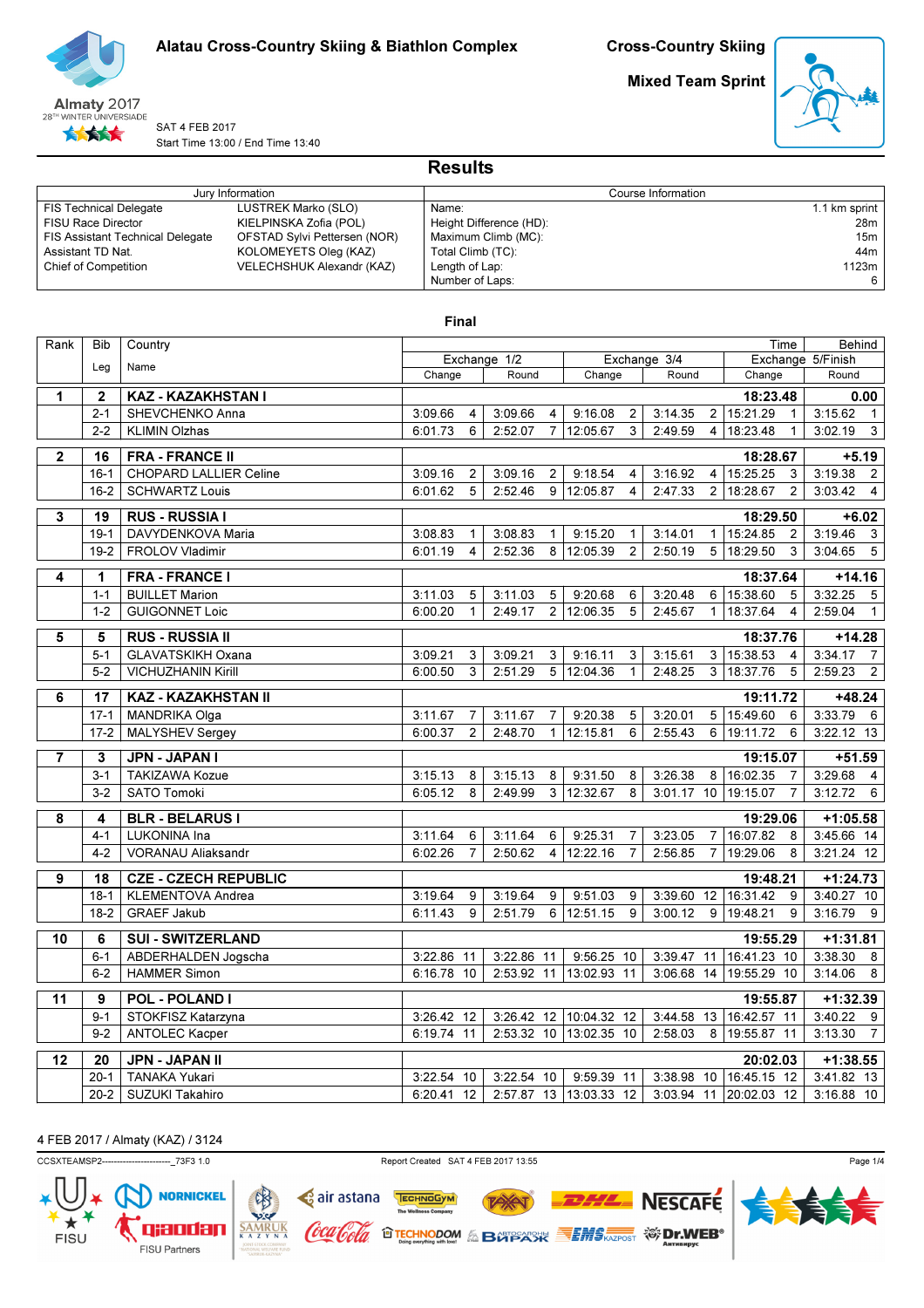Alatau Cross-Country Skiing & Biathlon Complex

Cross-Country Skiing

Mixed Team Sprint

Almaty 2017
28TH WINTER UNIVERSIADE

SAT 4 FEB 2017
Start Time 13:00 / End Time 13:40

# Results

| Jury Information | | Course Information | |
|---|---|---|---|
| FIS Technical Delegate | LUSTREK Marko (SLO) | Name: | 1.1 km sprint |
| FISU Race Director | KIELPINSKA Zofia (POL) | Height Difference (HD): | 28m |
| FIS Assistant Technical Delegate | OFSTAD Sylvi Pettersen (NOR) | Maximum Climb (MC): | 15m |
| Assistant TD Nat. | KOLOMEYETS Oleg (KAZ) | Total Climb (TC): | 44m |
| Chief of Competition | VELECHSHUK Alexandr (KAZ) | Length of Lap: | 1123m |
| | | Number of Laps: | 6 |

## Final

| Rank | Bib / Leg | Country / Name | Exchange 1/2 Change | | Exchange 1/2 Round | | Exchange 3/4 Change | | Exchange 3/4 Round | | Exchange 5/Finish Change (Time) | | Exchange 5/Finish Round (Behind) | |
|---|---|---|---|---|---|---|---|---|---|---|---|---|---|---|
| **1** | **2** | **KAZ - KAZAKHSTAN I** | | | | | | | | | **18:23.48** | | **0.00** | |
| | 2-1 | SHEVCHENKO Anna | 3:09.66 | 4 | 3:09.66 | 4 | 9:16.08 | 2 | 3:14.35 | 2 | 15:21.29 | 1 | 3:15.62 | 1 |
| | 2-2 | KLIMIN Olzhas | 6:01.73 | 6 | 2:52.07 | 7 | 12:05.67 | 3 | 2:49.59 | 4 | 18:23.48 | 1 | 3:02.19 | 3 |
| **2** | **16** | **FRA - FRANCE II** | | | | | | | | | **18:28.67** | | **+5.19** | |
| | 16-1 | CHOPARD LALLIER Celine | 3:09.16 | 2 | 3:09.16 | 2 | 9:18.54 | 4 | 3:16.92 | 4 | 15:25.25 | 3 | 3:19.38 | 2 |
| | 16-2 | SCHWARTZ Louis | 6:01.62 | 5 | 2:52.46 | 9 | 12:05.87 | 4 | 2:47.33 | 2 | 18:28.67 | 2 | 3:03.42 | 4 |
| **3** | **19** | **RUS - RUSSIA I** | | | | | | | | | **18:29.50** | | **+6.02** | |
| | 19-1 | DAVYDENKOVA Maria | 3:08.83 | 1 | 3:08.83 | 1 | 9:15.20 | 1 | 3:14.01 | 1 | 15:24.85 | 2 | 3:19.46 | 3 |
| | 19-2 | FROLOV Vladimir | 6:01.19 | 4 | 2:52.36 | 8 | 12:05.39 | 2 | 2:50.19 | 5 | 18:29.50 | 3 | 3:04.65 | 5 |
| **4** | **1** | **FRA - FRANCE I** | | | | | | | | | **18:37.64** | | **+14.16** | |
| | 1-1 | BUILLET Marion | 3:11.03 | 5 | 3:11.03 | 5 | 9:20.68 | 6 | 3:20.48 | 6 | 15:38.60 | 5 | 3:32.25 | 5 |
| | 1-2 | GUIGONNET Loic | 6:00.20 | 1 | 2:49.17 | 2 | 12:06.35 | 5 | 2:45.67 | 1 | 18:37.64 | 4 | 2:59.04 | 1 |
| **5** | **5** | **RUS - RUSSIA II** | | | | | | | | | **18:37.76** | | **+14.28** | |
| | 5-1 | GLAVATSKIKH Oxana | 3:09.21 | 3 | 3:09.21 | 3 | 9:16.11 | 3 | 3:15.61 | 3 | 15:38.53 | 4 | 3:34.17 | 7 |
| | 5-2 | VICHUZHANIN Kirill | 6:00.50 | 3 | 2:51.29 | 5 | 12:04.36 | 1 | 2:48.25 | 3 | 18:37.76 | 5 | 2:59.23 | 2 |
| **6** | **17** | **KAZ - KAZAKHSTAN II** | | | | | | | | | **19:11.72** | | **+48.24** | |
| | 17-1 | MANDRIKA Olga | 3:11.67 | 7 | 3:11.67 | 7 | 9:20.38 | 5 | 3:20.01 | 5 | 15:49.60 | 6 | 3:33.79 | 6 |
| | 17-2 | MALYSHEV Sergey | 6:00.37 | 2 | 2:48.70 | 1 | 12:15.81 | 6 | 2:55.43 | 6 | 19:11.72 | 6 | 3:22.12 | 13 |
| **7** | **3** | **JPN - JAPAN I** | | | | | | | | | **19:15.07** | | **+51.59** | |
| | 3-1 | TAKIZAWA Kozue | 3:15.13 | 8 | 3:15.13 | 8 | 9:31.50 | 8 | 3:26.38 | 8 | 16:02.35 | 7 | 3:29.68 | 4 |
| | 3-2 | SATO Tomoki | 6:05.12 | 8 | 2:49.99 | 3 | 12:32.67 | 8 | 3:01.17 | 10 | 19:15.07 | 7 | 3:12.72 | 6 |
| **8** | **4** | **BLR - BELARUS I** | | | | | | | | | **19:29.06** | | **+1:05.58** | |
| | 4-1 | LUKONINA Ina | 3:11.64 | 6 | 3:11.64 | 6 | 9:25.31 | 7 | 3:23.05 | 7 | 16:07.82 | 8 | 3:45.66 | 14 |
| | 4-2 | VORANAU Aliaksandr | 6:02.26 | 7 | 2:50.62 | 4 | 12:22.16 | 7 | 2:56.85 | 7 | 19:29.06 | 8 | 3:21.24 | 12 |
| **9** | **18** | **CZE - CZECH REPUBLIC** | | | | | | | | | **19:48.21** | | **+1:24.73** | |
| | 18-1 | KLEMENTOVA Andrea | 3:19.64 | 9 | 3:19.64 | 9 | 9:51.03 | 9 | 3:39.60 | 12 | 16:31.42 | 9 | 3:40.27 | 10 |
| | 18-2 | GRAEF Jakub | 6:11.43 | 9 | 2:51.79 | 6 | 12:51.15 | 9 | 3:00.12 | 9 | 19:48.21 | 9 | 3:16.79 | 9 |
| **10** | **6** | **SUI - SWITZERLAND** | | | | | | | | | **19:55.29** | | **+1:31.81** | |
| | 6-1 | ABDERHALDEN Jogscha | 3:22.86 | 11 | 3:22.86 | 11 | 9:56.25 | 10 | 3:39.47 | 11 | 16:41.23 | 10 | 3:38.30 | 8 |
| | 6-2 | HAMMER Simon | 6:16.78 | 10 | 2:53.92 | 11 | 13:02.93 | 11 | 3:06.68 | 14 | 19:55.29 | 10 | 3:14.06 | 8 |
| **11** | **9** | **POL - POLAND I** | | | | | | | | | **19:55.87** | | **+1:32.39** | |
| | 9-1 | STOKFISZ Katarzyna | 3:26.42 | 12 | 3:26.42 | 12 | 10:04.32 | 12 | 3:44.58 | 13 | 16:42.57 | 11 | 3:40.22 | 9 |
| | 9-2 | ANTOLEC Kacper | 6:19.74 | 11 | 2:53.32 | 10 | 13:02.35 | 10 | 2:58.03 | 8 | 19:55.87 | 11 | 3:13.30 | 7 |
| **12** | **20** | **JPN - JAPAN II** | | | | | | | | | **20:02.03** | | **+1:38.55** | |
| | 20-1 | TANAKA Yukari | 3:22.54 | 10 | 3:22.54 | 10 | 9:59.39 | 11 | 3:38.98 | 10 | 16:45.15 | 12 | 3:41.82 | 13 |
| | 20-2 | SUZUKI Takahiro | 6:20.41 | 12 | 2:57.87 | 13 | 13:03.33 | 12 | 3:03.94 | 11 | 20:02.03 | 12 | 3:16.88 | 10 |

4 FEB 2017 / Almaty (KAZ) / 3124

CCSXTEAMSP2------------------------_73F3 1.0 Report Created SAT 4 FEB 2017 13:55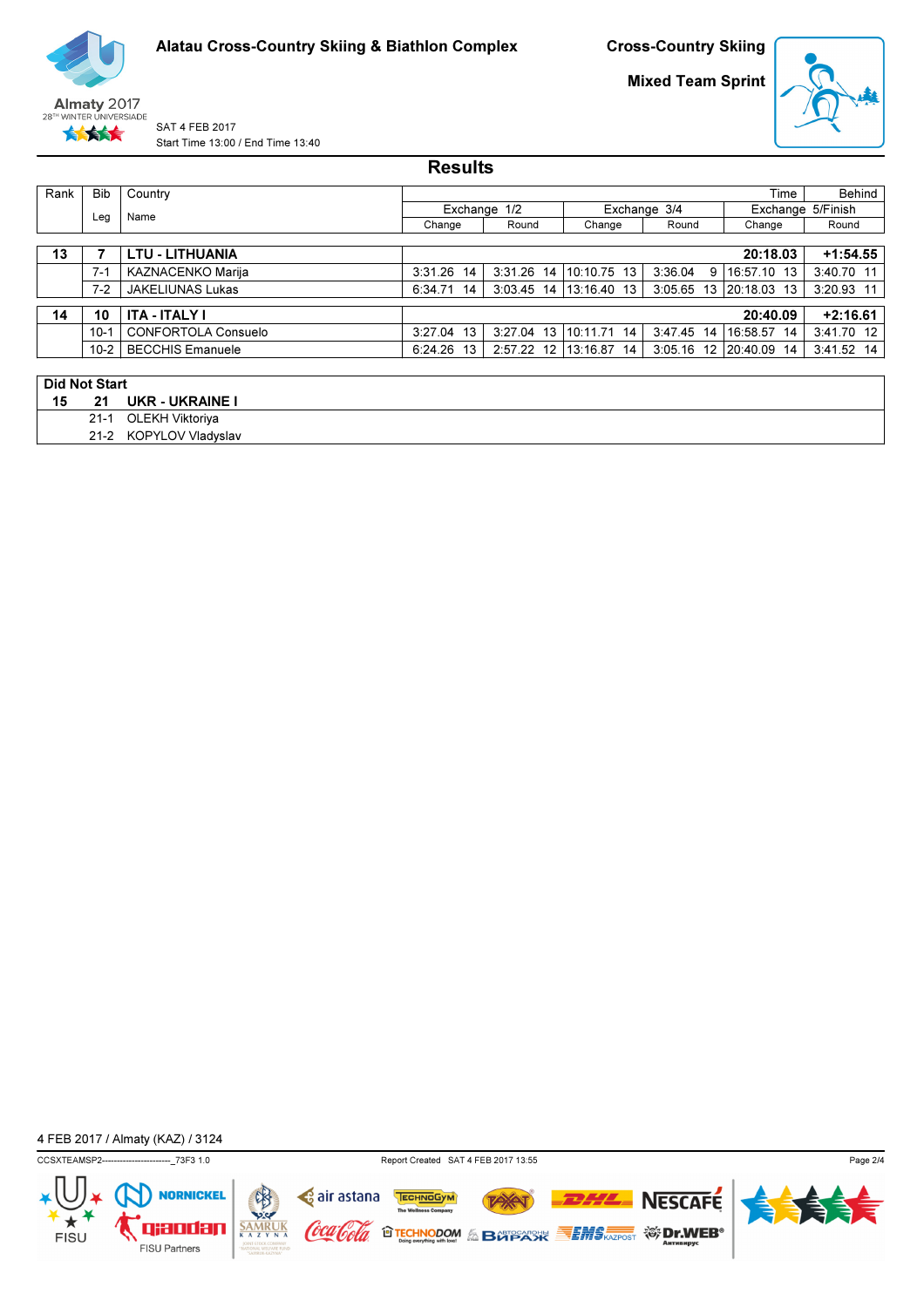Alatau Cross-Country Skiing & Biathlon Complex

Cross-Country Skiing

Mixed Team Sprint

SAT 4 FEB 2017
Start Time 13:00 / End Time 13:40

## Results

| Rank | Bib | Country | Exchange 1/2 | | Exchange 3/4 | | Exchange 5/Finish | |
|---|---|---|---|---|---|---|---|---|
| | Leg | Name | Change | Round | Change | Round | Change (Time) | Round (Behind) |
| **13** | **7** | **LTU - LITHUANIA** | | | | | **20:18.03** | **+1:54.55** |
| | 7-1 | KAZNACENKO Marija | 3:31.26 14 | 3:31.26 14 | 10:10.75 13 | 3:36.04 9 | 16:57.10 13 | 3:40.70 11 |
| | 7-2 | JAKELIUNAS Lukas | 6:34.71 14 | 3:03.45 14 | 13:16.40 13 | 3:05.65 13 | 20:18.03 13 | 3:20.93 11 |
| **14** | **10** | **ITA - ITALY I** | | | | | **20:40.09** | **+2:16.61** |
| | 10-1 | CONFORTOLA Consuelo | 3:27.04 13 | 3:27.04 13 | 10:11.71 14 | 3:47.45 14 | 16:58.57 14 | 3:41.70 12 |
| | 10-2 | BECCHIS Emanuele | 6:24.26 13 | 2:57.22 12 | 13:16.87 14 | 3:05.16 12 | 20:40.09 14 | 3:41.52 14 |

**Did Not Start**

| Rank | Bib | Country / Name |
|---|---|---|
| **15** | **21** | **UKR - UKRAINE I** |
| | 21-1 | OLEKH Viktoriya |
| | 21-2 | KOPYLOV Vladyslav |

4 FEB 2017 / Almaty (KAZ) / 3124

CCSXTEAMSP2------------------------_73F3 1.0 Report Created SAT 4 FEB 2017 13:55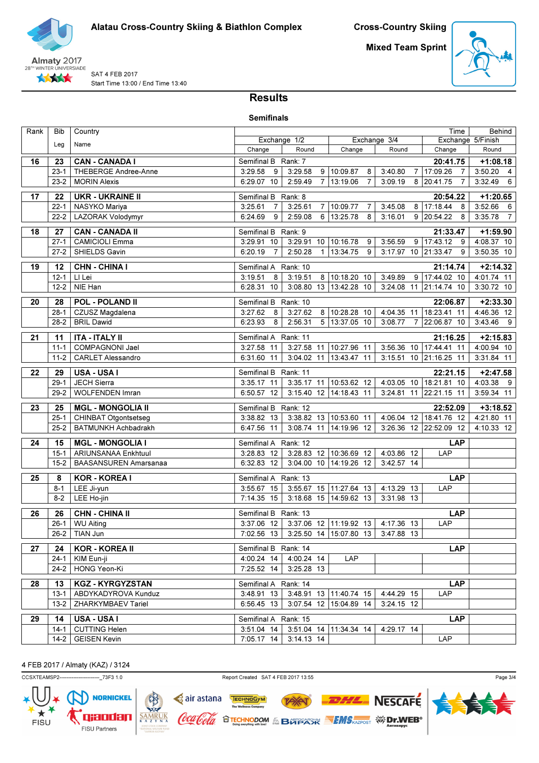Alatau Cross-Country Skiing & Biathlon Complex

Cross-Country Skiing

Mixed Team Sprint

SAT 4 FEB 2017
Start Time 13:00 / End Time 13:40

# Results

## Semifinals

| Rank | Bib | Country | Exchange 1/2 | | | | Exchange 3/4 | | | | Exchange 5/Finish | | Time | Behind |
|---|---|---|---|---|---|---|---|---|---|---|---|---|---|---|
| | Leg | Name | Change | | Round | | Change | | Round | | Change | | Round | |
| 16 | 23 | CAN - CANADA I | Semifinal B | | Rank: 7 | | | | | | | | 20:41.75 | +1:08.18 |
| | 23-1 | THEBERGE Andree-Anne | 3:29.58 | 9 | 3:29.58 | 9 | 10:09.87 | 8 | 3:40.80 | 7 | 17:09.26 | 7 | 3:50.20 | 4 |
| | 23-2 | MORIN Alexis | 6:29.07 | 10 | 2:59.49 | 7 | 13:19.06 | 7 | 3:09.19 | 8 | 20:41.75 | 7 | 3:32.49 | 6 |
| 17 | 22 | UKR - UKRAINE II | Semifinal B | | Rank: 8 | | | | | | | | 20:54.22 | +1:20.65 |
| | 22-1 | NASYKO Mariya | 3:25.61 | 7 | 3:25.61 | 7 | 10:09.77 | 7 | 3:45.08 | 8 | 17:18.44 | 8 | 3:52.66 | 6 |
| | 22-2 | LAZORAK Volodymyr | 6:24.69 | 9 | 2:59.08 | 6 | 13:25.78 | 8 | 3:16.01 | 9 | 20:54.22 | 8 | 3:35.78 | 7 |
| 18 | 27 | CAN - CANADA II | Semifinal B | | Rank: 9 | | | | | | | | 21:33.47 | +1:59.90 |
| | 27-1 | CAMICIOLI Emma | 3:29.91 | 10 | 3:29.91 | 10 | 10:16.78 | 9 | 3:56.59 | 9 | 17:43.12 | 9 | 4:08.37 | 10 |
| | 27-2 | SHIELDS Gavin | 6:20.19 | 7 | 2:50.28 | 1 | 13:34.75 | 9 | 3:17.97 | 10 | 21:33.47 | 9 | 3:50.35 | 10 |
| 19 | 12 | CHN - CHINA I | Semifinal A | | Rank: 10 | | | | | | | | 21:14.74 | +2:14.32 |
| | 12-1 | LI Lei | 3:19.51 | 8 | 3:19.51 | 8 | 10:18.20 | 10 | 3:49.89 | 9 | 17:44.02 | 10 | 4:01.74 | 11 |
| | 12-2 | NIE Han | 6:28.31 | 10 | 3:08.80 | 13 | 13:42.28 | 10 | 3:24.08 | 11 | 21:14.74 | 10 | 3:30.72 | 10 |
| 20 | 28 | POL - POLAND II | Semifinal B | | Rank: 10 | | | | | | | | 22:06.87 | +2:33.30 |
| | 28-1 | CZUSZ Magdalena | 3:27.62 | 8 | 3:27.62 | 8 | 10:28.28 | 10 | 4:04.35 | 11 | 18:23.41 | 11 | 4:46.36 | 12 |
| | 28-2 | BRIL Dawid | 6:23.93 | 8 | 2:56.31 | 5 | 13:37.05 | 10 | 3:08.77 | 7 | 22:06.87 | 10 | 3:43.46 | 9 |
| 21 | 11 | ITA - ITALY II | Semifinal A | | Rank: 11 | | | | | | | | 21:16.25 | +2:15.83 |
| | 11-1 | COMPAGNONI Jael | 3:27.58 | 11 | 3:27.58 | 11 | 10:27.96 | 11 | 3:56.36 | 10 | 17:44.41 | 11 | 4:00.94 | 10 |
| | 11-2 | CARLET Alessandro | 6:31.60 | 11 | 3:04.02 | 11 | 13:43.47 | 11 | 3:15.51 | 10 | 21:16.25 | 11 | 3:31.84 | 11 |
| 22 | 29 | USA - USA I | Semifinal B | | Rank: 11 | | | | | | | | 22:21.15 | +2:47.58 |
| | 29-1 | JECH Sierra | 3:35.17 | 11 | 3:35.17 | 11 | 10:53.62 | 12 | 4:03.05 | 10 | 18:21.81 | 10 | 4:03.38 | 9 |
| | 29-2 | WOLFENDEN Imran | 6:50.57 | 12 | 3:15.40 | 12 | 14:18.43 | 11 | 3:24.81 | 11 | 22:21.15 | 11 | 3:59.34 | 11 |
| 23 | 25 | MGL - MONGOLIA II | Semifinal B | | Rank: 12 | | | | | | | | 22:52.09 | +3:18.52 |
| | 25-1 | CHINBAT Otgontsetseg | 3:38.82 | 13 | 3:38.82 | 13 | 10:53.60 | 11 | 4:06.04 | 12 | 18:41.76 | 12 | 4:21.80 | 11 |
| | 25-2 | BATMUNKH Achbadrakh | 6:47.56 | 11 | 3:08.74 | 11 | 14:19.96 | 12 | 3:26.36 | 12 | 22:52.09 | 12 | 4:10.33 | 12 |
| 24 | 15 | MGL - MONGOLIA I | Semifinal A | | Rank: 12 | | | | | | | | LAP | |
| | 15-1 | ARIUNSANAA Enkhtuul | 3:28.83 | 12 | 3:28.83 | 12 | 10:36.69 | 12 | 4:03.86 | 12 | LAP | | | |
| | 15-2 | BAASANSUREN Amarsanaa | 6:32.83 | 12 | 3:04.00 | 10 | 14:19.26 | 12 | 3:42.57 | 14 | | | | |
| 25 | 8 | KOR - KOREA I | Semifinal A | | Rank: 13 | | | | | | | | LAP | |
| | 8-1 | LEE Ji-yun | 3:55.67 | 15 | 3:55.67 | 15 | 11:27.64 | 13 | 4:13.29 | 13 | LAP | | | |
| | 8-2 | LEE Ho-jin | 7:14.35 | 15 | 3:18.68 | 15 | 14:59.62 | 13 | 3:31.98 | 13 | | | | |
| 26 | 26 | CHN - CHINA II | Semifinal B | | Rank: 13 | | | | | | | | LAP | |
| | 26-1 | WU Aiting | 3:37.06 | 12 | 3:37.06 | 12 | 11:19.92 | 13 | 4:17.36 | 13 | LAP | | | |
| | 26-2 | TIAN Jun | 7:02.56 | 13 | 3:25.50 | 14 | 15:07.80 | 13 | 3:47.88 | 13 | | | | |
| 27 | 24 | KOR - KOREA II | Semifinal B | | Rank: 14 | | | | | | | | LAP | |
| | 24-1 | KIM Eun-ji | 4:00.24 | 14 | 4:00.24 | 14 | LAP | | | | | | | |
| | 24-2 | HONG Yeon-Ki | 7:25.52 | 14 | 3:25.28 | 13 | | | | | | | | |
| 28 | 13 | KGZ - KYRGYZSTAN | Semifinal A | | Rank: 14 | | | | | | | | LAP | |
| | 13-1 | ABDYKADYROVA Kunduz | 3:48.91 | 13 | 3:48.91 | 13 | 11:40.74 | 15 | 4:44.29 | 15 | LAP | | | |
| | 13-2 | ZHARKYMBAEV Tariel | 6:56.45 | 13 | 3:07.54 | 12 | 15:04.89 | 14 | 3:24.15 | 12 | | | | |
| 29 | 14 | USA - USA I | Semifinal A | | Rank: 15 | | | | | | | | LAP | |
| | 14-1 | CUTTING Helen | 3:51.04 | 14 | 3:51.04 | 14 | 11:34.34 | 14 | 4:29.17 | 14 | | | | |
| | 14-2 | GEISEN Kevin | 7:05.17 | 14 | 3:14.13 | 14 | | | | | LAP | | | |

4 FEB 2017 / Almaty (KAZ) / 3124

CCSXTEAMSP2------------------------_73F3 1.0 Report Created SAT 4 FEB 2017 13:55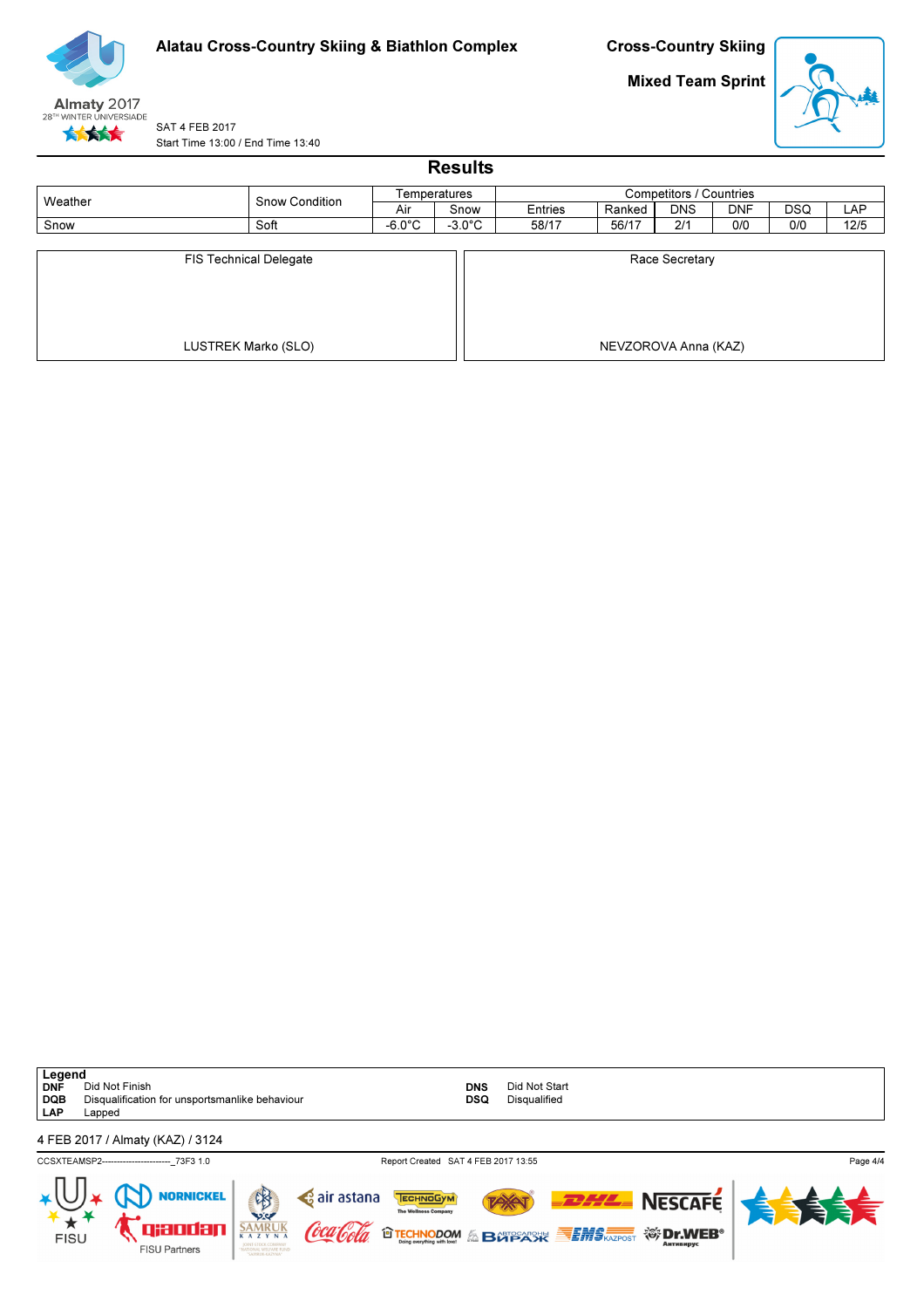**Alatau Cross-Country Skiing & Biathlon Complex**

**Cross-Country Skiing**

**Mixed Team Sprint**

SAT 4 FEB 2017
Start Time 13:00 / End Time 13:40

## Results

| Weather | Snow Condition | Temperatures | | Competitors / Countries | | | | | |
|---|---|---|---|---|---|---|---|---|---|
| | | Air | Snow | Entries | Ranked | DNS | DNF | DSQ | LAP |
| Snow | Soft | -6.0°C | -3.0°C | 58/17 | 56/17 | 2/1 | 0/0 | 0/0 | 12/5 |

| FIS Technical Delegate | Race Secretary |
|---|---|
| LUSTREK Marko (SLO) | NEVZOROVA Anna (KAZ) |

**Legend**

| | | | |
|---|---|---|---|
| **DNF** | Did Not Finish | **DNS** | Did Not Start |
| **DQB** | Disqualification for unsportsmanlike behaviour | **DSQ** | Disqualified |
| **LAP** | Lapped | | |

4 FEB 2017 / Almaty (KAZ) / 3124

CCSXTEAMSP2------------------------_73F3 1.0 Report Created SAT 4 FEB 2017 13:55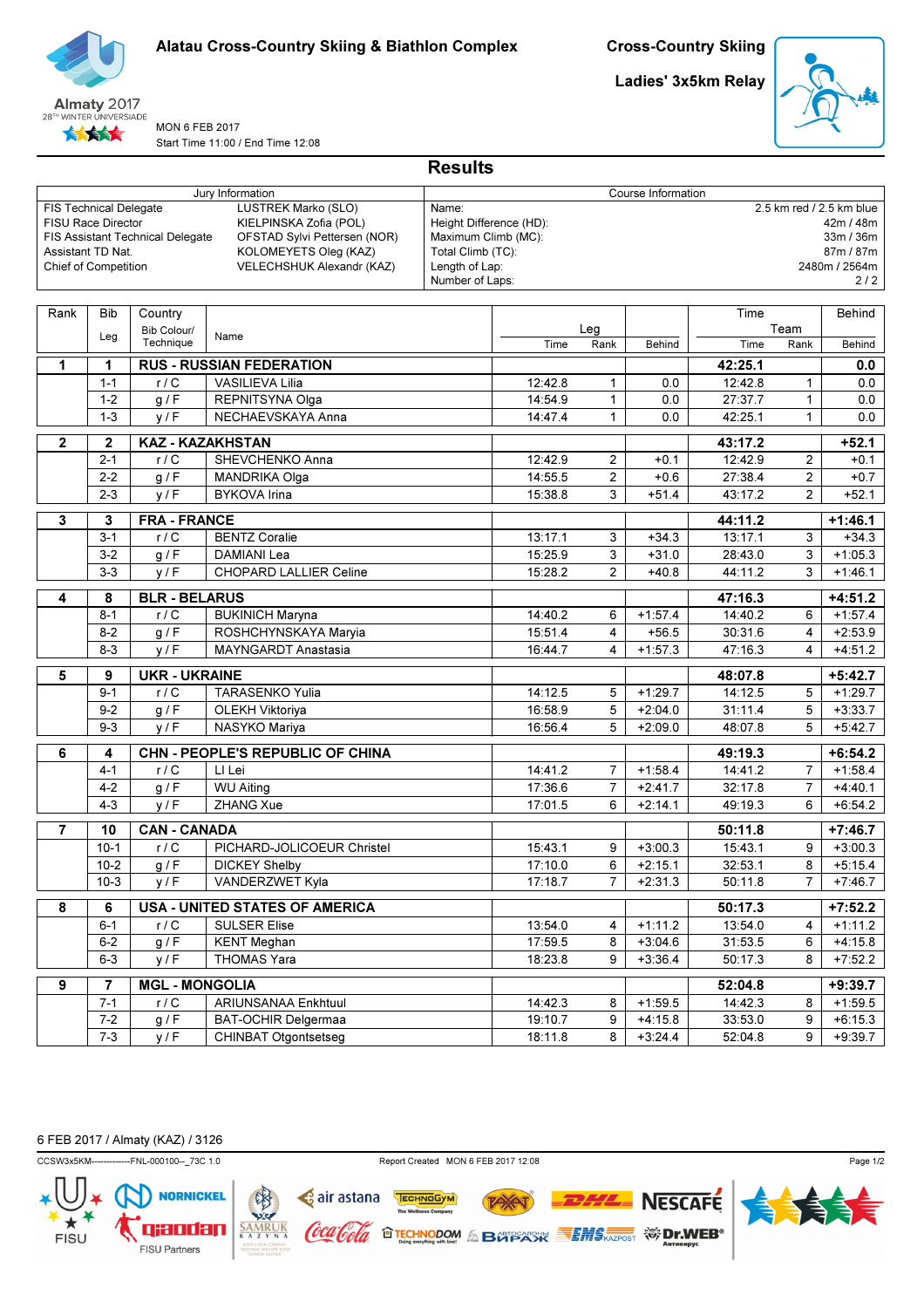# Alatau Cross-Country Skiing & Biathlon Complex

## Cross-Country Skiing

## Ladies' 3x5km Relay

Almaty 2017
28TH WINTER UNIVERSIADE

MON 6 FEB 2017
Start Time 11:00 / End Time 12:08

## Results

| Jury Information | | Course Information | |
|---|---|---|---|
| FIS Technical Delegate | LUSTREK Marko (SLO) | Name: | 2.5 km red / 2.5 km blue |
| FISU Race Director | KIELPINSKA Zofia (POL) | Height Difference (HD): | 42m / 48m |
| FIS Assistant Technical Delegate | OFSTAD Sylvi Pettersen (NOR) | Maximum Climb (MC): | 33m / 36m |
| Assistant TD Nat. | KOLOMEYETS Oleg (KAZ) | Total Climb (TC): | 87m / 87m |
| Chief of Competition | VELECHSHUK Alexandr (KAZ) | Length of Lap: | 2480m / 2564m |
| | | Number of Laps: | 2 / 2 |

| Rank | Bib / Leg | Country / Bib Colour/ Technique | Name | Leg Time | Leg Rank | Leg Behind | Team Time | Team Rank | Behind |
|---|---|---|---|---|---|---|---|---|---|
| **1** | **1** | **RUS - RUSSIAN FEDERATION** | | | | | **42:25.1** | | **0.0** |
| | 1-1 | r / C | VASILIEVA Lilia | 12:42.8 | 1 | 0.0 | 12:42.8 | 1 | 0.0 |
| | 1-2 | g / F | REPNITSYNA Olga | 14:54.9 | 1 | 0.0 | 27:37.7 | 1 | 0.0 |
| | 1-3 | y / F | NECHAEVSKAYA Anna | 14:47.4 | 1 | 0.0 | 42:25.1 | 1 | 0.0 |
| **2** | **2** | **KAZ - KAZAKHSTAN** | | | | | **43:17.2** | | **+52.1** |
| | 2-1 | r / C | SHEVCHENKO Anna | 12:42.9 | 2 | +0.1 | 12:42.9 | 2 | +0.1 |
| | 2-2 | g / F | MANDRIKA Olga | 14:55.5 | 2 | +0.6 | 27:38.4 | 2 | +0.7 |
| | 2-3 | y / F | BYKOVA Irina | 15:38.8 | 3 | +51.4 | 43:17.2 | 2 | +52.1 |
| **3** | **3** | **FRA - FRANCE** | | | | | **44:11.2** | | **+1:46.1** |
| | 3-1 | r / C | BENTZ Coralie | 13:17.1 | 3 | +34.3 | 13:17.1 | 3 | +34.3 |
| | 3-2 | g / F | DAMIANI Lea | 15:25.9 | 3 | +31.0 | 28:43.0 | 3 | +1:05.3 |
| | 3-3 | y / F | CHOPARD LALLIER Celine | 15:28.2 | 2 | +40.8 | 44:11.2 | 3 | +1:46.1 |
| **4** | **8** | **BLR - BELARUS** | | | | | **47:16.3** | | **+4:51.2** |
| | 8-1 | r / C | BUKINICH Maryna | 14:40.2 | 6 | +1:57.4 | 14:40.2 | 6 | +1:57.4 |
| | 8-2 | g / F | ROSHCHYNSKAYA Maryia | 15:51.4 | 4 | +56.5 | 30:31.6 | 4 | +2:53.9 |
| | 8-3 | y / F | MAYNGARDT Anastasia | 16:44.7 | 4 | +1:57.3 | 47:16.3 | 4 | +4:51.2 |
| **5** | **9** | **UKR - UKRAINE** | | | | | **48:07.8** | | **+5:42.7** |
| | 9-1 | r / C | TARASENKO Yulia | 14:12.5 | 5 | +1:29.7 | 14:12.5 | 5 | +1:29.7 |
| | 9-2 | g / F | OLEKH Viktoriya | 16:58.9 | 5 | +2:04.0 | 31:11.4 | 5 | +3:33.7 |
| | 9-3 | y / F | NASYKO Mariya | 16:56.4 | 5 | +2:09.0 | 48:07.8 | 5 | +5:42.7 |
| **6** | **4** | **CHN - PEOPLE'S REPUBLIC OF CHINA** | | | | | **49:19.3** | | **+6:54.2** |
| | 4-1 | r / C | LI Lei | 14:41.2 | 7 | +1:58.4 | 14:41.2 | 7 | +1:58.4 |
| | 4-2 | g / F | WU Aiting | 17:36.6 | 7 | +2:41.7 | 32:17.8 | 7 | +4:40.1 |
| | 4-3 | y / F | ZHANG Xue | 17:01.5 | 6 | +2:14.1 | 49:19.3 | 6 | +6:54.2 |
| **7** | **10** | **CAN - CANADA** | | | | | **50:11.8** | | **+7:46.7** |
| | 10-1 | r / C | PICHARD-JOLICOEUR Christel | 15:43.1 | 9 | +3:00.3 | 15:43.1 | 9 | +3:00.3 |
| | 10-2 | g / F | DICKEY Shelby | 17:10.0 | 6 | +2:15.1 | 32:53.1 | 8 | +5:15.4 |
| | 10-3 | y / F | VANDERZWET Kyla | 17:18.7 | 7 | +2:31.3 | 50:11.8 | 7 | +7:46.7 |
| **8** | **6** | **USA - UNITED STATES OF AMERICA** | | | | | **50:17.3** | | **+7:52.2** |
| | 6-1 | r / C | SULSER Elise | 13:54.0 | 4 | +1:11.2 | 13:54.0 | 4 | +1:11.2 |
| | 6-2 | g / F | KENT Meghan | 17:59.5 | 8 | +3:04.6 | 31:53.5 | 6 | +4:15.8 |
| | 6-3 | y / F | THOMAS Yara | 18:23.8 | 9 | +3:36.4 | 50:17.3 | 8 | +7:52.2 |
| **9** | **7** | **MGL - MONGOLIA** | | | | | **52:04.8** | | **+9:39.7** |
| | 7-1 | r / C | ARIUNSANAA Enkhtuul | 14:42.3 | 8 | +1:59.5 | 14:42.3 | 8 | +1:59.5 |
| | 7-2 | g / F | BAT-OCHIR Delgermaa | 19:10.7 | 9 | +4:15.8 | 33:53.0 | 9 | +6:15.3 |
| | 7-3 | y / F | CHINBAT Otgontsetseg | 18:11.8 | 8 | +3:24.4 | 52:04.8 | 9 | +9:39.7 |

6 FEB 2017 / Almaty (KAZ) / 3126

CCSW3x5KM------------FNL-000100--_73C 1.0 Report Created MON 6 FEB 2017 12:08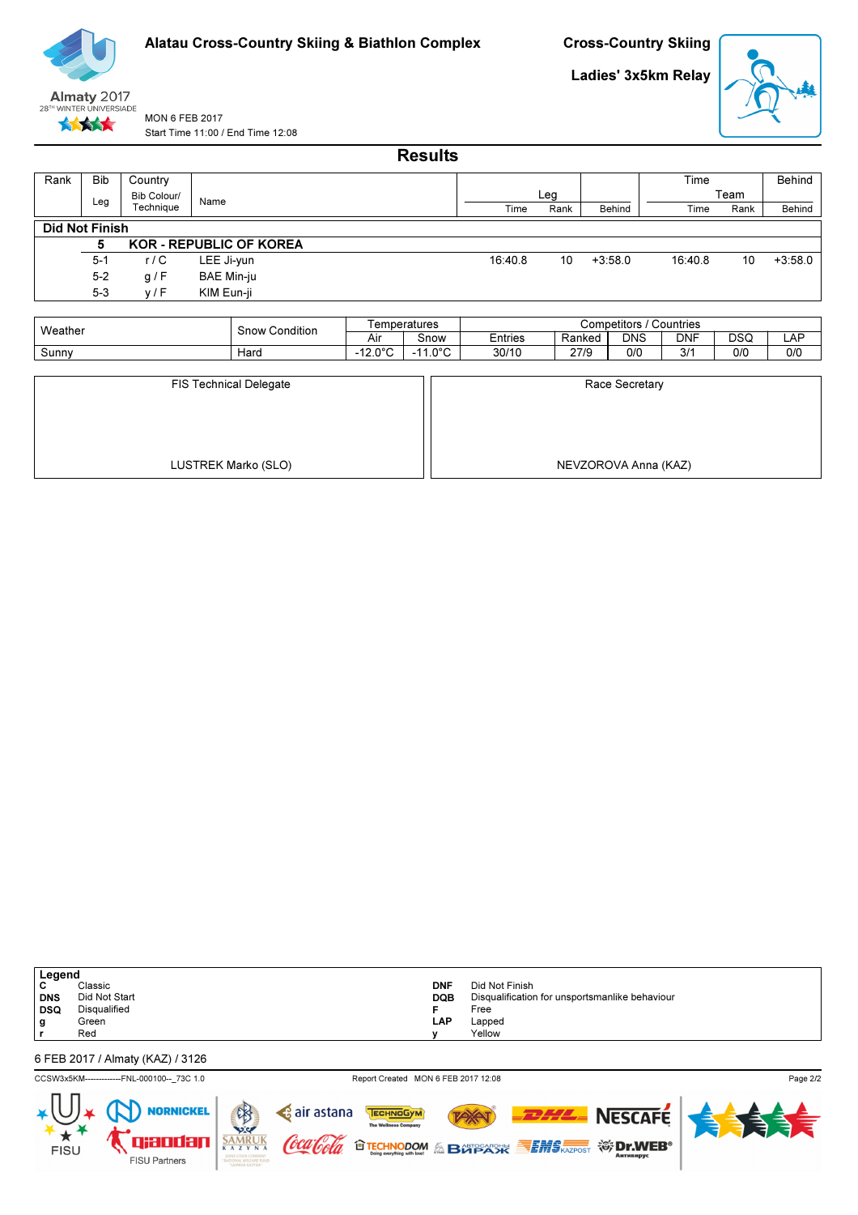Alatau Cross-Country Skiing & Biathlon Complex

**Cross-Country Skiing**

**Ladies' 3x5km Relay**

MON 6 FEB 2017

Start Time 11:00 / End Time 12:08

## Results

| Rank | Bib / Leg | Country / Bib Colour/ Technique | Name | Leg Time | Leg Rank | Leg Behind | Team Time | Team Rank | Behind |
|---|---|---|---|---|---|---|---|---|---|
| **Did Not Finish** | | | | | | | | | |
| | **5** | **KOR - REPUBLIC OF KOREA** | | | | | | | |
| | 5-1 | r / C | LEE Ji-yun | 16:40.8 | 10 | +3:58.0 | 16:40.8 | 10 | +3:58.0 |
| | 5-2 | g / F | BAE Min-ju | | | | | | |
| | 5-3 | y / F | KIM Eun-ji | | | | | | |

| Weather | Snow Condition | Temperatures Air | Temperatures Snow | Entries | Ranked | DNS | DNF | DSQ | LAP |
|---|---|---|---|---|---|---|---|---|---|
| Sunny | Hard | -12.0°C | -11.0°C | 30/10 | 27/9 | 0/0 | 3/1 | 0/0 | 0/0 |

| FIS Technical Delegate | Race Secretary |
|---|---|
| LUSTREK Marko (SLO) | NEVZOROVA Anna (KAZ) |

**Legend**

| | | | |
|---|---|---|---|
| **C** | Classic | **DNF** | Did Not Finish |
| **DNS** | Did Not Start | **DQB** | Disqualification for unsportsmanlike behaviour |
| **DSQ** | Disqualified | **F** | Free |
| **g** | Green | **LAP** | Lapped |
| **r** | Red | **y** | Yellow |

6 FEB 2017 / Almaty (KAZ) / 3126

CCSW3x5KM-------------FNL-000100--_73C 1.0 Report Created MON 6 FEB 2017 12:08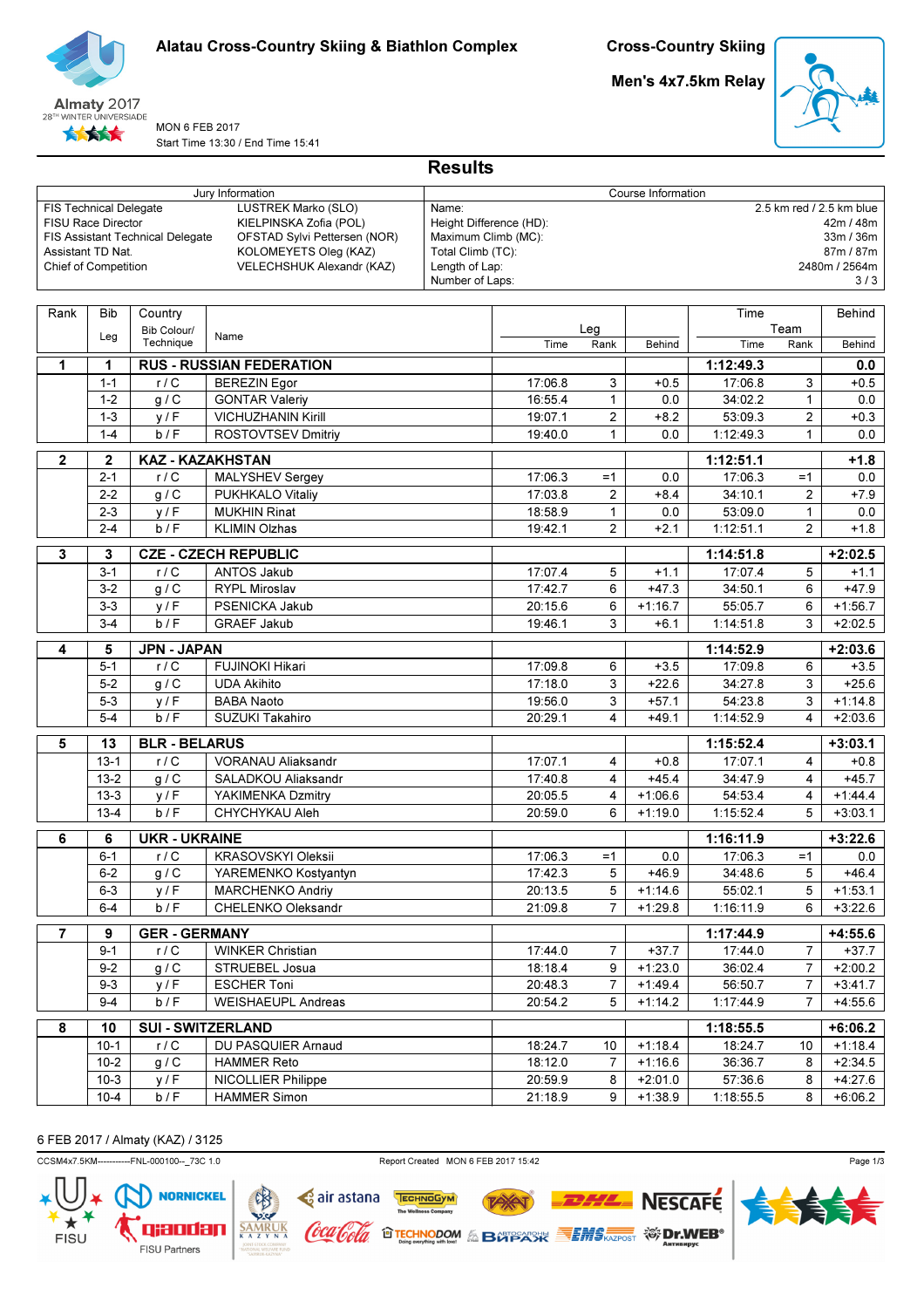# Alatau Cross-Country Skiing & Biathlon Complex

## Cross-Country Skiing

## Men's 4x7.5km Relay

Almaty 2017
28TH WINTER UNIVERSIADE

MON 6 FEB 2017
Start Time 13:30 / End Time 15:41

## Results

| Jury Information | | Course Information | |
|---|---|---|---|
| FIS Technical Delegate | LUSTREK Marko (SLO) | Name: | 2.5 km red / 2.5 km blue |
| FISU Race Director | KIELPINSKA Zofia (POL) | Height Difference (HD): | 42m / 48m |
| FIS Assistant Technical Delegate | OFSTAD Sylvi Pettersen (NOR) | Maximum Climb (MC): | 33m / 36m |
| Assistant TD Nat. | KOLOMEYETS Oleg (KAZ) | Total Climb (TC): | 87m / 87m |
| Chief of Competition | VELECHSHUK Alexandr (KAZ) | Length of Lap: | 2480m / 2564m |
| | | Number of Laps: | 3 / 3 |

| Rank | Bib | Country | | Leg | | | Time | | Behind |
|---|---|---|---|---|---|---|---|---|---|
| | Leg | Bib Colour/ Technique | Name | Time | Rank | Behind | Team | Rank | Behind |
| **1** | **1** | **RUS - RUSSIAN FEDERATION** | | | | | **1:12:49.3** | | **0.0** |
| | 1-1 | r / C | BEREZIN Egor | 17:06.8 | 3 | +0.5 | 17:06.8 | 3 | +0.5 |
| | 1-2 | g / C | GONTAR Valeriy | 16:55.4 | 1 | 0.0 | 34:02.2 | 1 | 0.0 |
| | 1-3 | y / F | VICHUZHANIN Kirill | 19:07.1 | 2 | +8.2 | 53:09.3 | 2 | +0.3 |
| | 1-4 | b / F | ROSTOVTSEV Dmitriy | 19:40.0 | 1 | 0.0 | 1:12:49.3 | 1 | 0.0 |
| **2** | **2** | **KAZ - KAZAKHSTAN** | | | | | **1:12:51.1** | | **+1.8** |
| | 2-1 | r / C | MALYSHEV Sergey | 17:06.3 | =1 | 0.0 | 17:06.3 | =1 | 0.0 |
| | 2-2 | g / C | PUKHKALO Vitaliy | 17:03.8 | 2 | +8.4 | 34:10.1 | 2 | +7.9 |
| | 2-3 | y / F | MUKHIN Rinat | 18:58.9 | 1 | 0.0 | 53:09.0 | 1 | 0.0 |
| | 2-4 | b / F | KLIMIN Olzhas | 19:42.1 | 2 | +2.1 | 1:12:51.1 | 2 | +1.8 |
| **3** | **3** | **CZE - CZECH REPUBLIC** | | | | | **1:14:51.8** | | **+2:02.5** |
| | 3-1 | r / C | ANTOS Jakub | 17:07.4 | 5 | +1.1 | 17:07.4 | 5 | +1.1 |
| | 3-2 | g / C | RYPL Miroslav | 17:42.7 | 6 | +47.3 | 34:50.1 | 6 | +47.9 |
| | 3-3 | y / F | PSENICKA Jakub | 20:15.6 | 6 | +1:16.7 | 55:05.7 | 6 | +1:56.7 |
| | 3-4 | b / F | GRAEF Jakub | 19:46.1 | 3 | +6.1 | 1:14:51.8 | 3 | +2:02.5 |
| **4** | **5** | **JPN - JAPAN** | | | | | **1:14:52.9** | | **+2:03.6** |
| | 5-1 | r / C | FUJINOKI Hikari | 17:09.8 | 6 | +3.5 | 17:09.8 | 6 | +3.5 |
| | 5-2 | g / C | UDA Akihito | 17:18.0 | 3 | +22.6 | 34:27.8 | 3 | +25.6 |
| | 5-3 | y / F | BABA Naoto | 19:56.0 | 3 | +57.1 | 54:23.8 | 3 | +1:14.8 |
| | 5-4 | b / F | SUZUKI Takahiro | 20:29.1 | 4 | +49.1 | 1:14:52.9 | 4 | +2:03.6 |
| **5** | **13** | **BLR - BELARUS** | | | | | **1:15:52.4** | | **+3:03.1** |
| | 13-1 | r / C | VORANAU Aliaksandr | 17:07.1 | 4 | +0.8 | 17:07.1 | 4 | +0.8 |
| | 13-2 | g / C | SALADKOU Aliaksandr | 17:40.8 | 4 | +45.4 | 34:47.9 | 4 | +45.7 |
| | 13-3 | y / F | YAKIMENKA Dzmitry | 20:05.5 | 4 | +1:06.6 | 54:53.4 | 4 | +1:44.4 |
| | 13-4 | b / F | CHYCHYKAU Aleh | 20:59.0 | 6 | +1:19.0 | 1:15:52.4 | 5 | +3:03.1 |
| **6** | **6** | **UKR - UKRAINE** | | | | | **1:16:11.9** | | **+3:22.6** |
| | 6-1 | r / C | KRASOVSKYI Oleksii | 17:06.3 | =1 | 0.0 | 17:06.3 | =1 | 0.0 |
| | 6-2 | g / C | YAREMENKO Kostyantyn | 17:42.3 | 5 | +46.9 | 34:48.6 | 5 | +46.4 |
| | 6-3 | y / F | MARCHENKO Andriy | 20:13.5 | 5 | +1:14.6 | 55:02.1 | 5 | +1:53.1 |
| | 6-4 | b / F | CHELENKO Oleksandr | 21:09.8 | 7 | +1:29.8 | 1:16:11.9 | 6 | +3:22.6 |
| **7** | **9** | **GER - GERMANY** | | | | | **1:17:44.9** | | **+4:55.6** |
| | 9-1 | r / C | WINKER Christian | 17:44.0 | 7 | +37.7 | 17:44.0 | 7 | +37.7 |
| | 9-2 | g / C | STRUEBEL Josua | 18:18.4 | 9 | +1:23.0 | 36:02.4 | 7 | +2:00.2 |
| | 9-3 | y / F | ESCHER Toni | 20:48.3 | 7 | +1:49.4 | 56:50.7 | 7 | +3:41.7 |
| | 9-4 | b / F | WEISHAEUPL Andreas | 20:54.2 | 5 | +1:14.2 | 1:17:44.9 | 7 | +4:55.6 |
| **8** | **10** | **SUI - SWITZERLAND** | | | | | **1:18:55.5** | | **+6:06.2** |
| | 10-1 | r / C | DU PASQUIER Arnaud | 18:24.7 | 10 | +1:18.4 | 18:24.7 | 10 | +1:18.4 |
| | 10-2 | g / C | HAMMER Reto | 18:12.0 | 7 | +1:16.6 | 36:36.7 | 8 | +2:34.5 |
| | 10-3 | y / F | NICOLLIER Philippe | 20:59.9 | 8 | +2:01.0 | 57:36.6 | 8 | +4:27.6 |
| | 10-4 | b / F | HAMMER Simon | 21:18.9 | 9 | +1:38.9 | 1:18:55.5 | 8 | +6:06.2 |

6 FEB 2017 / Almaty (KAZ) / 3125

CCSM4x7.5KM-----------FNL-000100--_73C 1.0    Report Created MON 6 FEB 2017 15:42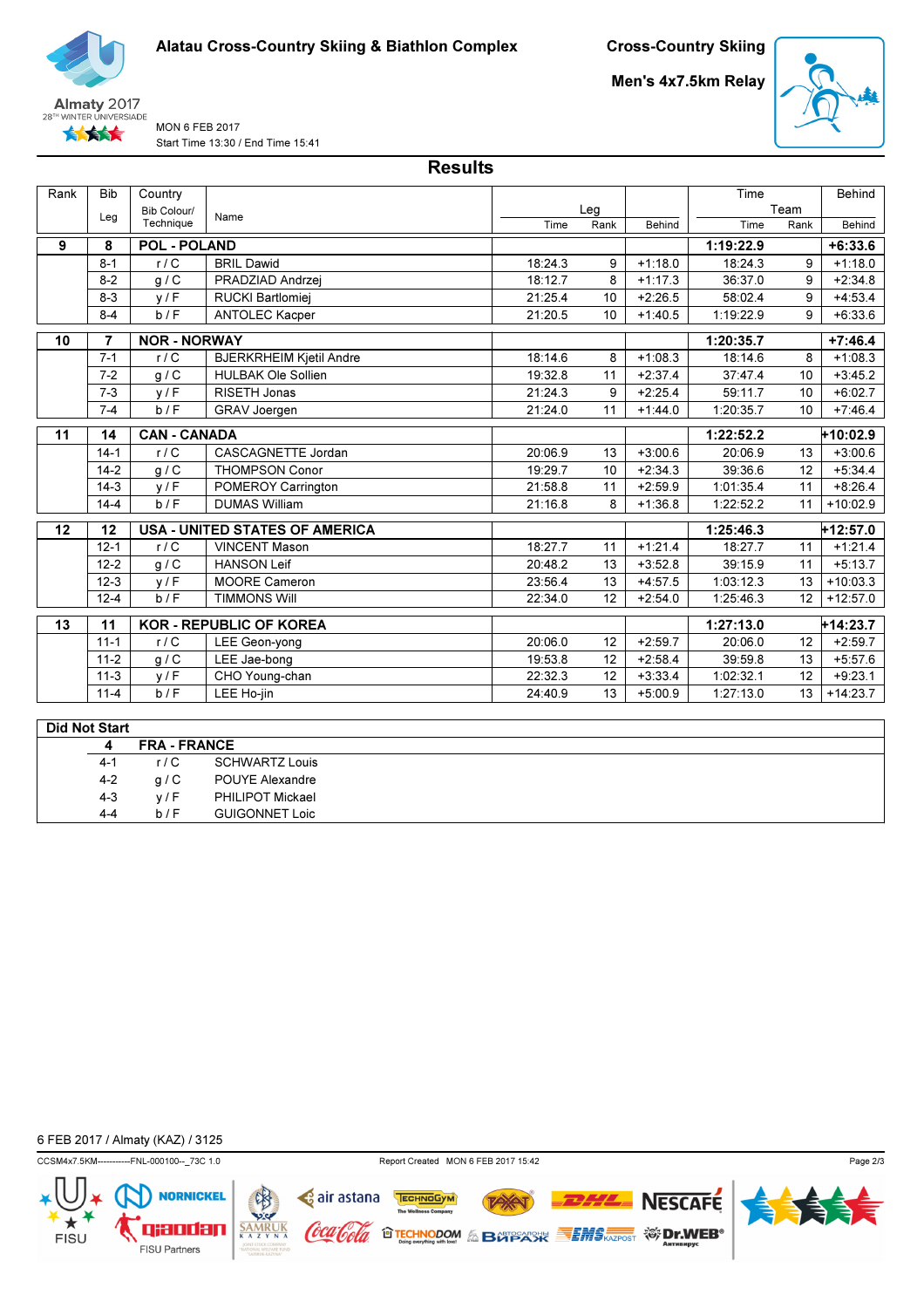Alatau Cross-Country Skiing & Biathlon Complex

**Cross-Country Skiing**

**Men's 4x7.5km Relay**

Almaty 2017
28TH WINTER UNIVERSIADE

MON 6 FEB 2017
Start Time 13:30 / End Time 15:41

## Results

| Rank | Bib / Leg | Country / Bib Colour/ Technique | Name | Leg Time | Leg Rank | Leg Behind | Team Time | Team Rank | Behind |
|---|---|---|---|---|---|---|---|---|---|
| **9** | **8** | **POL - POLAND** | | | | | **1:19:22.9** | | **+6:33.6** |
| | 8-1 | r / C | BRIL Dawid | 18:24.3 | 9 | +1:18.0 | 18:24.3 | 9 | +1:18.0 |
| | 8-2 | g / C | PRADZIAD Andrzej | 18:12.7 | 8 | +1:17.3 | 36:37.0 | 9 | +2:34.8 |
| | 8-3 | y / F | RUCKI Bartlomiej | 21:25.4 | 10 | +2:26.5 | 58:02.4 | 9 | +4:53.4 |
| | 8-4 | b / F | ANTOLEC Kacper | 21:20.5 | 10 | +1:40.5 | 1:19:22.9 | 9 | +6:33.6 |
| **10** | **7** | **NOR - NORWAY** | | | | | **1:20:35.7** | | **+7:46.4** |
| | 7-1 | r / C | BJERKRHEIM Kjetil Andre | 18:14.6 | 8 | +1:08.3 | 18:14.6 | 8 | +1:08.3 |
| | 7-2 | g / C | HULBAK Ole Sollien | 19:32.8 | 11 | +2:37.4 | 37:47.4 | 10 | +3:45.2 |
| | 7-3 | y / F | RISETH Jonas | 21:24.3 | 9 | +2:25.4 | 59:11.7 | 10 | +6:02.7 |
| | 7-4 | b / F | GRAV Joergen | 21:24.0 | 11 | +1:44.0 | 1:20:35.7 | 10 | +7:46.4 |
| **11** | **14** | **CAN - CANADA** | | | | | **1:22:52.2** | | **+10:02.9** |
| | 14-1 | r / C | CASCAGNETTE Jordan | 20:06.9 | 13 | +3:00.6 | 20:06.9 | 13 | +3:00.6 |
| | 14-2 | g / C | THOMPSON Conor | 19:29.7 | 10 | +2:34.3 | 39:36.6 | 12 | +5:34.4 |
| | 14-3 | y / F | POMEROY Carrington | 21:58.8 | 11 | +2:59.9 | 1:01:35.4 | 11 | +8:26.4 |
| | 14-4 | b / F | DUMAS William | 21:16.8 | 8 | +1:36.8 | 1:22:52.2 | 11 | +10:02.9 |
| **12** | **12** | **USA - UNITED STATES OF AMERICA** | | | | | **1:25:46.3** | | **+12:57.0** |
| | 12-1 | r / C | VINCENT Mason | 18:27.7 | 11 | +1:21.4 | 18:27.7 | 11 | +1:21.4 |
| | 12-2 | g / C | HANSON Leif | 20:48.2 | 13 | +3:52.8 | 39:15.9 | 11 | +5:13.7 |
| | 12-3 | y / F | MOORE Cameron | 23:56.4 | 13 | +4:57.5 | 1:03:12.3 | 13 | +10:03.3 |
| | 12-4 | b / F | TIMMONS Will | 22:34.0 | 12 | +2:54.0 | 1:25:46.3 | 12 | +12:57.0 |
| **13** | **11** | **KOR - REPUBLIC OF KOREA** | | | | | **1:27:13.0** | | **+14:23.7** |
| | 11-1 | r / C | LEE Geon-yong | 20:06.0 | 12 | +2:59.7 | 20:06.0 | 12 | +2:59.7 |
| | 11-2 | g / C | LEE Jae-bong | 19:53.8 | 12 | +2:58.4 | 39:59.8 | 13 | +5:57.6 |
| | 11-3 | y / F | CHO Young-chan | 22:32.3 | 12 | +3:33.4 | 1:02:32.1 | 12 | +9:23.1 |
| | 11-4 | b / F | LEE Ho-jin | 24:40.9 | 13 | +5:00.9 | 1:27:13.0 | 13 | +14:23.7 |

**Did Not Start**

| Bib / Leg | Country / Bib Colour/ Technique | Name |
|---|---|---|
| **4** | **FRA - FRANCE** | |
| 4-1 | r / C | SCHWARTZ Louis |
| 4-2 | g / C | POUYE Alexandre |
| 4-3 | y / F | PHILIPOT Mickael |
| 4-4 | b / F | GUIGONNET Loic |

6 FEB 2017 / Almaty (KAZ) / 3125

CCSM4x7.5KM-----------FNL-000100--_73C 1.0 Report Created MON 6 FEB 2017 15:42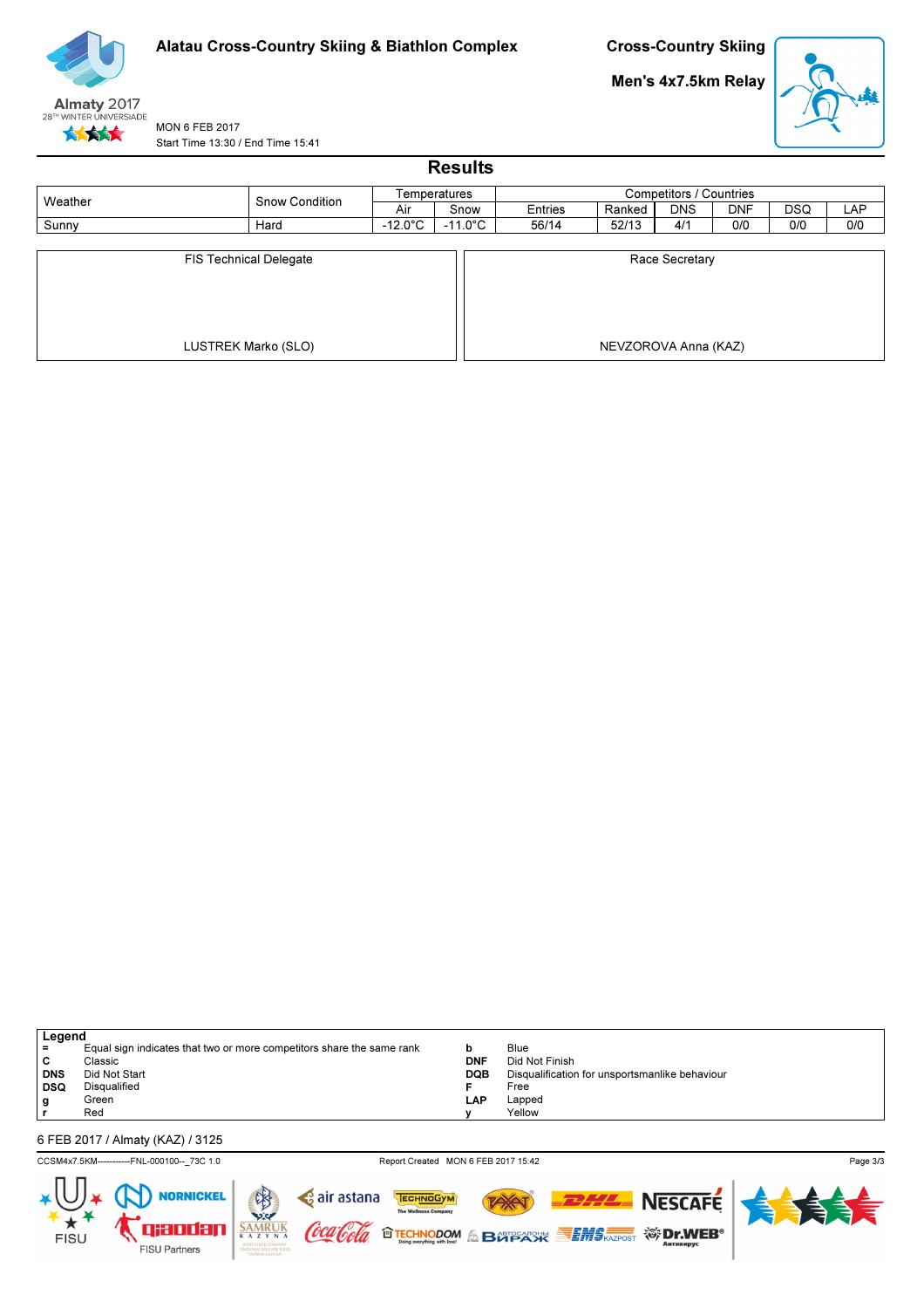**Alatau Cross-Country Skiing & Biathlon Complex**

**Cross-Country Skiing**

**Men's 4x7.5km Relay**

MON 6 FEB 2017
Start Time 13:30 / End Time 15:41

## Results

| Weather | Snow Condition | Temperatures | | Competitors / Countries | | | | | |
|---|---|---|---|---|---|---|---|---|---|
| | | Air | Snow | Entries | Ranked | DNS | DNF | DSQ | LAP |
| Sunny | Hard | -12.0°C | -11.0°C | 56/14 | 52/13 | 4/1 | 0/0 | 0/0 | 0/0 |

| FIS Technical Delegate | Race Secretary |
|---|---|
| LUSTREK Marko (SLO) | NEVZOROVA Anna (KAZ) |

**Legend**

| | | | |
|---|---|---|---|
| = | Equal sign indicates that two or more competitors share the same rank | b | Blue |
| C | Classic | DNF | Did Not Finish |
| DNS | Did Not Start | DQB | Disqualification for unsportsmanlike behaviour |
| DSQ | Disqualified | F | Free |
| g | Green | LAP | Lapped |
| r | Red | y | Yellow |

6 FEB 2017 / Almaty (KAZ) / 3125

CCSM4x7.5KM-----------FNL-000100--_73C 1.0 Report Created MON 6 FEB 2017 15:42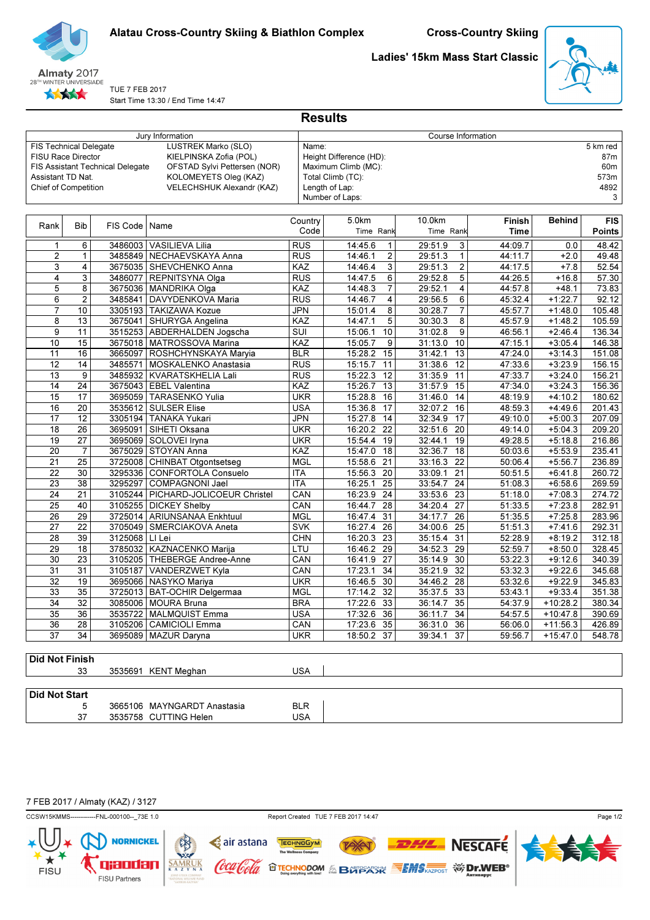# Alatau Cross-Country Skiing & Biathlon Complex

## Cross-Country Skiing

### Ladies' 15km Mass Start Classic

Almaty 2017
28TH WINTER UNIVERSIADE

TUE 7 FEB 2017
Start Time 13:30 / End Time 14:47

## Results

| Jury Information | |
|---|---|
| FIS Technical Delegate | LUSTREK Marko (SLO) |
| FISU Race Director | KIELPINSKA Zofia (POL) |
| FIS Assistant Technical Delegate | OFSTAD Sylvi Pettersen (NOR) |
| Assistant TD Nat. | KOLOMEYETS Oleg (KAZ) |
| Chief of Competition | VELECHSHUK Alexandr (KAZ) |

| Course Information | |
|---|---|
| Name: | 5 km red |
| Height Difference (HD): | 87m |
| Maximum Climb (MC): | 60m |
| Total Climb (TC): | 573m |
| Length of Lap: | 4892 |
| Number of Laps: | 3 |

| Rank | Bib | FIS Code | Name | Country Code | 5.0km Time | 5.0km Rank | 10.0km Time | 10.0km Rank | Finish Time | Behind | FIS Points |
|---|---|---|---|---|---|---|---|---|---|---|---|
| 1 | 6 | 3486003 | VASILIEVA Lilia | RUS | 14:45.6 | 1 | 29:51.9 | 3 | 44:09.7 | 0.0 | 48.42 |
| 2 | 1 | 3485849 | NECHAEVSKAYA Anna | RUS | 14:46.1 | 2 | 29:51.3 | 1 | 44:11.7 | +2.0 | 49.48 |
| 3 | 4 | 3675035 | SHEVCHENKO Anna | KAZ | 14:46.4 | 3 | 29:51.3 | 2 | 44:17.5 | +7.8 | 52.54 |
| 4 | 3 | 3486077 | REPNITSYNA Olga | RUS | 14:47.5 | 6 | 29:52.8 | 5 | 44:26.5 | +16.8 | 57.30 |
| 5 | 8 | 3675036 | MANDRIKA Olga | KAZ | 14:48.3 | 7 | 29:52.1 | 4 | 44:57.8 | +48.1 | 73.83 |
| 6 | 2 | 3485841 | DAVYDENKOVA Maria | RUS | 14:46.7 | 4 | 29:56.5 | 6 | 45:32.4 | +1:22.7 | 92.12 |
| 7 | 10 | 3305193 | TAKIZAWA Kozue | JPN | 15:01.4 | 8 | 30:28.7 | 7 | 45:57.7 | +1:48.0 | 105.48 |
| 8 | 13 | 3675041 | SHURYGA Angelina | KAZ | 14:47.1 | 5 | 30:30.3 | 8 | 45:57.9 | +1:48.2 | 105.59 |
| 9 | 11 | 3515253 | ABDERHALDEN Jogscha | SUI | 15:06.1 | 10 | 31:02.8 | 9 | 46:56.1 | +2:46.4 | 136.34 |
| 10 | 15 | 3675018 | MATROSSOVA Marina | KAZ | 15:05.7 | 9 | 31:13.0 | 10 | 47:15.1 | +3:05.4 | 146.38 |
| 11 | 16 | 3665097 | ROSHCHYNSKAYA Maryia | BLR | 15:28.2 | 15 | 31:42.1 | 13 | 47:24.0 | +3:14.3 | 151.08 |
| 12 | 14 | 3485571 | MOSKALENKO Anastasia | RUS | 15:15.7 | 11 | 31:38.6 | 12 | 47:33.6 | +3:23.9 | 156.15 |
| 13 | 9 | 3485932 | KVARATSKHELIA Lali | RUS | 15:22.3 | 12 | 31:35.9 | 11 | 47:33.7 | +3:24.0 | 156.21 |
| 14 | 24 | 3675043 | EBEL Valentina | KAZ | 15:26.7 | 13 | 31:57.9 | 15 | 47:34.0 | +3:24.3 | 156.36 |
| 15 | 17 | 3695059 | TARASENKO Yulia | UKR | 15:28.9 | 16 | 31:46.0 | 14 | 48:19.9 | +4:10.2 | 180.62 |
| 16 | 20 | 3535612 | SULSER Elise | USA | 15:36.8 | 17 | 32:07.2 | 16 | 48:59.3 | +4:49.6 | 201.43 |
| 17 | 12 | 3305194 | TANAKA Yukari | JPN | 15:27.8 | 14 | 32:34.9 | 17 | 49:10.0 | +5:00.3 | 207.09 |
| 18 | 26 | 3695091 | SIHETI Oksana | UKR | 16:20.2 | 22 | 32:51.6 | 20 | 49:14.0 | +5:04.3 | 209.20 |
| 19 | 27 | 3695069 | SOLOVEI Iryna | UKR | 15:54.4 | 19 | 32:44.1 | 19 | 49:28.5 | +5:18.8 | 216.86 |
| 20 | 7 | 3675029 | STOYAN Anna | KAZ | 15:47.0 | 18 | 32:36.7 | 18 | 50:03.6 | +5:53.9 | 235.41 |
| 21 | 25 | 3725008 | CHINBAT Otgontsetseg | MGL | 15:58.6 | 21 | 33:16.3 | 22 | 50:06.4 | +5:56.7 | 236.89 |
| 22 | 30 | 3295336 | CONFORTOLA Consuelo | ITA | 15:56.3 | 20 | 33:09.1 | 21 | 50:51.5 | +6:41.8 | 260.72 |
| 23 | 38 | 3295297 | COMPAGNONI Jael | ITA | 16:25.1 | 25 | 33:54.7 | 24 | 51:08.3 | +6:58.6 | 269.59 |
| 24 | 21 | 3105244 | PICHARD-JOLICOEUR Christel | CAN | 16:23.9 | 24 | 33:53.6 | 23 | 51:18.0 | +7:08.3 | 274.72 |
| 25 | 40 | 3105255 | DICKEY Shelby | CAN | 16:44.7 | 28 | 34:20.4 | 27 | 51:33.5 | +7:23.8 | 282.91 |
| 26 | 29 | 3725014 | ARIUNSANAA Enkhtuul | MGL | 16:47.4 | 31 | 34:17.7 | 26 | 51:35.5 | +7:25.8 | 283.96 |
| 27 | 22 | 3705049 | SMERCIAKOVA Aneta | SVK | 16:27.4 | 26 | 34:00.6 | 25 | 51:51.3 | +7:41.6 | 292.31 |
| 28 | 39 | 3125068 | LI Lei | CHN | 16:20.3 | 23 | 35:15.4 | 31 | 52:28.9 | +8:19.2 | 312.18 |
| 29 | 18 | 3785032 | KAZNACENKO Marija | LTU | 16:46.2 | 29 | 34:52.3 | 29 | 52:59.7 | +8:50.0 | 328.45 |
| 30 | 23 | 3105205 | THEBERGE Andree-Anne | CAN | 16:41.9 | 27 | 35:14.9 | 30 | 53:22.3 | +9:12.6 | 340.39 |
| 31 | 31 | 3105187 | VANDERZWET Kyla | CAN | 17:23.1 | 34 | 35:21.9 | 32 | 53:32.3 | +9:22.6 | 345.68 |
| 32 | 19 | 3695066 | NASYKO Mariya | UKR | 16:46.5 | 30 | 34:46.2 | 28 | 53:32.6 | +9:22.9 | 345.83 |
| 33 | 35 | 3725013 | BAT-OCHIR Delgermaa | MGL | 17:14.2 | 32 | 35:37.5 | 33 | 53:43.1 | +9:33.4 | 351.38 |
| 34 | 32 | 3085006 | MOURA Bruna | BRA | 17:22.6 | 33 | 36:14.7 | 35 | 54:37.9 | +10:28.2 | 380.34 |
| 35 | 36 | 3535722 | MALMQUIST Emma | USA | 17:32.6 | 36 | 36:11.7 | 34 | 54:57.5 | +10:47.8 | 390.69 |
| 36 | 28 | 3105206 | CAMICIOLI Emma | CAN | 17:23.6 | 35 | 36:31.0 | 36 | 56:06.0 | +11:56.3 | 426.89 |
| 37 | 34 | 3695089 | MAZUR Daryna | UKR | 18:50.2 | 37 | 39:34.1 | 37 | 59:56.7 | +15:47.0 | 548.78 |

**Did Not Finish**

| Bib | FIS Code | Name | Country Code |
|---|---|---|---|
| 33 | 3535691 | KENT Meghan | USA |

**Did Not Start**

| Bib | FIS Code | Name | Country Code |
|---|---|---|---|
| 5 | 3665106 | MAYNGARDT Anastasia | BLR |
| 37 | 3535758 | CUTTING Helen | USA |

7 FEB 2017 / Almaty (KAZ) / 3127

CCSW15KMMS------------FNL-000100--_73E 1.0 Report Created TUE 7 FEB 2017 14:47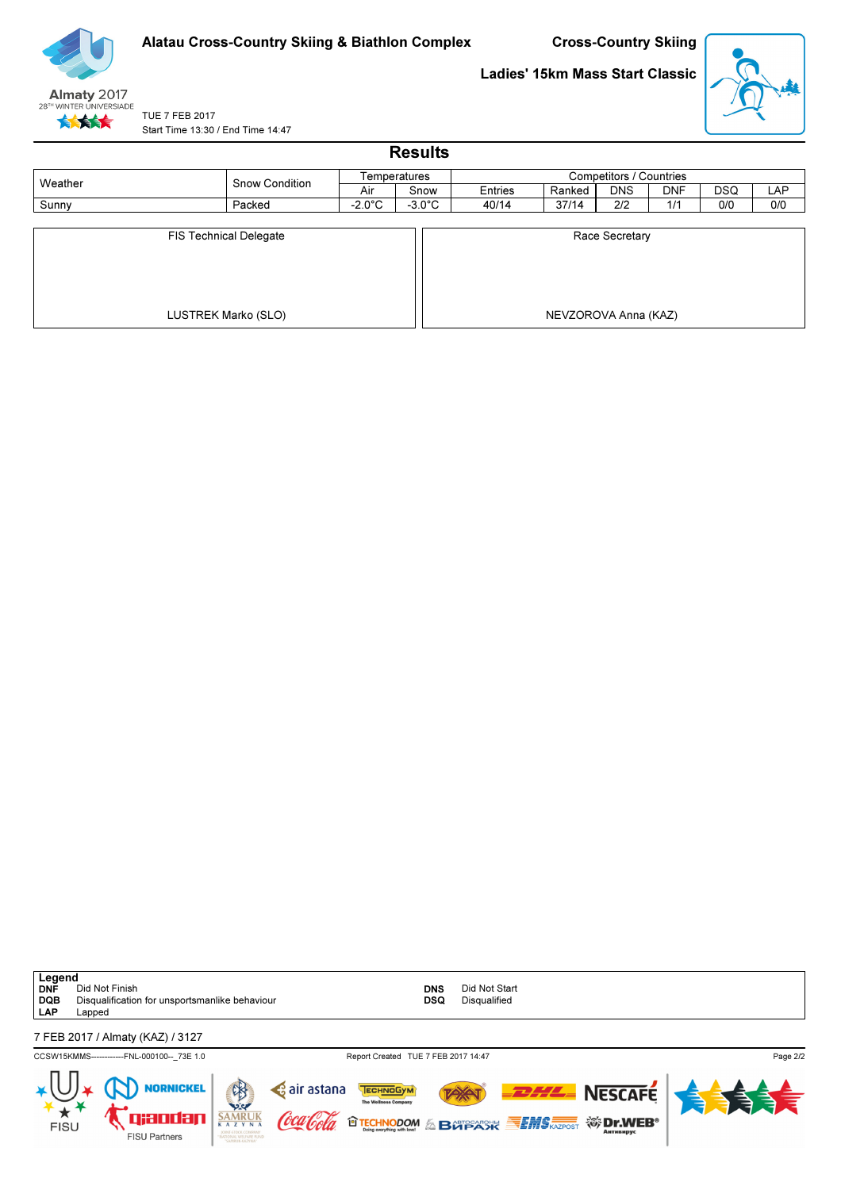# Alatau Cross-Country Skiing & Biathlon Complex

## Cross-Country Skiing

## Ladies' 15km Mass Start Classic

TUE 7 FEB 2017
Start Time 13:30 / End Time 14:47

## Results

| Weather | Snow Condition | Temperatures | | Competitors / Countries | | | | | |
|---|---|---|---|---|---|---|---|---|---|
| | | Air | Snow | Entries | Ranked | DNS | DNF | DSQ | LAP |
| Sunny | Packed | -2.0°C | -3.0°C | 40/14 | 37/14 | 2/2 | 1/1 | 0/0 | 0/0 |

| FIS Technical Delegate | Race Secretary |
|---|---|
| LUSTREK Marko (SLO) | NEVZOROVA Anna (KAZ) |

**Legend**

| | | | |
|---|---|---|---|
| **DNF** | Did Not Finish | **DNS** | Did Not Start |
| **DQB** | Disqualification for unsportsmanlike behaviour | **DSQ** | Disqualified |
| **LAP** | Lapped | | |

7 FEB 2017 / Almaty (KAZ) / 3127

CCSW15KMMS------------FNL-000100--_73E 1.0 Report Created TUE 7 FEB 2017 14:47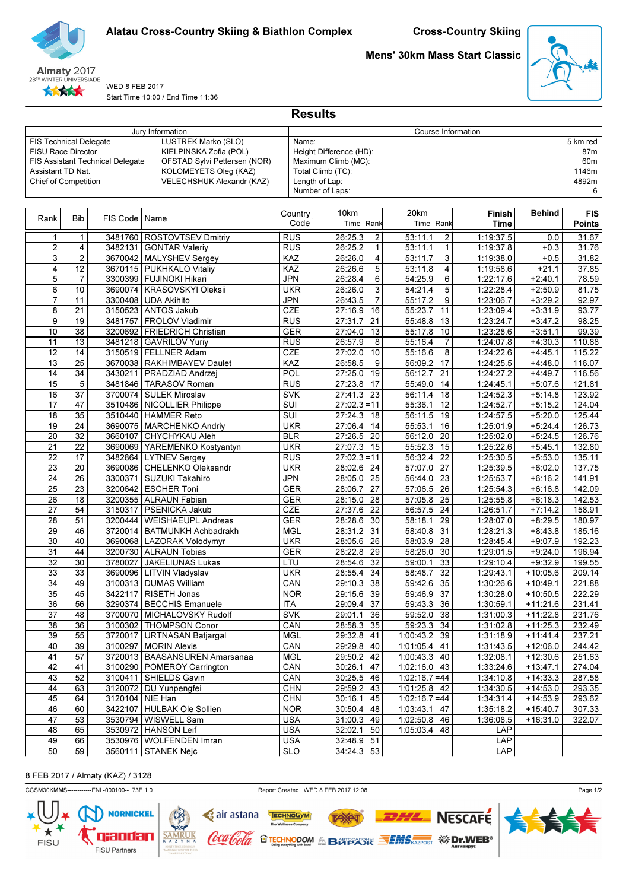# Alatau Cross-Country Skiing & Biathlon Complex

## Cross-Country Skiing

## Mens' 30km Mass Start Classic

Almaty 2017
28TH WINTER UNIVERSIADE

WED 8 FEB 2017
Start Time 10:00 / End Time 11:36

# Results

| Jury Information | | Course Information | |
|---|---|---|---|
| FIS Technical Delegate | LUSTREK Marko (SLO) | Name: | 5 km red |
| FISU Race Director | KIELPINSKA Zofia (POL) | Height Difference (HD): | 87m |
| FIS Assistant Technical Delegate | OFSTAD Sylvi Pettersen (NOR) | Maximum Climb (MC): | 60m |
| Assistant TD Nat. | KOLOMEYETS Oleg (KAZ) | Total Climb (TC): | 1146m |
| Chief of Competition | VELECHSHUK Alexandr (KAZ) | Length of Lap: | 4892m |
| | | Number of Laps: | 6 |

| Rank | Bib | FIS Code | Name | Country Code | 10km Time | 10km Rank | 20km Time | 20km Rank | Finish Time | Behind | FIS Points |
|---|---|---|---|---|---|---|---|---|---|---|---|
| 1 | 1 | 3481760 | ROSTOVTSEV Dmitriy | RUS | 26:25.3 | 2 | 53:11.1 | 2 | 1:19:37.5 | 0.0 | 31.67 |
| 2 | 4 | 3482131 | GONTAR Valeriy | RUS | 26:25.2 | 1 | 53:11.1 | 1 | 1:19:37.8 | +0.3 | 31.76 |
| 3 | 2 | 3670042 | MALYSHEV Sergey | KAZ | 26:26.0 | 4 | 53:11.7 | 3 | 1:19:38.0 | +0.5 | 31.82 |
| 4 | 12 | 3670115 | PUKHKALO Vitaliy | KAZ | 26:26.6 | 5 | 53:11.8 | 4 | 1:19:58.6 | +21.1 | 37.85 |
| 5 | 7 | 3300399 | FUJINOKI Hikari | JPN | 26:28.4 | 6 | 54:25.9 | 6 | 1:22:17.6 | +2:40.1 | 78.59 |
| 6 | 10 | 3690074 | KRASOVSKYI Oleksii | UKR | 26:26.0 | 3 | 54:21.4 | 5 | 1:22:28.4 | +2:50.9 | 81.75 |
| 7 | 11 | 3300408 | UDA Akihito | JPN | 26:43.5 | 7 | 55:17.2 | 9 | 1:23:06.7 | +3:29.2 | 92.97 |
| 8 | 21 | 3150523 | ANTOS Jakub | CZE | 27:16.9 | 16 | 55:23.7 | 11 | 1:23:09.4 | +3:31.9 | 93.77 |
| 9 | 19 | 3481757 | FROLOV Vladimir | RUS | 27:31.7 | 21 | 55:48.8 | 13 | 1:23:24.7 | +3:47.2 | 98.25 |
| 10 | 38 | 3200692 | FRIEDRICH Christian | GER | 27:04.0 | 13 | 55:17.8 | 10 | 1:23:28.6 | +3:51.1 | 99.39 |
| 11 | 13 | 3481218 | GAVRILOV Yuriy | RUS | 26:57.9 | 8 | 55:16.4 | 7 | 1:24:07.8 | +4:30.3 | 110.88 |
| 12 | 14 | 3150519 | FELLNER Adam | CZE | 27:02.0 | 10 | 55:16.6 | 8 | 1:24:22.6 | +4:45.1 | 115.22 |
| 13 | 25 | 3670038 | RAKHIMBAYEV Daulet | KAZ | 26:58.5 | 9 | 56:09.2 | 17 | 1:24:25.5 | +4:48.0 | 116.07 |
| 14 | 34 | 3430211 | PRADZIAD Andrzej | POL | 27:25.0 | 19 | 56:12.7 | 21 | 1:24:27.2 | +4:49.7 | 116.56 |
| 15 | 5 | 3481846 | TARASOV Roman | RUS | 27:23.8 | 17 | 55:49.0 | 14 | 1:24:45.1 | +5:07.6 | 121.81 |
| 16 | 37 | 3700074 | SULEK Miroslav | SVK | 27:41.3 | 23 | 56:11.4 | 18 | 1:24:52.3 | +5:14.8 | 123.92 |
| 17 | 47 | 3510486 | NICOLLIER Philippe | SUI | 27:02.3 | =11 | 55:36.1 | 12 | 1:24:52.7 | +5:15.2 | 124.04 |
| 18 | 35 | 3510440 | HAMMER Reto | SUI | 27:24.3 | 18 | 56:11.5 | 19 | 1:24:57.5 | +5:20.0 | 125.44 |
| 19 | 24 | 3690075 | MARCHENKO Andriy | UKR | 27:06.4 | 14 | 55:53.1 | 16 | 1:25:01.9 | +5:24.4 | 126.73 |
| 20 | 32 | 3660107 | CHYCHYKAU Aleh | BLR | 27:26.5 | 20 | 56:12.0 | 20 | 1:25:02.0 | +5:24.5 | 126.76 |
| 21 | 22 | 3690069 | YAREMENKO Kostyantyn | UKR | 27:07.3 | 15 | 55:52.3 | 15 | 1:25:22.6 | +5:45.1 | 132.80 |
| 22 | 17 | 3482864 | LYTNEV Sergey | RUS | 27:02.3 | =11 | 56:32.4 | 22 | 1:25:30.5 | +5:53.0 | 135.11 |
| 23 | 20 | 3690086 | CHELENKO Oleksandr | UKR | 28:02.6 | 24 | 57:07.0 | 27 | 1:25:39.5 | +6:02.0 | 137.75 |
| 24 | 26 | 3300371 | SUZUKI Takahiro | JPN | 28:05.0 | 25 | 56:44.0 | 23 | 1:25:53.7 | +6:16.2 | 141.91 |
| 25 | 23 | 3200642 | ESCHER Toni | GER | 28:06.7 | 27 | 57:06.5 | 26 | 1:25:54.3 | +6:16.8 | 142.09 |
| 26 | 18 | 3200355 | ALRAUN Fabian | GER | 28:15.0 | 28 | 57:05.8 | 25 | 1:25:55.8 | +6:18.3 | 142.53 |
| 27 | 54 | 3150317 | PSENICKA Jakub | CZE | 27:37.6 | 22 | 56:57.5 | 24 | 1:26:51.7 | +7:14.2 | 158.91 |
| 28 | 51 | 3200444 | WEISHAEUPL Andreas | GER | 28:28.6 | 30 | 58:18.1 | 29 | 1:28:07.0 | +8:29.5 | 180.97 |
| 29 | 46 | 3720014 | BATMUNKH Achbadrakh | MGL | 28:31.2 | 31 | 58:40.8 | 31 | 1:28:21.3 | +8:43.8 | 185.16 |
| 30 | 40 | 3690068 | LAZORAK Volodymyr | UKR | 28:05.6 | 26 | 58:03.9 | 28 | 1:28:45.4 | +9:07.9 | 192.23 |
| 31 | 44 | 3200730 | ALRAUN Tobias | GER | 28:22.8 | 29 | 58:26.0 | 30 | 1:29:01.5 | +9:24.0 | 196.94 |
| 32 | 30 | 3780027 | JAKELIUNAS Lukas | LTU | 28:54.6 | 32 | 59:00.1 | 33 | 1:29:10.4 | +9:32.9 | 199.55 |
| 33 | 33 | 3690096 | LITVIN Vladyslav | UKR | 28:55.4 | 34 | 58:48.7 | 32 | 1:29:43.1 | +10:05.6 | 209.14 |
| 34 | 49 | 3100313 | DUMAS William | CAN | 29:10.3 | 38 | 59:42.6 | 35 | 1:30:26.6 | +10:49.1 | 221.88 |
| 35 | 45 | 3422117 | RISETH Jonas | NOR | 29:15.6 | 39 | 59:46.9 | 37 | 1:30:28.0 | +10:50.5 | 222.29 |
| 36 | 56 | 3290374 | BECCHIS Emanuele | ITA | 29:09.4 | 37 | 59:43.3 | 36 | 1:30:59.1 | +11:21.6 | 231.41 |
| 37 | 48 | 3700070 | MICHALOVSKY Rudolf | SVK | 29:01.1 | 36 | 59:52.0 | 38 | 1:31:00.3 | +11:22.8 | 231.76 |
| 38 | 36 | 3100302 | THOMPSON Conor | CAN | 28:58.3 | 35 | 59:23.3 | 34 | 1:31:02.8 | +11:25.3 | 232.49 |
| 39 | 55 | 3720017 | URTNASAN Batjargal | MGL | 29:32.8 | 41 | 1:00:43.2 | 39 | 1:31:18.9 | +11:41.4 | 237.21 |
| 40 | 39 | 3100297 | MORIN Alexis | CAN | 29:29.8 | 40 | 1:01:05.4 | 41 | 1:31:43.5 | +12:06.0 | 244.42 |
| 41 | 57 | 3720013 | BAASANSUREN Amarsanaa | MGL | 29:50.2 | 42 | 1:00:43.3 | 40 | 1:32:08.1 | +12:30.6 | 251.63 |
| 42 | 41 | 3100290 | POMEROY Carrington | CAN | 30:26.1 | 47 | 1:02:16.0 | 43 | 1:33:24.6 | +13:47.1 | 274.04 |
| 43 | 52 | 3100411 | SHIELDS Gavin | CAN | 30:25.5 | 46 | 1:02:16.7 | =44 | 1:34:10.8 | +14:33.3 | 287.58 |
| 44 | 63 | 3120072 | DU Yunpengfei | CHN | 29:59.2 | 43 | 1:01:25.8 | 42 | 1:34:30.5 | +14:53.0 | 293.35 |
| 45 | 64 | 3120104 | NIE Han | CHN | 30:16.1 | 45 | 1:02:16.7 | =44 | 1:34:31.4 | +14:53.9 | 293.62 |
| 46 | 60 | 3422107 | HULBAK Ole Sollien | NOR | 30:50.4 | 48 | 1:03:43.1 | 47 | 1:35:18.2 | +15:40.7 | 307.33 |
| 47 | 53 | 3530794 | WISWELL Sam | USA | 31:00.3 | 49 | 1:02:50.8 | 46 | 1:36:08.5 | +16:31.0 | 322.07 |
| 48 | 65 | 3530972 | HANSON Leif | USA | 32:02.1 | 50 | 1:05:03.4 | 48 | LAP | | |
| 49 | 66 | 3530976 | WOLFENDEN Imran | USA | 32:48.9 | 51 | | | LAP | | |
| 50 | 59 | 3560111 | STANEK Nejc | SLO | 34:24.3 | 53 | | | LAP | | |

8 FEB 2017 / Almaty (KAZ) / 3128

CCSM30KMMS------------FNL-000100--_73E 1.0    Report Created WED 8 FEB 2017 12:08

FISU Partners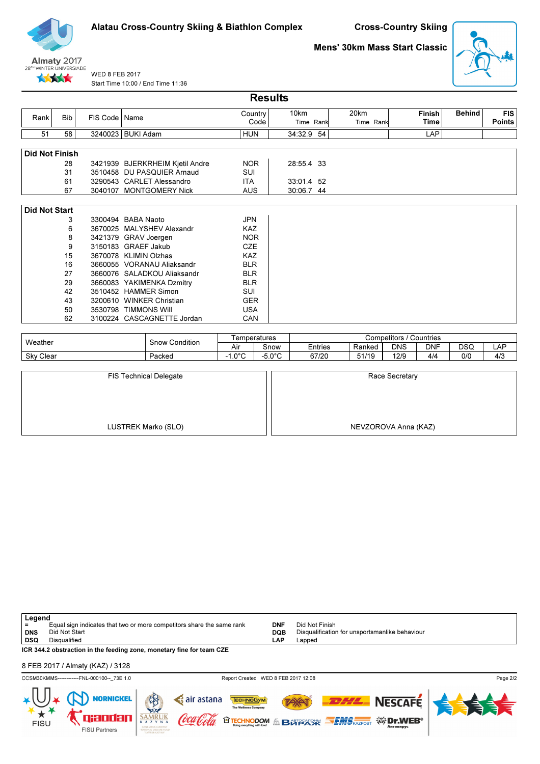Alatau Cross-Country Skiing & Biathlon Complex

Cross-Country Skiing

**Mens' 30km Mass Start Classic**

WED 8 FEB 2017
Start Time 10:00 / End Time 11:36

## Results

| Rank | Bib | FIS Code | Name | Country Code | 10km Time | 10km Rank | 20km Time | 20km Rank | Finish Time | Behind | FIS Points |
|---|---|---|---|---|---|---|---|---|---|---|---|
| 51 | 58 | 3240023 | BUKI Adam | HUN | 34:32.9 | 54 | | | LAP | | |

**Did Not Finish**

| Bib | FIS Code | Name | Country Code | 10km Time | 10km Rank |
|---|---|---|---|---|---|
| 28 | 3421939 | BJERKRHEIM Kjetil Andre | NOR | 28:55.4 | 33 |
| 31 | 3510458 | DU PASQUIER Arnaud | SUI | | |
| 61 | 3290543 | CARLET Alessandro | ITA | 33:01.4 | 52 |
| 67 | 3040107 | MONTGOMERY Nick | AUS | 30:06.7 | 44 |

**Did Not Start**

| Bib | FIS Code | Name | Country Code |
|---|---|---|---|
| 3 | 3300494 | BABA Naoto | JPN |
| 6 | 3670025 | MALYSHEV Alexandr | KAZ |
| 8 | 3421379 | GRAV Joergen | NOR |
| 9 | 3150183 | GRAEF Jakub | CZE |
| 15 | 3670078 | KLIMIN Olzhas | KAZ |
| 16 | 3660055 | VORANAU Aliaksandr | BLR |
| 27 | 3660076 | SALADKOU Aliaksandr | BLR |
| 29 | 3660083 | YAKIMENKA Dzmitry | BLR |
| 42 | 3510452 | HAMMER Simon | SUI |
| 43 | 3200610 | WINKER Christian | GER |
| 50 | 3530798 | TIMMONS Will | USA |
| 62 | 3100224 | CASCAGNETTE Jordan | CAN |

| Weather | Snow Condition | Temperatures | | Competitors / Countries | | | | | |
|---|---|---|---|---|---|---|---|---|---|
| | | Air | Snow | Entries | Ranked | DNS | DNF | DSQ | LAP |
| Sky Clear | Packed | -1.0°C | -5.0°C | 67/20 | 51/19 | 12/9 | 4/4 | 0/0 | 4/3 |

| FIS Technical Delegate | Race Secretary |
|---|---|
| LUSTREK Marko (SLO) | NEVZOROVA Anna (KAZ) |

**Legend**

- **=** Equal sign indicates that two or more competitors share the same rank
- **DNS** Did Not Start
- **DSQ** Disqualified
- **DNF** Did Not Finish
- **DQB** Disqualification for unsportsmanlike behaviour
- **LAP** Lapped

**ICR 344.2 obstraction in the feeding zone, monetary fine for team CZE**

8 FEB 2017 / Almaty (KAZ) / 3128

CCSM30KMMS------------FNL-000100--_73E 1.0 Report Created WED 8 FEB 2017 12:08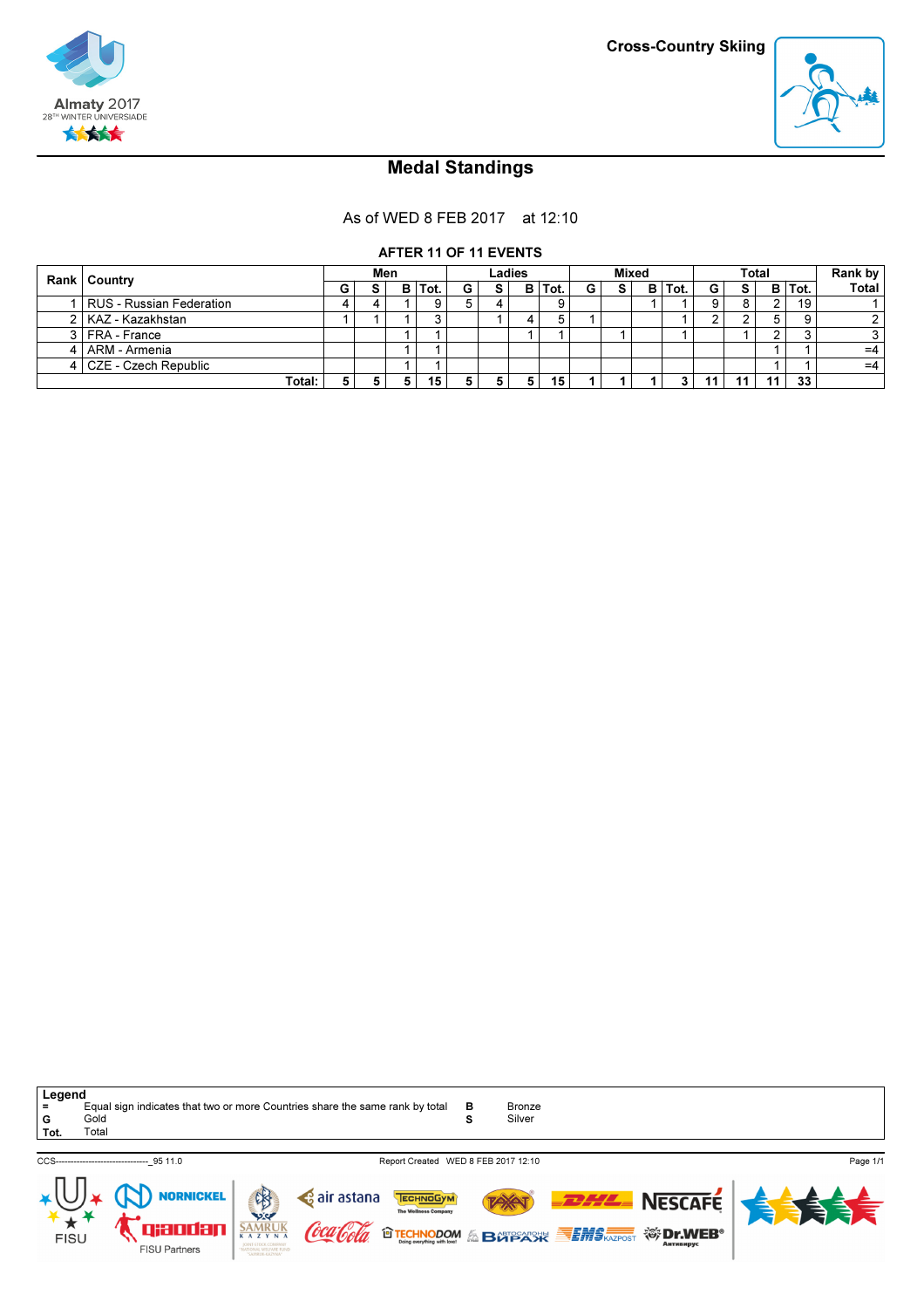Cross-Country Skiing

## Medal Standings

As of WED 8 FEB 2017 at 12:10

### AFTER 11 OF 11 EVENTS

| Rank | Country | Men | | | | Ladies | | | | Mixed | | | | Total | | | | Rank by Total |
|---|---|---|---|---|---|---|---|---|---|---|---|---|---|---|---|---|---|---|
| | | G | S | B | Tot. | G | S | B | Tot. | G | S | B | Tot. | G | S | B | Tot. | |
| 1 | RUS - Russian Federation | 4 | 4 | 1 | 9 | 5 | 4 | | 9 | | | 1 | 1 | 9 | 8 | 2 | 19 | 1 |
| 2 | KAZ - Kazakhstan | 1 | 1 | 1 | 3 | | 1 | 4 | 5 | 1 | | | 1 | 2 | 2 | 5 | 9 | 2 |
| 3 | FRA - France | | | 1 | 1 | | | 1 | 1 | | 1 | | 1 | | 1 | 2 | 3 | 3 |
| 4 | ARM - Armenia | | | 1 | 1 | | | | | | | | | | | 1 | 1 | =4 |
| 4 | CZE - Czech Republic | | | 1 | 1 | | | | | | | | | | | 1 | 1 | =4 |
| | Total: | 5 | 5 | 5 | 15 | 5 | 5 | 5 | 15 | 1 | 1 | 1 | 3 | 11 | 11 | 11 | 33 | |

**Legend**

= Equal sign indicates that two or more Countries share the same rank by total
G Gold
Tot. Total
B Bronze
S Silver

CCS--------------------------------_95 11.0 Report Created WED 8 FEB 2017 12:10